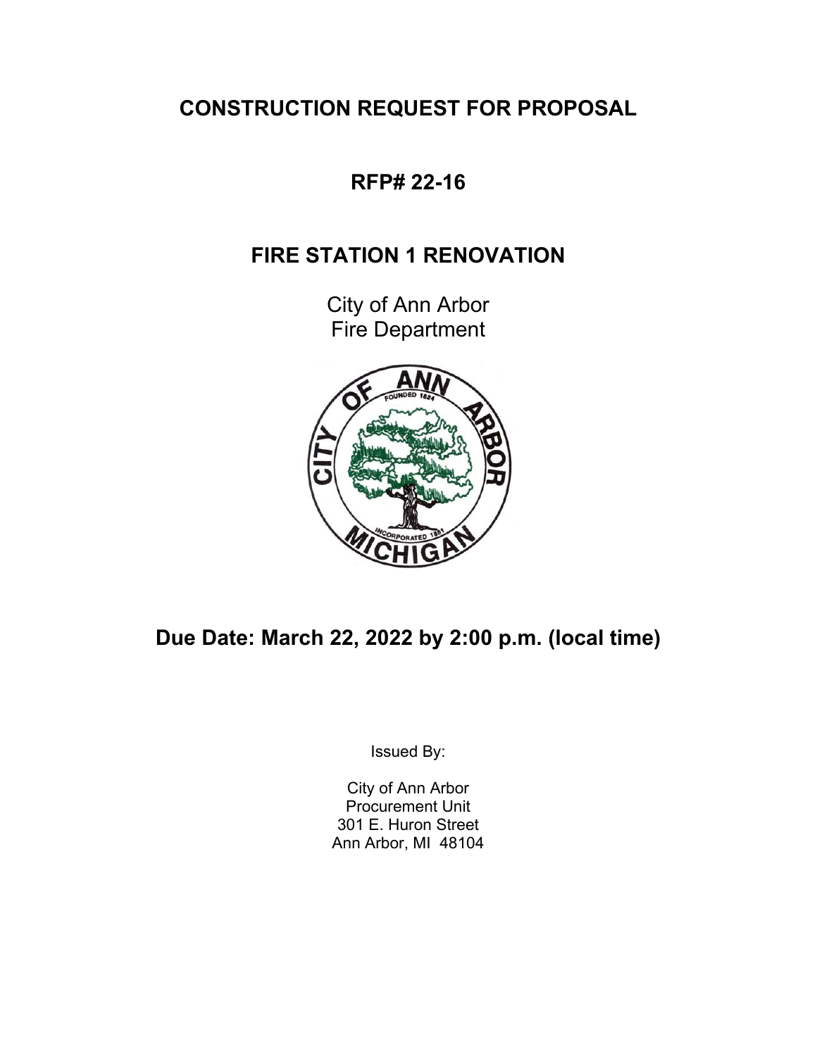# CONSTRUCTION REQUEST FOR PROPOSAL

## RFP# 22-16

## FIRE STATION 1 RENOVATION

City of Ann Arbor
Fire Department

**Due Date: March 22, 2022 by 2:00 p.m. (local time)**

Issued By:

City of Ann Arbor
Procurement Unit
301 E. Huron Street
Ann Arbor, MI 48104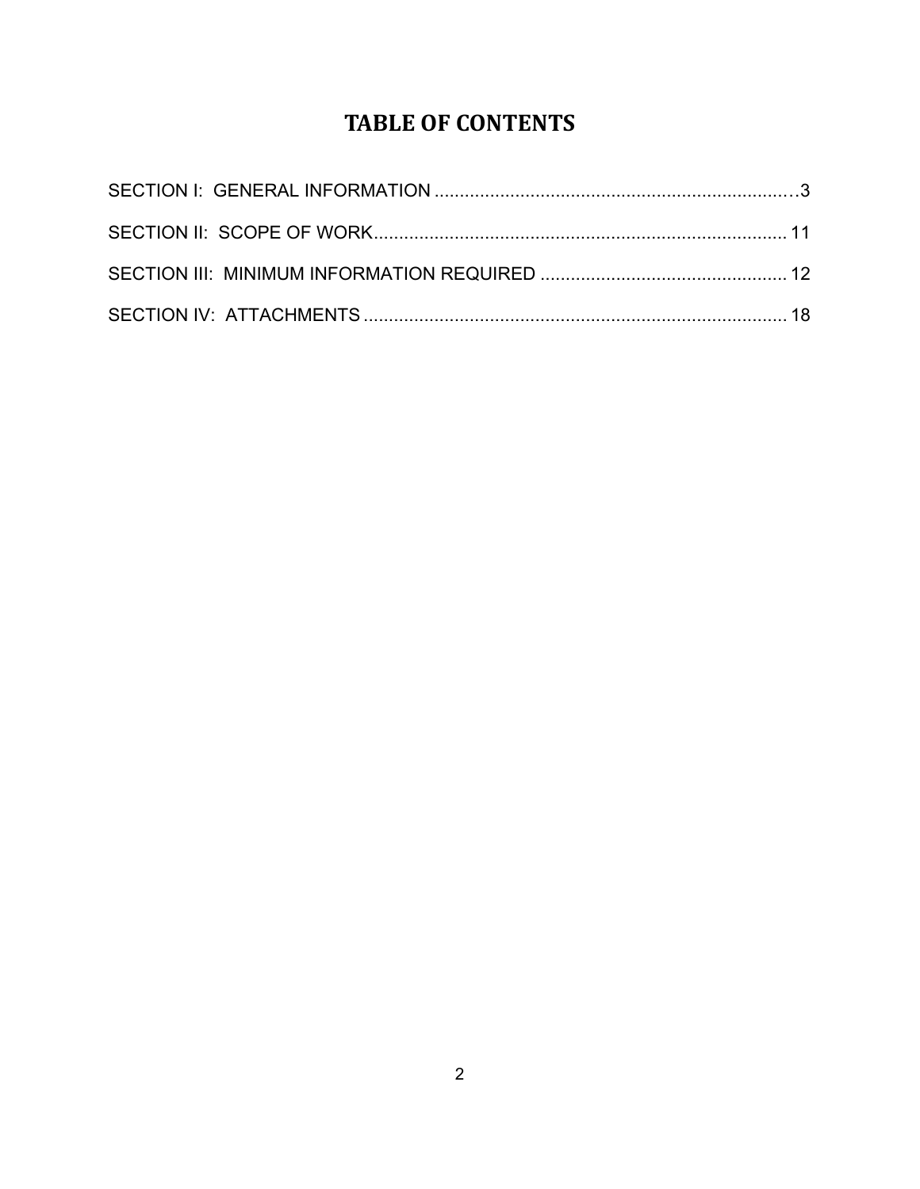# TABLE OF CONTENTS

SECTION I: GENERAL INFORMATION ........................................................................ 3

SECTION II: SCOPE OF WORK.................................................................................. 11

SECTION III: MINIMUM INFORMATION REQUIRED ................................................. 12

SECTION IV: ATTACHMENTS .................................................................................... 18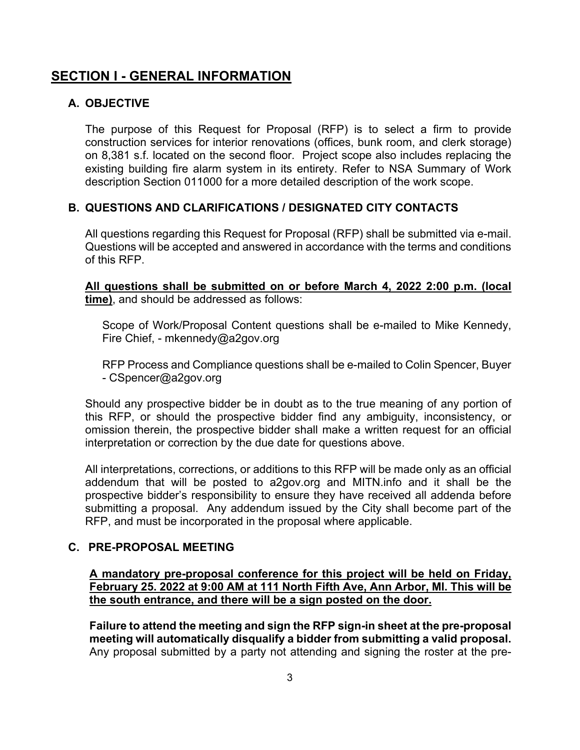# SECTION I - GENERAL INFORMATION

## A. OBJECTIVE

The purpose of this Request for Proposal (RFP) is to select a firm to provide construction services for interior renovations (offices, bunk room, and clerk storage) on 8,381 s.f. located on the second floor. Project scope also includes replacing the existing building fire alarm system in its entirety. Refer to NSA Summary of Work description Section 011000 for a more detailed description of the work scope.

## B. QUESTIONS AND CLARIFICATIONS / DESIGNATED CITY CONTACTS

All questions regarding this Request for Proposal (RFP) shall be submitted via e-mail. Questions will be accepted and answered in accordance with the terms and conditions of this RFP.

**All questions shall be submitted on or before March 4, 2022 2:00 p.m. (local time)**, and should be addressed as follows:

Scope of Work/Proposal Content questions shall be e-mailed to Mike Kennedy, Fire Chief, - mkennedy@a2gov.org

RFP Process and Compliance questions shall be e-mailed to Colin Spencer, Buyer - CSpencer@a2gov.org

Should any prospective bidder be in doubt as to the true meaning of any portion of this RFP, or should the prospective bidder find any ambiguity, inconsistency, or omission therein, the prospective bidder shall make a written request for an official interpretation or correction by the due date for questions above.

All interpretations, corrections, or additions to this RFP will be made only as an official addendum that will be posted to a2gov.org and MITN.info and it shall be the prospective bidder's responsibility to ensure they have received all addenda before submitting a proposal. Any addendum issued by the City shall become part of the RFP, and must be incorporated in the proposal where applicable.

## C. PRE-PROPOSAL MEETING

**A mandatory pre-proposal conference for this project will be held on Friday, February 25. 2022 at 9:00 AM at 111 North Fifth Ave, Ann Arbor, MI. This will be the south entrance, and there will be a sign posted on the door.**

**Failure to attend the meeting and sign the RFP sign-in sheet at the pre-proposal meeting will automatically disqualify a bidder from submitting a valid proposal.** Any proposal submitted by a party not attending and signing the roster at the pre-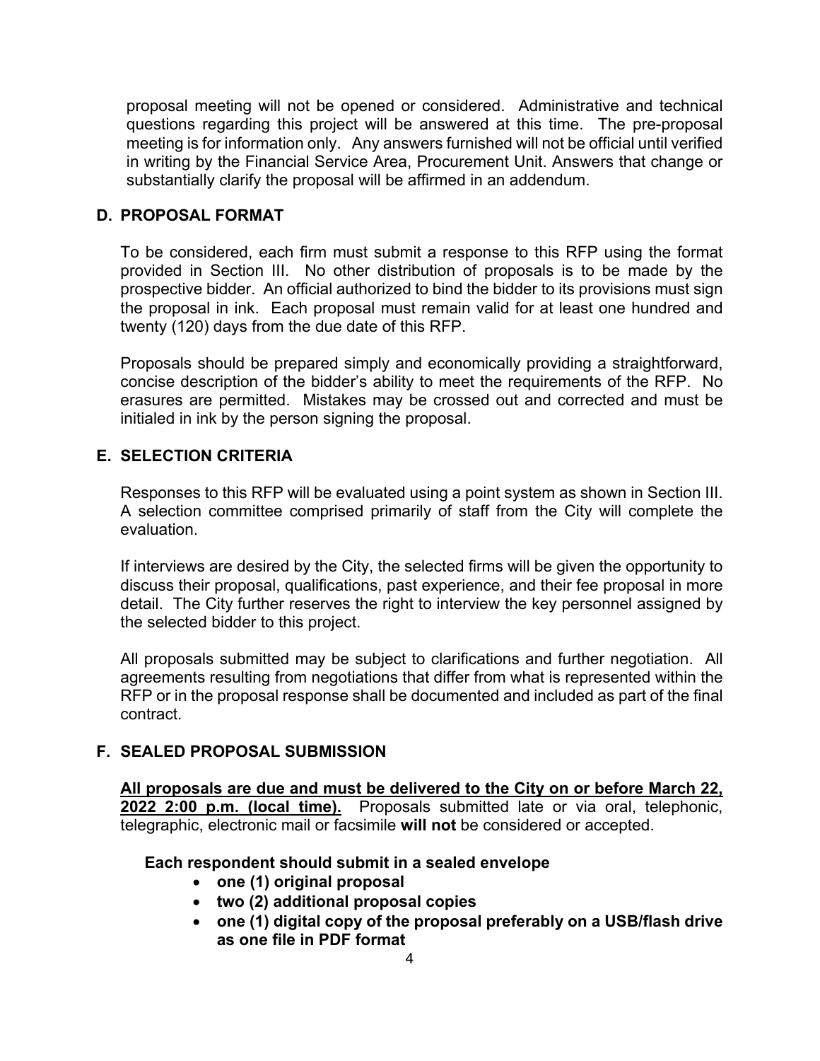proposal meeting will not be opened or considered. Administrative and technical questions regarding this project will be answered at this time. The pre-proposal meeting is for information only. Any answers furnished will not be official until verified in writing by the Financial Service Area, Procurement Unit. Answers that change or substantially clarify the proposal will be affirmed in an addendum.

## D. PROPOSAL FORMAT

To be considered, each firm must submit a response to this RFP using the format provided in Section III. No other distribution of proposals is to be made by the prospective bidder. An official authorized to bind the bidder to its provisions must sign the proposal in ink. Each proposal must remain valid for at least one hundred and twenty (120) days from the due date of this RFP.

Proposals should be prepared simply and economically providing a straightforward, concise description of the bidder's ability to meet the requirements of the RFP. No erasures are permitted. Mistakes may be crossed out and corrected and must be initialed in ink by the person signing the proposal.

## E. SELECTION CRITERIA

Responses to this RFP will be evaluated using a point system as shown in Section III. A selection committee comprised primarily of staff from the City will complete the evaluation.

If interviews are desired by the City, the selected firms will be given the opportunity to discuss their proposal, qualifications, past experience, and their fee proposal in more detail. The City further reserves the right to interview the key personnel assigned by the selected bidder to this project.

All proposals submitted may be subject to clarifications and further negotiation. All agreements resulting from negotiations that differ from what is represented within the RFP or in the proposal response shall be documented and included as part of the final contract.

## F. SEALED PROPOSAL SUBMISSION

<u>**All proposals are due and must be delivered to the City on or before March 22, 2022 2:00 p.m. (local time).**</u> Proposals submitted late or via oral, telephonic, telegraphic, electronic mail or facsimile **will not** be considered or accepted.

**Each respondent should submit in a sealed envelope**

- **one (1) original proposal**
- **two (2) additional proposal copies**
- **one (1) digital copy of the proposal preferably on a USB/flash drive as one file in PDF format**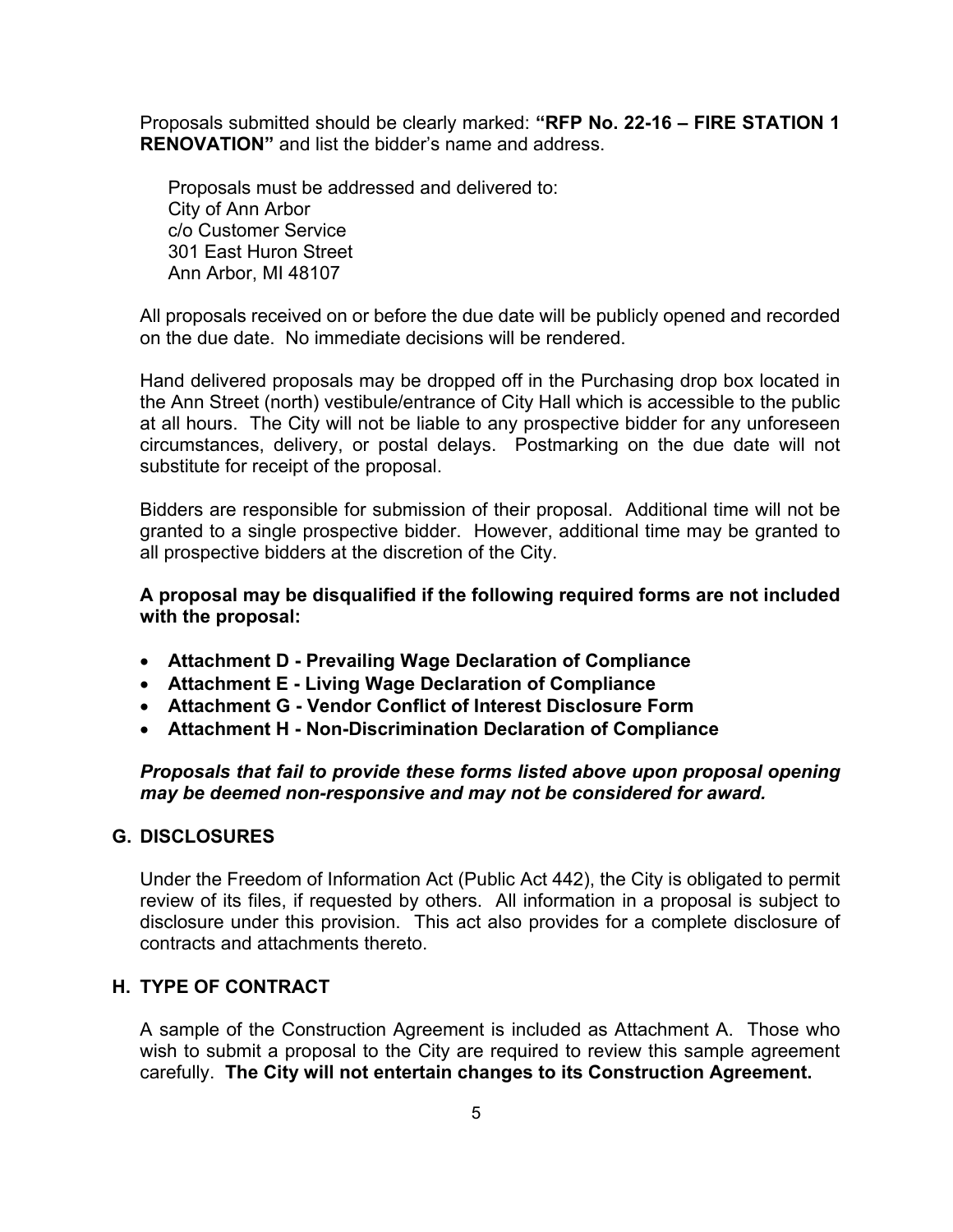Proposals submitted should be clearly marked: **"RFP No. 22-16 – FIRE STATION 1 RENOVATION"** and list the bidder's name and address.

Proposals must be addressed and delivered to:
City of Ann Arbor
c/o Customer Service
301 East Huron Street
Ann Arbor, MI 48107

All proposals received on or before the due date will be publicly opened and recorded on the due date. No immediate decisions will be rendered.

Hand delivered proposals may be dropped off in the Purchasing drop box located in the Ann Street (north) vestibule/entrance of City Hall which is accessible to the public at all hours. The City will not be liable to any prospective bidder for any unforeseen circumstances, delivery, or postal delays. Postmarking on the due date will not substitute for receipt of the proposal.

Bidders are responsible for submission of their proposal. Additional time will not be granted to a single prospective bidder. However, additional time may be granted to all prospective bidders at the discretion of the City.

**A proposal may be disqualified if the following required forms are not included with the proposal:**

- **Attachment D - Prevailing Wage Declaration of Compliance**
- **Attachment E - Living Wage Declaration of Compliance**
- **Attachment G - Vendor Conflict of Interest Disclosure Form**
- **Attachment H - Non-Discrimination Declaration of Compliance**

***Proposals that fail to provide these forms listed above upon proposal opening may be deemed non-responsive and may not be considered for award.***

## G. DISCLOSURES

Under the Freedom of Information Act (Public Act 442), the City is obligated to permit review of its files, if requested by others. All information in a proposal is subject to disclosure under this provision. This act also provides for a complete disclosure of contracts and attachments thereto.

## H. TYPE OF CONTRACT

A sample of the Construction Agreement is included as Attachment A. Those who wish to submit a proposal to the City are required to review this sample agreement carefully. **The City will not entertain changes to its Construction Agreement.**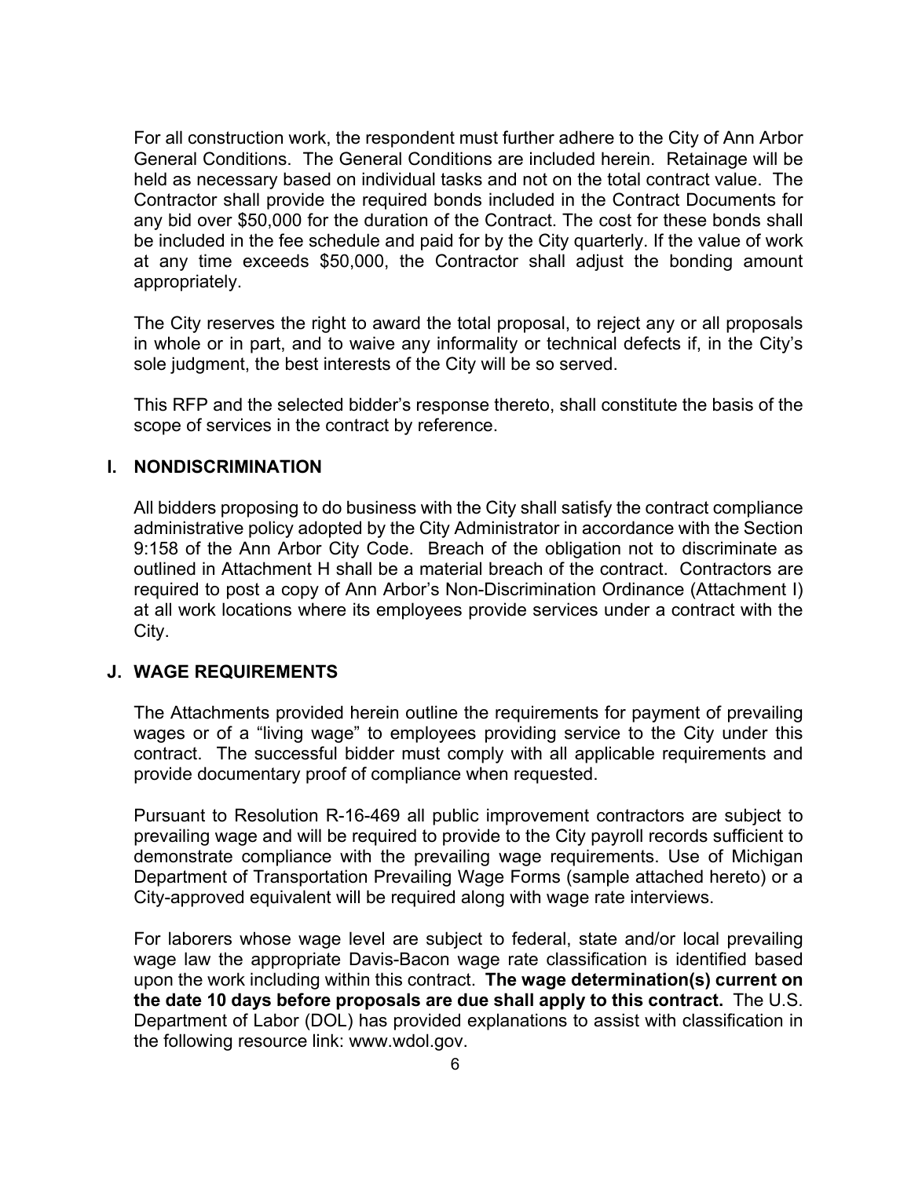For all construction work, the respondent must further adhere to the City of Ann Arbor General Conditions. The General Conditions are included herein. Retainage will be held as necessary based on individual tasks and not on the total contract value. The Contractor shall provide the required bonds included in the Contract Documents for any bid over $50,000 for the duration of the Contract. The cost for these bonds shall be included in the fee schedule and paid for by the City quarterly. If the value of work at any time exceeds $50,000, the Contractor shall adjust the bonding amount appropriately.

The City reserves the right to award the total proposal, to reject any or all proposals in whole or in part, and to waive any informality or technical defects if, in the City's sole judgment, the best interests of the City will be so served.

This RFP and the selected bidder's response thereto, shall constitute the basis of the scope of services in the contract by reference.

## I. NONDISCRIMINATION

All bidders proposing to do business with the City shall satisfy the contract compliance administrative policy adopted by the City Administrator in accordance with the Section 9:158 of the Ann Arbor City Code. Breach of the obligation not to discriminate as outlined in Attachment H shall be a material breach of the contract. Contractors are required to post a copy of Ann Arbor's Non-Discrimination Ordinance (Attachment I) at all work locations where its employees provide services under a contract with the City.

## J. WAGE REQUIREMENTS

The Attachments provided herein outline the requirements for payment of prevailing wages or of a "living wage" to employees providing service to the City under this contract. The successful bidder must comply with all applicable requirements and provide documentary proof of compliance when requested.

Pursuant to Resolution R-16-469 all public improvement contractors are subject to prevailing wage and will be required to provide to the City payroll records sufficient to demonstrate compliance with the prevailing wage requirements. Use of Michigan Department of Transportation Prevailing Wage Forms (sample attached hereto) or a City-approved equivalent will be required along with wage rate interviews.

For laborers whose wage level are subject to federal, state and/or local prevailing wage law the appropriate Davis-Bacon wage rate classification is identified based upon the work including within this contract. **The wage determination(s) current on the date 10 days before proposals are due shall apply to this contract.** The U.S. Department of Labor (DOL) has provided explanations to assist with classification in the following resource link: www.wdol.gov.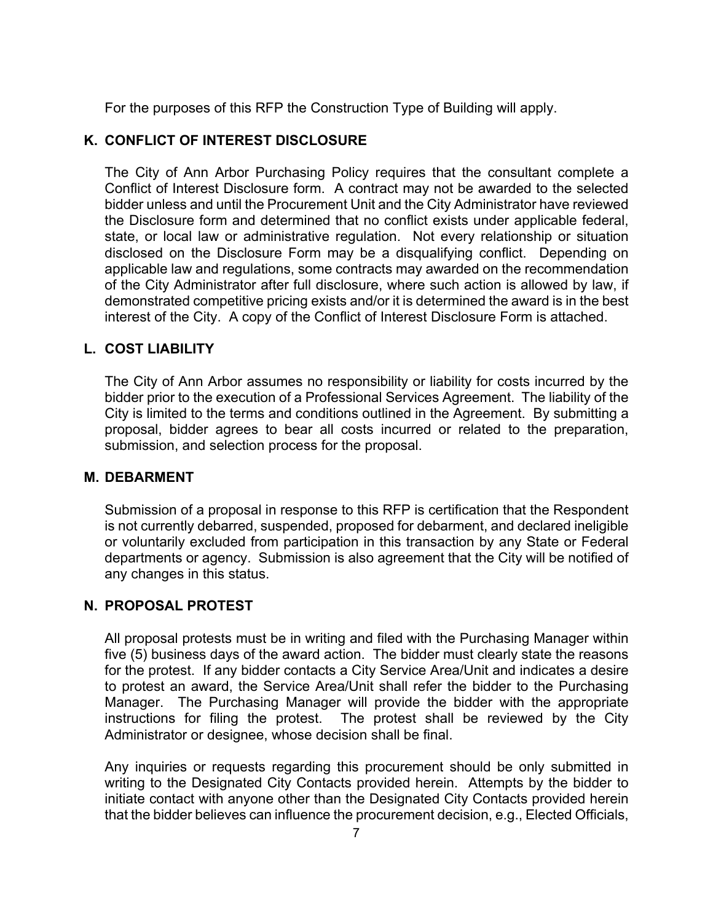For the purposes of this RFP the Construction Type of Building will apply.

## K. CONFLICT OF INTEREST DISCLOSURE

The City of Ann Arbor Purchasing Policy requires that the consultant complete a Conflict of Interest Disclosure form. A contract may not be awarded to the selected bidder unless and until the Procurement Unit and the City Administrator have reviewed the Disclosure form and determined that no conflict exists under applicable federal, state, or local law or administrative regulation. Not every relationship or situation disclosed on the Disclosure Form may be a disqualifying conflict. Depending on applicable law and regulations, some contracts may awarded on the recommendation of the City Administrator after full disclosure, where such action is allowed by law, if demonstrated competitive pricing exists and/or it is determined the award is in the best interest of the City. A copy of the Conflict of Interest Disclosure Form is attached.

## L. COST LIABILITY

The City of Ann Arbor assumes no responsibility or liability for costs incurred by the bidder prior to the execution of a Professional Services Agreement. The liability of the City is limited to the terms and conditions outlined in the Agreement. By submitting a proposal, bidder agrees to bear all costs incurred or related to the preparation, submission, and selection process for the proposal.

## M. DEBARMENT

Submission of a proposal in response to this RFP is certification that the Respondent is not currently debarred, suspended, proposed for debarment, and declared ineligible or voluntarily excluded from participation in this transaction by any State or Federal departments or agency. Submission is also agreement that the City will be notified of any changes in this status.

## N. PROPOSAL PROTEST

All proposal protests must be in writing and filed with the Purchasing Manager within five (5) business days of the award action. The bidder must clearly state the reasons for the protest. If any bidder contacts a City Service Area/Unit and indicates a desire to protest an award, the Service Area/Unit shall refer the bidder to the Purchasing Manager. The Purchasing Manager will provide the bidder with the appropriate instructions for filing the protest. The protest shall be reviewed by the City Administrator or designee, whose decision shall be final.

Any inquiries or requests regarding this procurement should be only submitted in writing to the Designated City Contacts provided herein. Attempts by the bidder to initiate contact with anyone other than the Designated City Contacts provided herein that the bidder believes can influence the procurement decision, e.g., Elected Officials,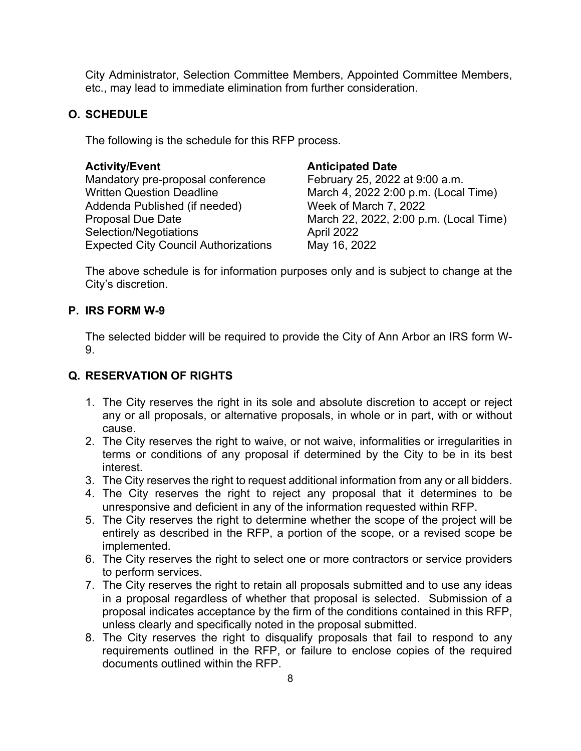City Administrator, Selection Committee Members, Appointed Committee Members, etc., may lead to immediate elimination from further consideration.

## O. SCHEDULE

The following is the schedule for this RFP process.

| Activity/Event | Anticipated Date |
|---|---|
| Mandatory pre-proposal conference | February 25, 2022 at 9:00 a.m. |
| Written Question Deadline | March 4, 2022 2:00 p.m. (Local Time) |
| Addenda Published (if needed) | Week of March 7, 2022 |
| Proposal Due Date | March 22, 2022, 2:00 p.m. (Local Time) |
| Selection/Negotiations | April 2022 |
| Expected City Council Authorizations | May 16, 2022 |

The above schedule is for information purposes only and is subject to change at the City's discretion.

## P. IRS FORM W-9

The selected bidder will be required to provide the City of Ann Arbor an IRS form W-9.

## Q. RESERVATION OF RIGHTS

1. The City reserves the right in its sole and absolute discretion to accept or reject any or all proposals, or alternative proposals, in whole or in part, with or without cause.
2. The City reserves the right to waive, or not waive, informalities or irregularities in terms or conditions of any proposal if determined by the City to be in its best interest.
3. The City reserves the right to request additional information from any or all bidders.
4. The City reserves the right to reject any proposal that it determines to be unresponsive and deficient in any of the information requested within RFP.
5. The City reserves the right to determine whether the scope of the project will be entirely as described in the RFP, a portion of the scope, or a revised scope be implemented.
6. The City reserves the right to select one or more contractors or service providers to perform services.
7. The City reserves the right to retain all proposals submitted and to use any ideas in a proposal regardless of whether that proposal is selected. Submission of a proposal indicates acceptance by the firm of the conditions contained in this RFP, unless clearly and specifically noted in the proposal submitted.
8. The City reserves the right to disqualify proposals that fail to respond to any requirements outlined in the RFP, or failure to enclose copies of the required documents outlined within the RFP.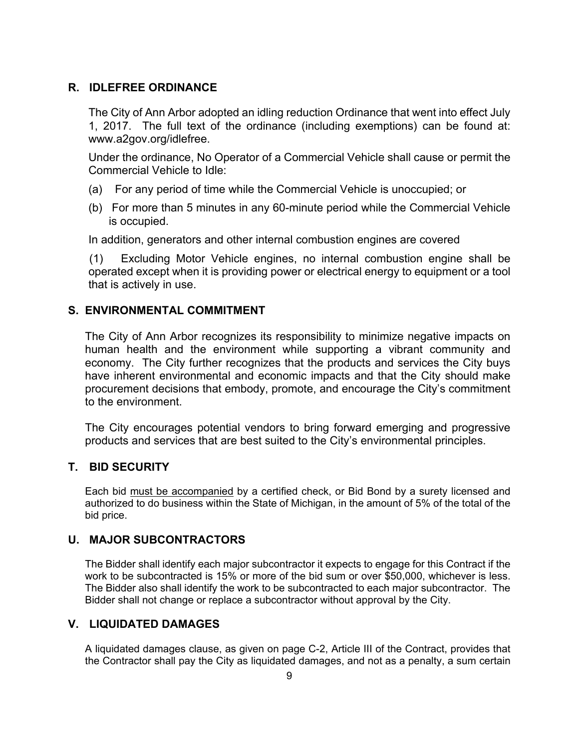## R. IDLEFREE ORDINANCE

The City of Ann Arbor adopted an idling reduction Ordinance that went into effect July 1, 2017. The full text of the ordinance (including exemptions) can be found at: www.a2gov.org/idlefree.

Under the ordinance, No Operator of a Commercial Vehicle shall cause or permit the Commercial Vehicle to Idle:

(a) For any period of time while the Commercial Vehicle is unoccupied; or

(b) For more than 5 minutes in any 60-minute period while the Commercial Vehicle is occupied.

In addition, generators and other internal combustion engines are covered

(1) Excluding Motor Vehicle engines, no internal combustion engine shall be operated except when it is providing power or electrical energy to equipment or a tool that is actively in use.

## S. ENVIRONMENTAL COMMITMENT

The City of Ann Arbor recognizes its responsibility to minimize negative impacts on human health and the environment while supporting a vibrant community and economy. The City further recognizes that the products and services the City buys have inherent environmental and economic impacts and that the City should make procurement decisions that embody, promote, and encourage the City's commitment to the environment.

The City encourages potential vendors to bring forward emerging and progressive products and services that are best suited to the City's environmental principles.

## T. BID SECURITY

Each bid <u>must be accompanied</u> by a certified check, or Bid Bond by a surety licensed and authorized to do business within the State of Michigan, in the amount of 5% of the total of the bid price.

## U. MAJOR SUBCONTRACTORS

The Bidder shall identify each major subcontractor it expects to engage for this Contract if the work to be subcontracted is 15% or more of the bid sum or over $50,000, whichever is less. The Bidder also shall identify the work to be subcontracted to each major subcontractor. The Bidder shall not change or replace a subcontractor without approval by the City.

## V. LIQUIDATED DAMAGES

A liquidated damages clause, as given on page C-2, Article III of the Contract, provides that the Contractor shall pay the City as liquidated damages, and not as a penalty, a sum certain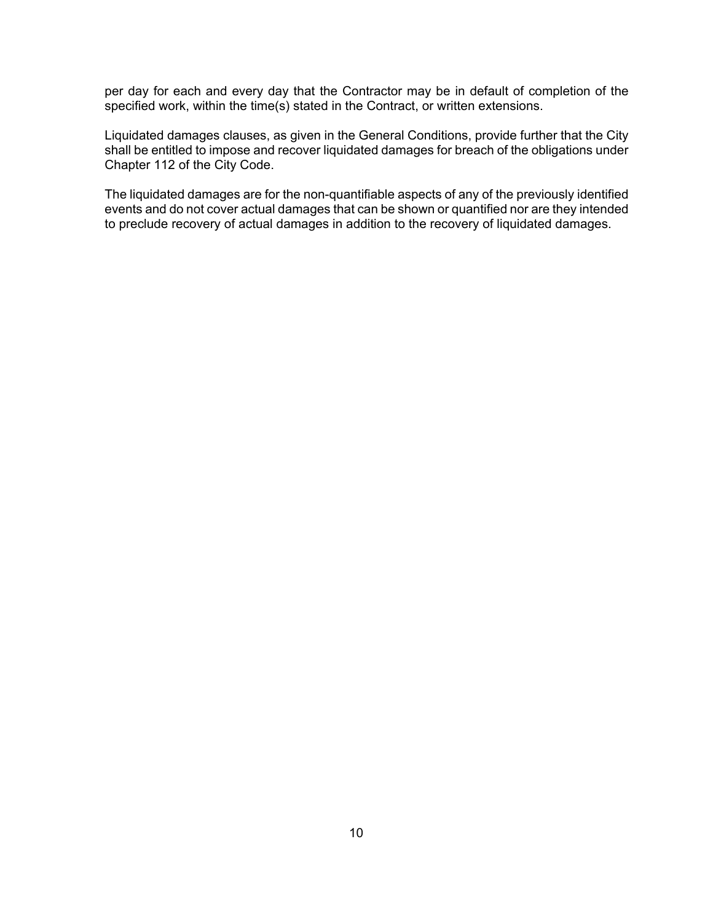per day for each and every day that the Contractor may be in default of completion of the specified work, within the time(s) stated in the Contract, or written extensions.

Liquidated damages clauses, as given in the General Conditions, provide further that the City shall be entitled to impose and recover liquidated damages for breach of the obligations under Chapter 112 of the City Code.

The liquidated damages are for the non-quantifiable aspects of any of the previously identified events and do not cover actual damages that can be shown or quantified nor are they intended to preclude recovery of actual damages in addition to the recovery of liquidated damages.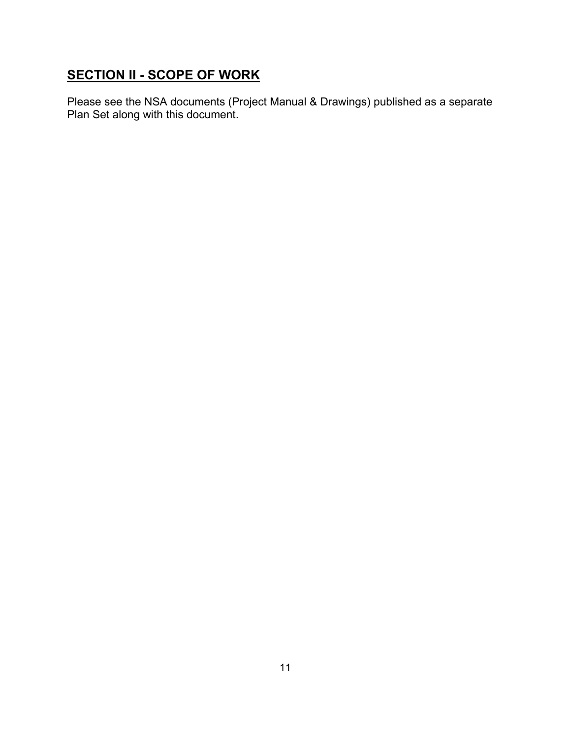## SECTION II - SCOPE OF WORK

Please see the NSA documents (Project Manual & Drawings) published as a separate Plan Set along with this document.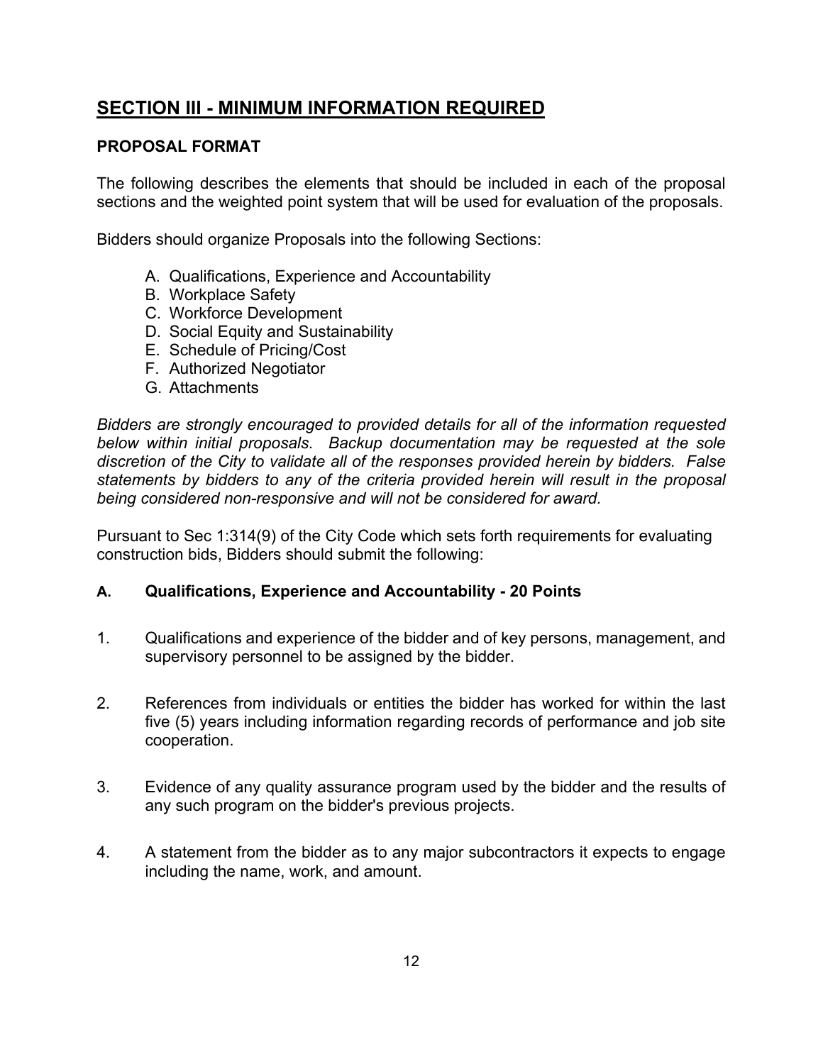## <u>SECTION III - MINIMUM INFORMATION REQUIRED</u>

### PROPOSAL FORMAT

The following describes the elements that should be included in each of the proposal sections and the weighted point system that will be used for evaluation of the proposals.

Bidders should organize Proposals into the following Sections:

A. Qualifications, Experience and Accountability
B. Workplace Safety
C. Workforce Development
D. Social Equity and Sustainability
E. Schedule of Pricing/Cost
F. Authorized Negotiator
G. Attachments

*Bidders are strongly encouraged to provided details for all of the information requested below within initial proposals. Backup documentation may be requested at the sole discretion of the City to validate all of the responses provided herein by bidders. False statements by bidders to any of the criteria provided herein will result in the proposal being considered non-responsive and will not be considered for award.*

Pursuant to Sec 1:314(9) of the City Code which sets forth requirements for evaluating construction bids, Bidders should submit the following:

### A. Qualifications, Experience and Accountability - 20 Points

1. Qualifications and experience of the bidder and of key persons, management, and supervisory personnel to be assigned by the bidder.

2. References from individuals or entities the bidder has worked for within the last five (5) years including information regarding records of performance and job site cooperation.

3. Evidence of any quality assurance program used by the bidder and the results of any such program on the bidder's previous projects.

4. A statement from the bidder as to any major subcontractors it expects to engage including the name, work, and amount.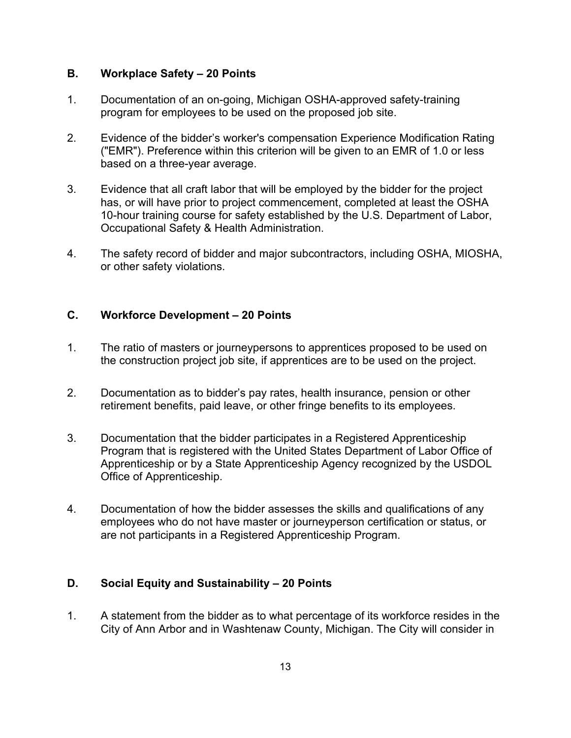### B. Workplace Safety – 20 Points

1. Documentation of an on-going, Michigan OSHA-approved safety-training program for employees to be used on the proposed job site.

2. Evidence of the bidder's worker's compensation Experience Modification Rating ("EMR"). Preference within this criterion will be given to an EMR of 1.0 or less based on a three-year average.

3. Evidence that all craft labor that will be employed by the bidder for the project has, or will have prior to project commencement, completed at least the OSHA 10-hour training course for safety established by the U.S. Department of Labor, Occupational Safety & Health Administration.

4. The safety record of bidder and major subcontractors, including OSHA, MIOSHA, or other safety violations.

### C. Workforce Development – 20 Points

1. The ratio of masters or journeypersons to apprentices proposed to be used on the construction project job site, if apprentices are to be used on the project.

2. Documentation as to bidder's pay rates, health insurance, pension or other retirement benefits, paid leave, or other fringe benefits to its employees.

3. Documentation that the bidder participates in a Registered Apprenticeship Program that is registered with the United States Department of Labor Office of Apprenticeship or by a State Apprenticeship Agency recognized by the USDOL Office of Apprenticeship.

4. Documentation of how the bidder assesses the skills and qualifications of any employees who do not have master or journeyperson certification or status, or are not participants in a Registered Apprenticeship Program.

### D. Social Equity and Sustainability – 20 Points

1. A statement from the bidder as to what percentage of its workforce resides in the City of Ann Arbor and in Washtenaw County, Michigan. The City will consider in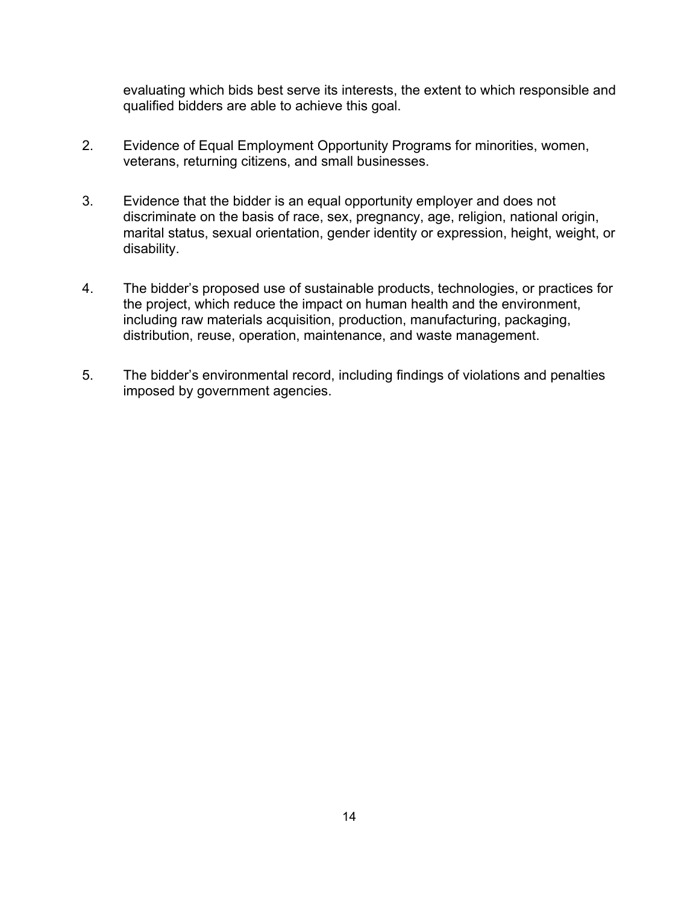evaluating which bids best serve its interests, the extent to which responsible and qualified bidders are able to achieve this goal.

2. Evidence of Equal Employment Opportunity Programs for minorities, women, veterans, returning citizens, and small businesses.

3. Evidence that the bidder is an equal opportunity employer and does not discriminate on the basis of race, sex, pregnancy, age, religion, national origin, marital status, sexual orientation, gender identity or expression, height, weight, or disability.

4. The bidder's proposed use of sustainable products, technologies, or practices for the project, which reduce the impact on human health and the environment, including raw materials acquisition, production, manufacturing, packaging, distribution, reuse, operation, maintenance, and waste management.

5. The bidder's environmental record, including findings of violations and penalties imposed by government agencies.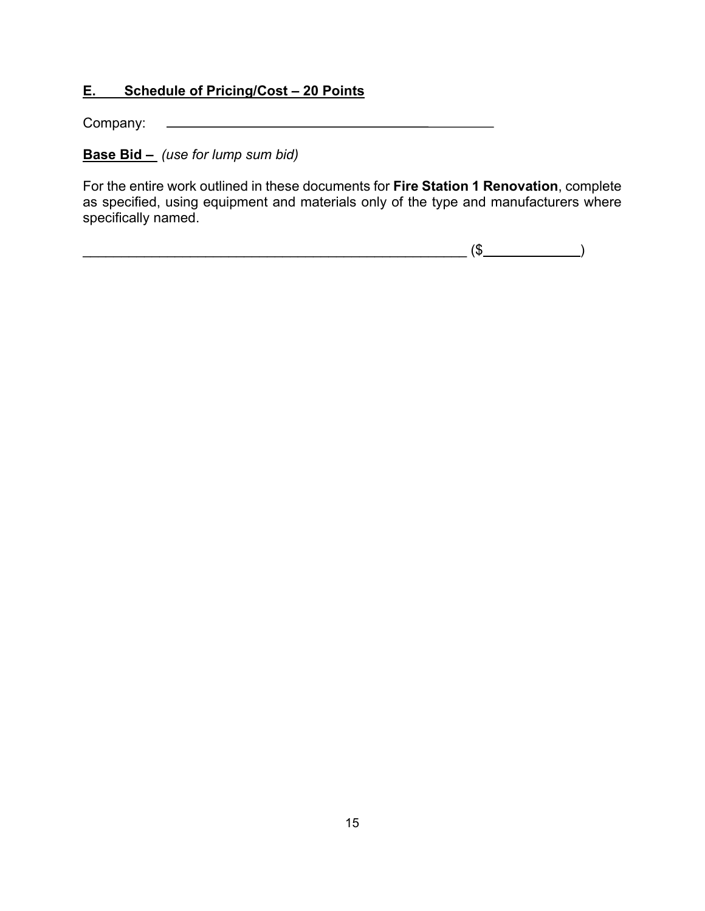## E. Schedule of Pricing/Cost – 20 Points

Company: ______________________________________________

**Base Bid –** *(use for lump sum bid)*

For the entire work outlined in these documents for **Fire Station 1 Renovation**, complete as specified, using equipment and materials only of the type and manufacturers where specifically named.

_____________________________________________________ ($____________)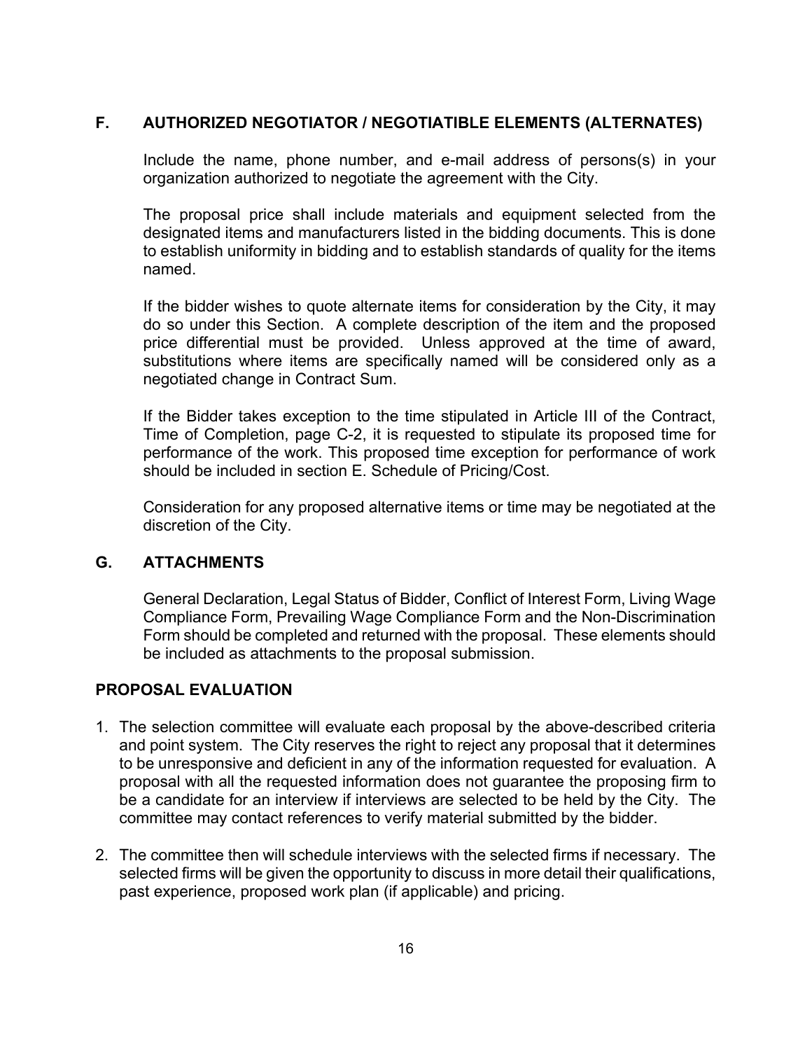## F. AUTHORIZED NEGOTIATOR / NEGOTIATIBLE ELEMENTS (ALTERNATES)

Include the name, phone number, and e-mail address of persons(s) in your organization authorized to negotiate the agreement with the City.

The proposal price shall include materials and equipment selected from the designated items and manufacturers listed in the bidding documents. This is done to establish uniformity in bidding and to establish standards of quality for the items named.

If the bidder wishes to quote alternate items for consideration by the City, it may do so under this Section. A complete description of the item and the proposed price differential must be provided. Unless approved at the time of award, substitutions where items are specifically named will be considered only as a negotiated change in Contract Sum.

If the Bidder takes exception to the time stipulated in Article III of the Contract, Time of Completion, page C-2, it is requested to stipulate its proposed time for performance of the work. This proposed time exception for performance of work should be included in section E. Schedule of Pricing/Cost.

Consideration for any proposed alternative items or time may be negotiated at the discretion of the City.

## G. ATTACHMENTS

General Declaration, Legal Status of Bidder, Conflict of Interest Form, Living Wage Compliance Form, Prevailing Wage Compliance Form and the Non-Discrimination Form should be completed and returned with the proposal. These elements should be included as attachments to the proposal submission.

## PROPOSAL EVALUATION

1. The selection committee will evaluate each proposal by the above-described criteria and point system. The City reserves the right to reject any proposal that it determines to be unresponsive and deficient in any of the information requested for evaluation. A proposal with all the requested information does not guarantee the proposing firm to be a candidate for an interview if interviews are selected to be held by the City. The committee may contact references to verify material submitted by the bidder.

2. The committee then will schedule interviews with the selected firms if necessary. The selected firms will be given the opportunity to discuss in more detail their qualifications, past experience, proposed work plan (if applicable) and pricing.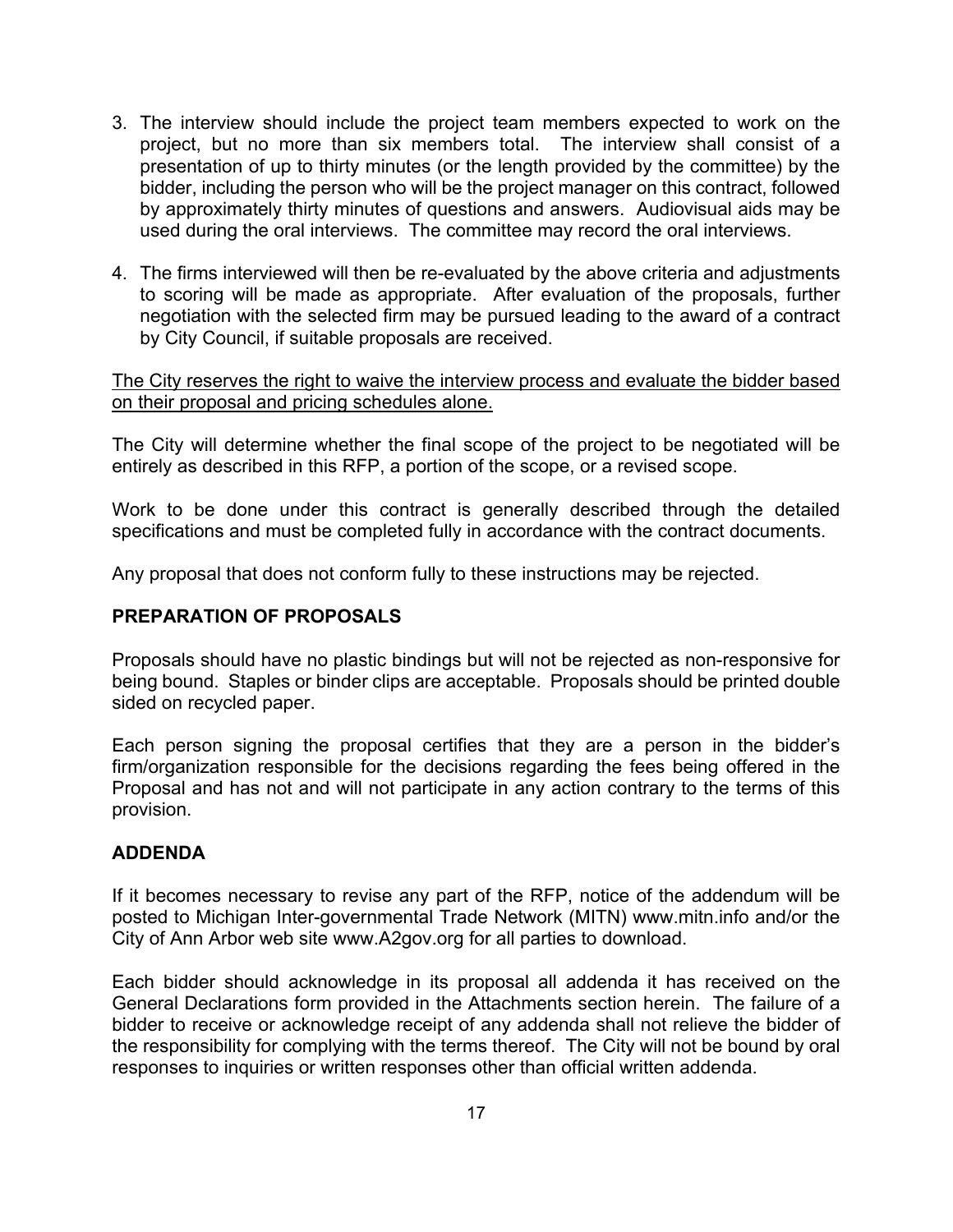3. The interview should include the project team members expected to work on the project, but no more than six members total. The interview shall consist of a presentation of up to thirty minutes (or the length provided by the committee) by the bidder, including the person who will be the project manager on this contract, followed by approximately thirty minutes of questions and answers. Audiovisual aids may be used during the oral interviews. The committee may record the oral interviews.

4. The firms interviewed will then be re-evaluated by the above criteria and adjustments to scoring will be made as appropriate. After evaluation of the proposals, further negotiation with the selected firm may be pursued leading to the award of a contract by City Council, if suitable proposals are received.

<u>The City reserves the right to waive the interview process and evaluate the bidder based on their proposal and pricing schedules alone.</u>

The City will determine whether the final scope of the project to be negotiated will be entirely as described in this RFP, a portion of the scope, or a revised scope.

Work to be done under this contract is generally described through the detailed specifications and must be completed fully in accordance with the contract documents.

Any proposal that does not conform fully to these instructions may be rejected.

## PREPARATION OF PROPOSALS

Proposals should have no plastic bindings but will not be rejected as non-responsive for being bound. Staples or binder clips are acceptable. Proposals should be printed double sided on recycled paper.

Each person signing the proposal certifies that they are a person in the bidder's firm/organization responsible for the decisions regarding the fees being offered in the Proposal and has not and will not participate in any action contrary to the terms of this provision.

## ADDENDA

If it becomes necessary to revise any part of the RFP, notice of the addendum will be posted to Michigan Inter-governmental Trade Network (MITN) www.mitn.info and/or the City of Ann Arbor web site www.A2gov.org for all parties to download.

Each bidder should acknowledge in its proposal all addenda it has received on the General Declarations form provided in the Attachments section herein. The failure of a bidder to receive or acknowledge receipt of any addenda shall not relieve the bidder of the responsibility for complying with the terms thereof. The City will not be bound by oral responses to inquiries or written responses other than official written addenda.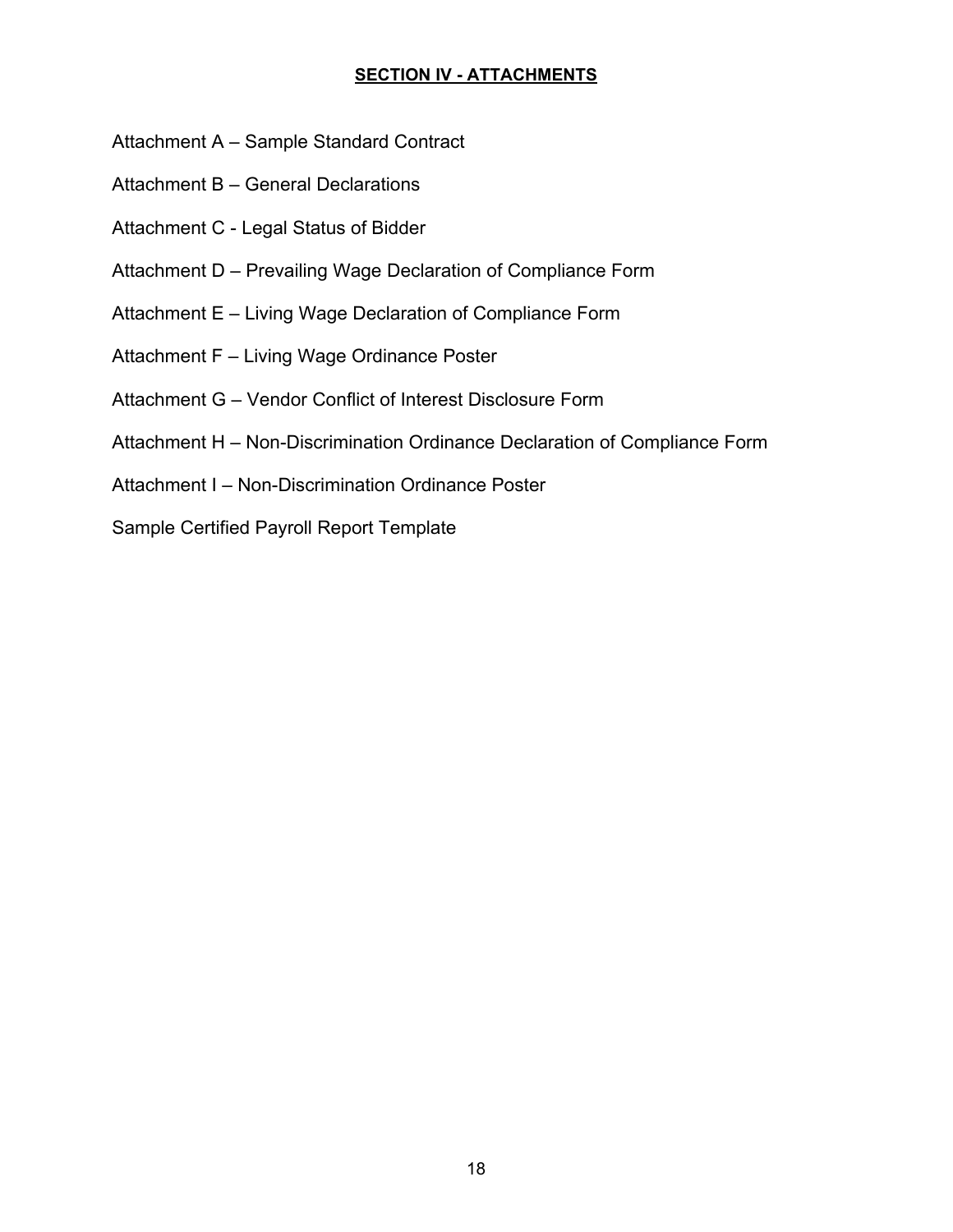## SECTION IV - ATTACHMENTS

Attachment A – Sample Standard Contract

Attachment B – General Declarations

Attachment C - Legal Status of Bidder

Attachment D – Prevailing Wage Declaration of Compliance Form

Attachment E – Living Wage Declaration of Compliance Form

Attachment F – Living Wage Ordinance Poster

Attachment G – Vendor Conflict of Interest Disclosure Form

Attachment H – Non-Discrimination Ordinance Declaration of Compliance Form

Attachment I – Non-Discrimination Ordinance Poster

Sample Certified Payroll Report Template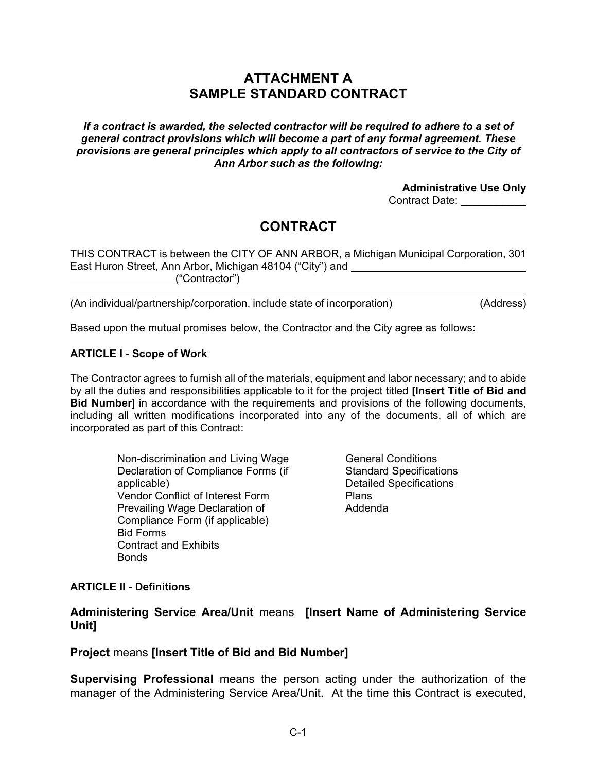# ATTACHMENT A
# SAMPLE STANDARD CONTRACT

***If a contract is awarded, the selected contractor will be required to adhere to a set of general contract provisions which will become a part of any formal agreement. These provisions are general principles which apply to all contractors of service to the City of Ann Arbor such as the following:***

**Administrative Use Only**
Contract Date: ___________

## CONTRACT

THIS CONTRACT is between the CITY OF ANN ARBOR, a Michigan Municipal Corporation, 301 East Huron Street, Ann Arbor, Michigan 48104 ("City") and ______________________________ __________________("Contractor")

______________________________________________________________________________
(An individual/partnership/corporation, include state of incorporation) (Address)

Based upon the mutual promises below, the Contractor and the City agree as follows:

**ARTICLE I - Scope of Work**

The Contractor agrees to furnish all of the materials, equipment and labor necessary; and to abide by all the duties and responsibilities applicable to it for the project titled **[Insert Title of Bid and Bid Number**] in accordance with the requirements and provisions of the following documents, including all written modifications incorporated into any of the documents, all of which are incorporated as part of this Contract:

- Non-discrimination and Living Wage Declaration of Compliance Forms (if applicable)
- Vendor Conflict of Interest Form
- Prevailing Wage Declaration of Compliance Form (if applicable)
- Bid Forms
- Contract and Exhibits
- Bonds
- General Conditions
- Standard Specifications
- Detailed Specifications
- Plans
- Addenda

**ARTICLE II - Definitions**

**Administering Service Area/Unit** means **[Insert Name of Administering Service Unit]**

**Project** means **[Insert Title of Bid and Bid Number]**

**Supervising Professional** means the person acting under the authorization of the manager of the Administering Service Area/Unit. At the time this Contract is executed,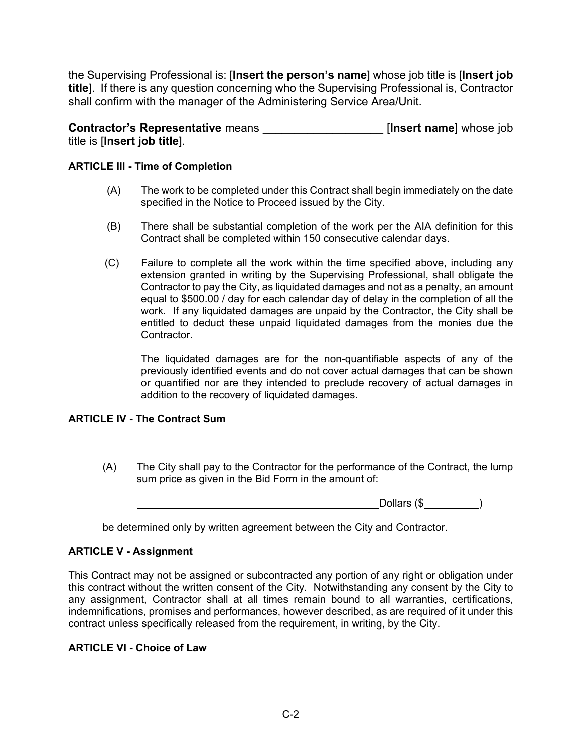the Supervising Professional is: [**Insert the person's name**] whose job title is [**Insert job title**]. If there is any question concerning who the Supervising Professional is, Contractor shall confirm with the manager of the Administering Service Area/Unit.

**Contractor's Representative** means ___________________ [**Insert name**] whose job title is [**Insert job title**].

**ARTICLE III - Time of Completion**

(A) The work to be completed under this Contract shall begin immediately on the date specified in the Notice to Proceed issued by the City.

(B) There shall be substantial completion of the work per the AIA definition for this Contract shall be completed within 150 consecutive calendar days.

(C) Failure to complete all the work within the time specified above, including any extension granted in writing by the Supervising Professional, shall obligate the Contractor to pay the City, as liquidated damages and not as a penalty, an amount equal to $500.00 / day for each calendar day of delay in the completion of all the work. If any liquidated damages are unpaid by the Contractor, the City shall be entitled to deduct these unpaid liquidated damages from the monies due the Contractor.

The liquidated damages are for the non-quantifiable aspects of any of the previously identified events and do not cover actual damages that can be shown or quantified nor are they intended to preclude recovery of actual damages in addition to the recovery of liquidated damages.

**ARTICLE IV - The Contract Sum**

(A) The City shall pay to the Contractor for the performance of the Contract, the lump sum price as given in the Bid Form in the amount of:

_____________________________________________Dollars ($__________)

be determined only by written agreement between the City and Contractor.

**ARTICLE V - Assignment**

This Contract may not be assigned or subcontracted any portion of any right or obligation under this contract without the written consent of the City. Notwithstanding any consent by the City to any assignment, Contractor shall at all times remain bound to all warranties, certifications, indemnifications, promises and performances, however described, as are required of it under this contract unless specifically released from the requirement, in writing, by the City.

**ARTICLE VI - Choice of Law**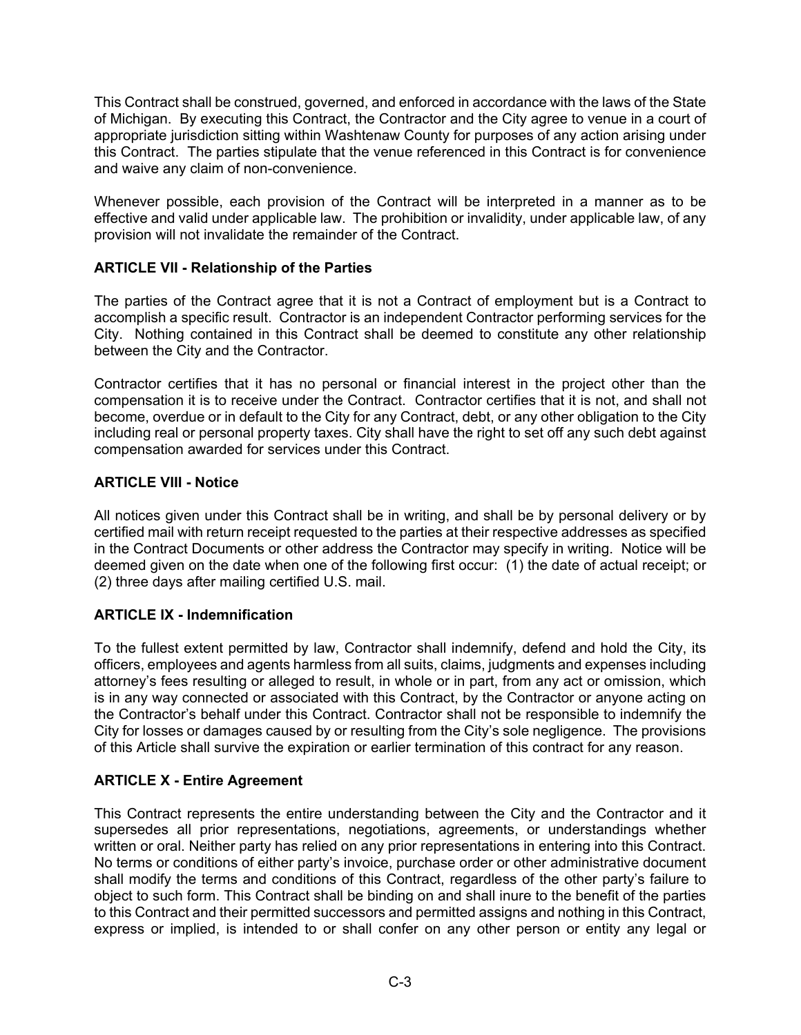This Contract shall be construed, governed, and enforced in accordance with the laws of the State of Michigan. By executing this Contract, the Contractor and the City agree to venue in a court of appropriate jurisdiction sitting within Washtenaw County for purposes of any action arising under this Contract. The parties stipulate that the venue referenced in this Contract is for convenience and waive any claim of non-convenience.

Whenever possible, each provision of the Contract will be interpreted in a manner as to be effective and valid under applicable law. The prohibition or invalidity, under applicable law, of any provision will not invalidate the remainder of the Contract.

**ARTICLE VII - Relationship of the Parties**

The parties of the Contract agree that it is not a Contract of employment but is a Contract to accomplish a specific result. Contractor is an independent Contractor performing services for the City. Nothing contained in this Contract shall be deemed to constitute any other relationship between the City and the Contractor.

Contractor certifies that it has no personal or financial interest in the project other than the compensation it is to receive under the Contract. Contractor certifies that it is not, and shall not become, overdue or in default to the City for any Contract, debt, or any other obligation to the City including real or personal property taxes. City shall have the right to set off any such debt against compensation awarded for services under this Contract.

**ARTICLE VIII - Notice**

All notices given under this Contract shall be in writing, and shall be by personal delivery or by certified mail with return receipt requested to the parties at their respective addresses as specified in the Contract Documents or other address the Contractor may specify in writing. Notice will be deemed given on the date when one of the following first occur: (1) the date of actual receipt; or (2) three days after mailing certified U.S. mail.

**ARTICLE IX - Indemnification**

To the fullest extent permitted by law, Contractor shall indemnify, defend and hold the City, its officers, employees and agents harmless from all suits, claims, judgments and expenses including attorney's fees resulting or alleged to result, in whole or in part, from any act or omission, which is in any way connected or associated with this Contract, by the Contractor or anyone acting on the Contractor's behalf under this Contract. Contractor shall not be responsible to indemnify the City for losses or damages caused by or resulting from the City's sole negligence. The provisions of this Article shall survive the expiration or earlier termination of this contract for any reason.

**ARTICLE X - Entire Agreement**

This Contract represents the entire understanding between the City and the Contractor and it supersedes all prior representations, negotiations, agreements, or understandings whether written or oral. Neither party has relied on any prior representations in entering into this Contract. No terms or conditions of either party's invoice, purchase order or other administrative document shall modify the terms and conditions of this Contract, regardless of the other party's failure to object to such form. This Contract shall be binding on and shall inure to the benefit of the parties to this Contract and their permitted successors and permitted assigns and nothing in this Contract, express or implied, is intended to or shall confer on any other person or entity any legal or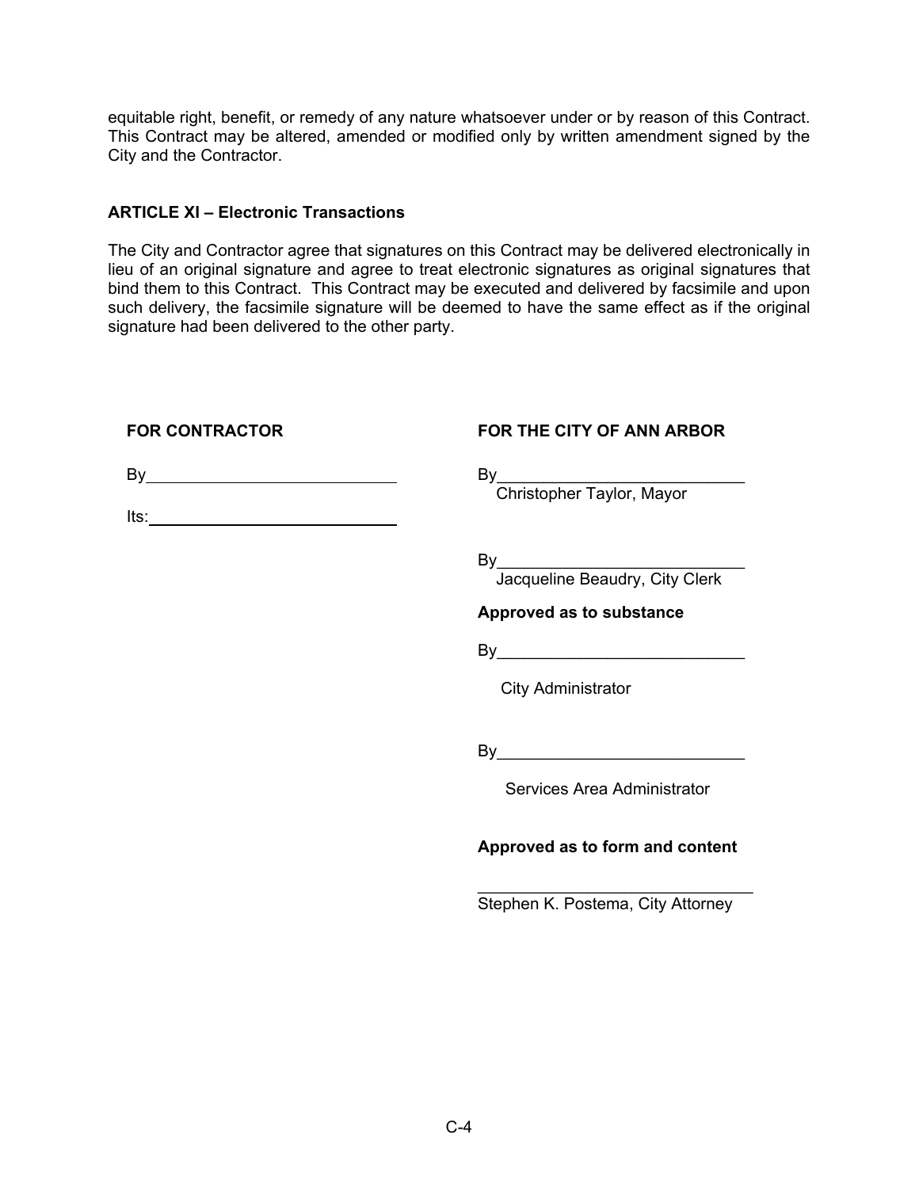equitable right, benefit, or remedy of any nature whatsoever under or by reason of this Contract. This Contract may be altered, amended or modified only by written amendment signed by the City and the Contractor.

**ARTICLE XI – Electronic Transactions**

The City and Contractor agree that signatures on this Contract may be delivered electronically in lieu of an original signature and agree to treat electronic signatures as original signatures that bind them to this Contract. This Contract may be executed and delivered by facsimile and upon such delivery, the facsimile signature will be deemed to have the same effect as if the original signature had been delivered to the other party.

**FOR CONTRACTOR**

By____________________________

Its:____________________________

**FOR THE CITY OF ANN ARBOR**

By____________________________
Christopher Taylor, Mayor

By____________________________
Jacqueline Beaudry, City Clerk

**Approved as to substance**

By____________________________

City Administrator

By____________________________

Services Area Administrator

**Approved as to form and content**

______________________________
Stephen K. Postema, City Attorney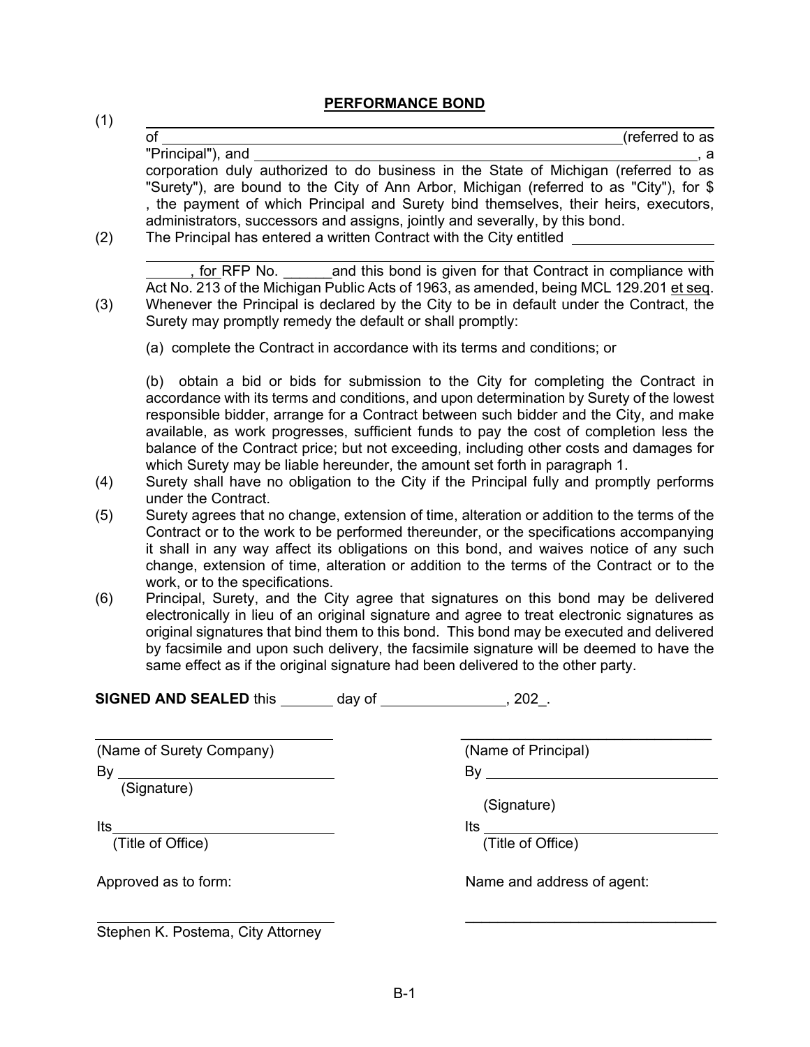## PERFORMANCE BOND

(1) ______________________________________________________________
of ______________________________________________________(referred to as "Principal"), and ______________________________________________________, a corporation duly authorized to do business in the State of Michigan (referred to as "Surety"), are bound to the City of Ann Arbor, Michigan (referred to as "City"), for $ , the payment of which Principal and Surety bind themselves, their heirs, executors, administrators, successors and assigns, jointly and severally, by this bond.

(2) The Principal has entered a written Contract with the City entitled __________________
______________________________________________________________
______, for RFP No. ______and this bond is given for that Contract in compliance with Act No. 213 of the Michigan Public Acts of 1963, as amended, being MCL 129.201 et seq.

(3) Whenever the Principal is declared by the City to be in default under the Contract, the Surety may promptly remedy the default or shall promptly:

(a) complete the Contract in accordance with its terms and conditions; or

(b) obtain a bid or bids for submission to the City for completing the Contract in accordance with its terms and conditions, and upon determination by Surety of the lowest responsible bidder, arrange for a Contract between such bidder and the City, and make available, as work progresses, sufficient funds to pay the cost of completion less the balance of the Contract price; but not exceeding, including other costs and damages for which Surety may be liable hereunder, the amount set forth in paragraph 1.

(4) Surety shall have no obligation to the City if the Principal fully and promptly performs under the Contract.

(5) Surety agrees that no change, extension of time, alteration or addition to the terms of the Contract or to the work to be performed thereunder, or the specifications accompanying it shall in any way affect its obligations on this bond, and waives notice of any such change, extension of time, alteration or addition to the terms of the Contract or to the work, or to the specifications.

(6) Principal, Surety, and the City agree that signatures on this bond may be delivered electronically in lieu of an original signature and agree to treat electronic signatures as original signatures that bind them to this bond. This bond may be executed and delivered by facsimile and upon such delivery, the facsimile signature will be deemed to have the same effect as if the original signature had been delivered to the other party.

**SIGNED AND SEALED** this _______ day of ________________, 202_.

______________________________
(Name of Surety Company)
By ____________________________
(Signature)

Its____________________________
(Title of Office)

Approved as to form:

______________________________
Stephen K. Postema, City Attorney

______________________________
(Name of Principal)
By ____________________________
(Signature)

Its ____________________________
(Title of Office)

Name and address of agent:

______________________________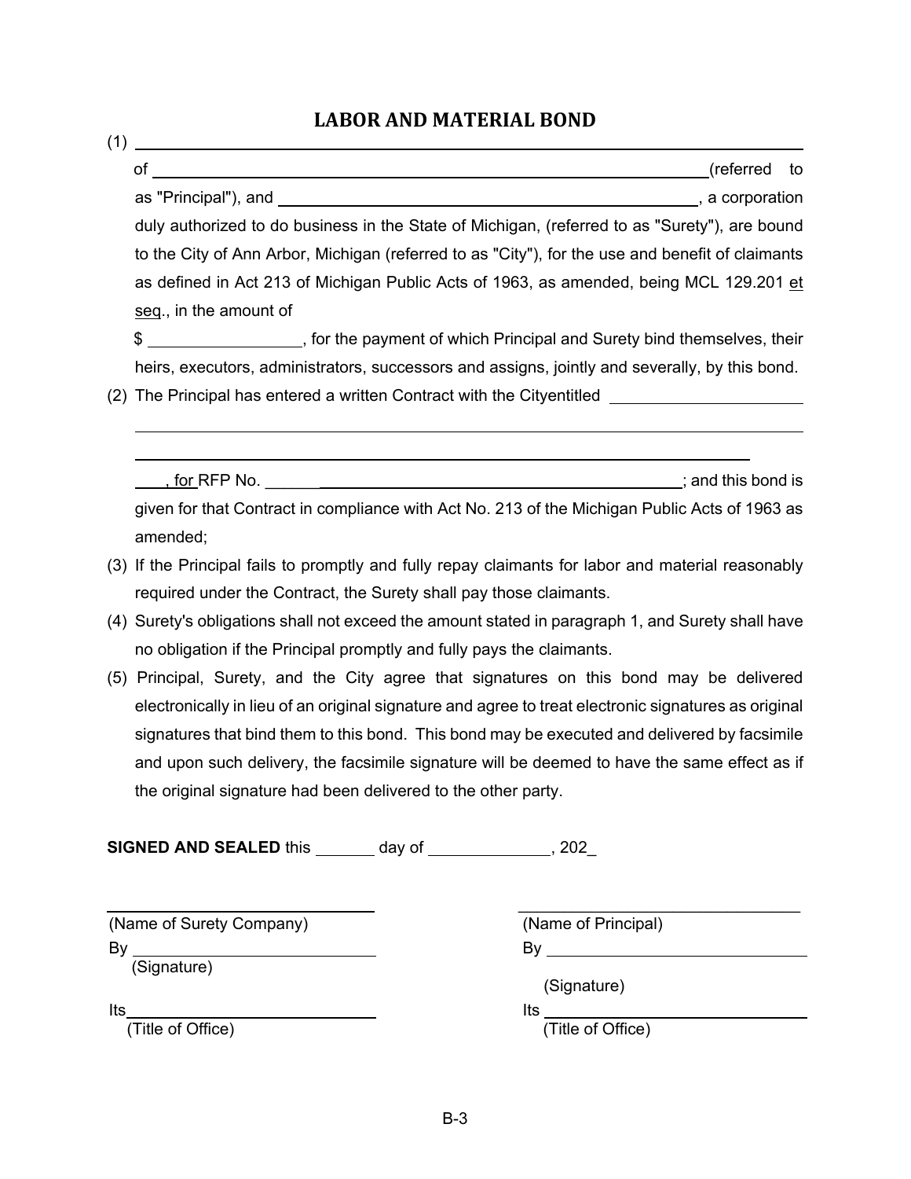# LABOR AND MATERIAL BOND

(1) ______________________________________________________________

of ______________________________________________________________ (referred to as "Principal"), and ______________________________________________, a corporation duly authorized to do business in the State of Michigan, (referred to as "Surety"), are bound to the City of Ann Arbor, Michigan (referred to as "City"), for the use and benefit of claimants as defined in Act 213 of Michigan Public Acts of 1963, as amended, being MCL 129.201 et seq., in the amount of

$ _________________, for the payment of which Principal and Surety bind themselves, their heirs, executors, administrators, successors and assigns, jointly and severally, by this bond.

(2) The Principal has entered a written Contract with the Cityentitled ______________________

______________________________________________________________

______________________________________________________________

____, for RFP No. ______________________________________________; and this bond is given for that Contract in compliance with Act No. 213 of the Michigan Public Acts of 1963 as amended;

(3) If the Principal fails to promptly and fully repay claimants for labor and material reasonably required under the Contract, the Surety shall pay those claimants.

(4) Surety's obligations shall not exceed the amount stated in paragraph 1, and Surety shall have no obligation if the Principal promptly and fully pays the claimants.

(5) Principal, Surety, and the City agree that signatures on this bond may be delivered electronically in lieu of an original signature and agree to treat electronic signatures as original signatures that bind them to this bond. This bond may be executed and delivered by facsimile and upon such delivery, the facsimile signature will be deemed to have the same effect as if the original signature had been delivered to the other party.

**SIGNED AND SEALED** this _______ day of _____________, 202_

______________________________
(Name of Surety Company)

By ______________________________
(Signature)

Its ______________________________
(Title of Office)

______________________________
(Name of Principal)

By ______________________________
(Signature)

Its ______________________________
(Title of Office)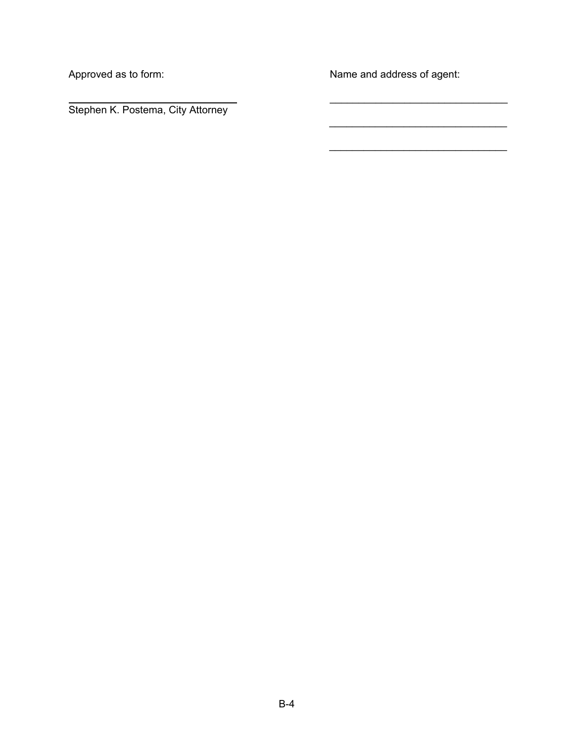Approved as to form:

_______________________________
Stephen K. Postema, City Attorney

Name and address of agent:

_______________________________

_______________________________

_______________________________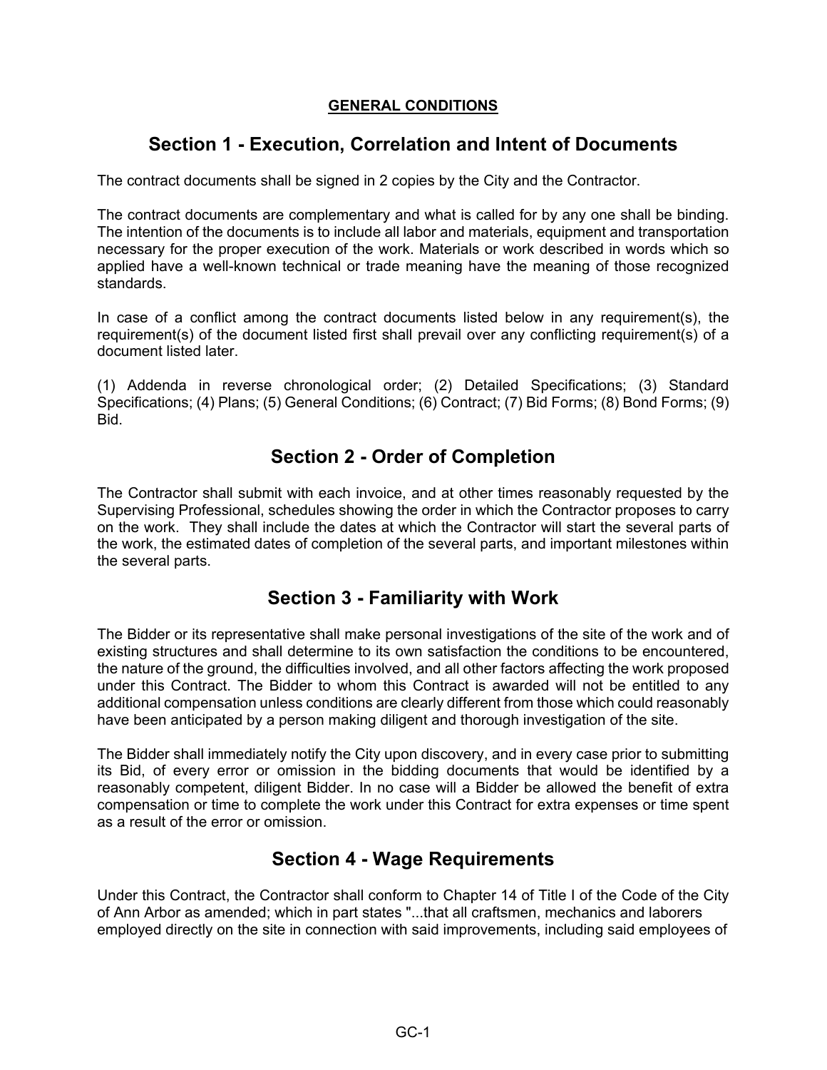**GENERAL CONDITIONS**

## Section 1 - Execution, Correlation and Intent of Documents

The contract documents shall be signed in 2 copies by the City and the Contractor.

The contract documents are complementary and what is called for by any one shall be binding. The intention of the documents is to include all labor and materials, equipment and transportation necessary for the proper execution of the work. Materials or work described in words which so applied have a well-known technical or trade meaning have the meaning of those recognized standards.

In case of a conflict among the contract documents listed below in any requirement(s), the requirement(s) of the document listed first shall prevail over any conflicting requirement(s) of a document listed later.

(1) Addenda in reverse chronological order; (2) Detailed Specifications; (3) Standard Specifications; (4) Plans; (5) General Conditions; (6) Contract; (7) Bid Forms; (8) Bond Forms; (9) Bid.

## Section 2 - Order of Completion

The Contractor shall submit with each invoice, and at other times reasonably requested by the Supervising Professional, schedules showing the order in which the Contractor proposes to carry on the work. They shall include the dates at which the Contractor will start the several parts of the work, the estimated dates of completion of the several parts, and important milestones within the several parts.

## Section 3 - Familiarity with Work

The Bidder or its representative shall make personal investigations of the site of the work and of existing structures and shall determine to its own satisfaction the conditions to be encountered, the nature of the ground, the difficulties involved, and all other factors affecting the work proposed under this Contract. The Bidder to whom this Contract is awarded will not be entitled to any additional compensation unless conditions are clearly different from those which could reasonably have been anticipated by a person making diligent and thorough investigation of the site.

The Bidder shall immediately notify the City upon discovery, and in every case prior to submitting its Bid, of every error or omission in the bidding documents that would be identified by a reasonably competent, diligent Bidder. In no case will a Bidder be allowed the benefit of extra compensation or time to complete the work under this Contract for extra expenses or time spent as a result of the error or omission.

## Section 4 - Wage Requirements

Under this Contract, the Contractor shall conform to Chapter 14 of Title I of the Code of the City of Ann Arbor as amended; which in part states "...that all craftsmen, mechanics and laborers employed directly on the site in connection with said improvements, including said employees of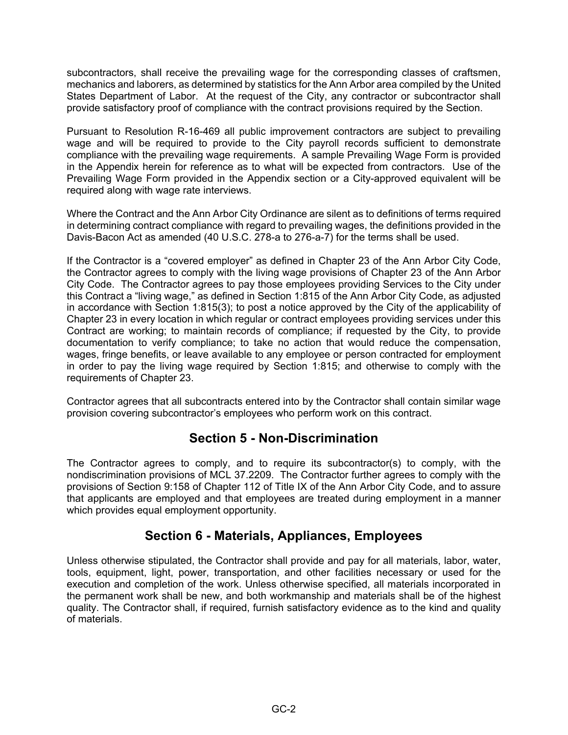subcontractors, shall receive the prevailing wage for the corresponding classes of craftsmen, mechanics and laborers, as determined by statistics for the Ann Arbor area compiled by the United States Department of Labor. At the request of the City, any contractor or subcontractor shall provide satisfactory proof of compliance with the contract provisions required by the Section.

Pursuant to Resolution R-16-469 all public improvement contractors are subject to prevailing wage and will be required to provide to the City payroll records sufficient to demonstrate compliance with the prevailing wage requirements. A sample Prevailing Wage Form is provided in the Appendix herein for reference as to what will be expected from contractors. Use of the Prevailing Wage Form provided in the Appendix section or a City-approved equivalent will be required along with wage rate interviews.

Where the Contract and the Ann Arbor City Ordinance are silent as to definitions of terms required in determining contract compliance with regard to prevailing wages, the definitions provided in the Davis-Bacon Act as amended (40 U.S.C. 278-a to 276-a-7) for the terms shall be used.

If the Contractor is a "covered employer" as defined in Chapter 23 of the Ann Arbor City Code, the Contractor agrees to comply with the living wage provisions of Chapter 23 of the Ann Arbor City Code. The Contractor agrees to pay those employees providing Services to the City under this Contract a "living wage," as defined in Section 1:815 of the Ann Arbor City Code, as adjusted in accordance with Section 1:815(3); to post a notice approved by the City of the applicability of Chapter 23 in every location in which regular or contract employees providing services under this Contract are working; to maintain records of compliance; if requested by the City, to provide documentation to verify compliance; to take no action that would reduce the compensation, wages, fringe benefits, or leave available to any employee or person contracted for employment in order to pay the living wage required by Section 1:815; and otherwise to comply with the requirements of Chapter 23.

Contractor agrees that all subcontracts entered into by the Contractor shall contain similar wage provision covering subcontractor's employees who perform work on this contract.

## Section 5 - Non-Discrimination

The Contractor agrees to comply, and to require its subcontractor(s) to comply, with the nondiscrimination provisions of MCL 37.2209. The Contractor further agrees to comply with the provisions of Section 9:158 of Chapter 112 of Title IX of the Ann Arbor City Code, and to assure that applicants are employed and that employees are treated during employment in a manner which provides equal employment opportunity.

## Section 6 - Materials, Appliances, Employees

Unless otherwise stipulated, the Contractor shall provide and pay for all materials, labor, water, tools, equipment, light, power, transportation, and other facilities necessary or used for the execution and completion of the work. Unless otherwise specified, all materials incorporated in the permanent work shall be new, and both workmanship and materials shall be of the highest quality. The Contractor shall, if required, furnish satisfactory evidence as to the kind and quality of materials.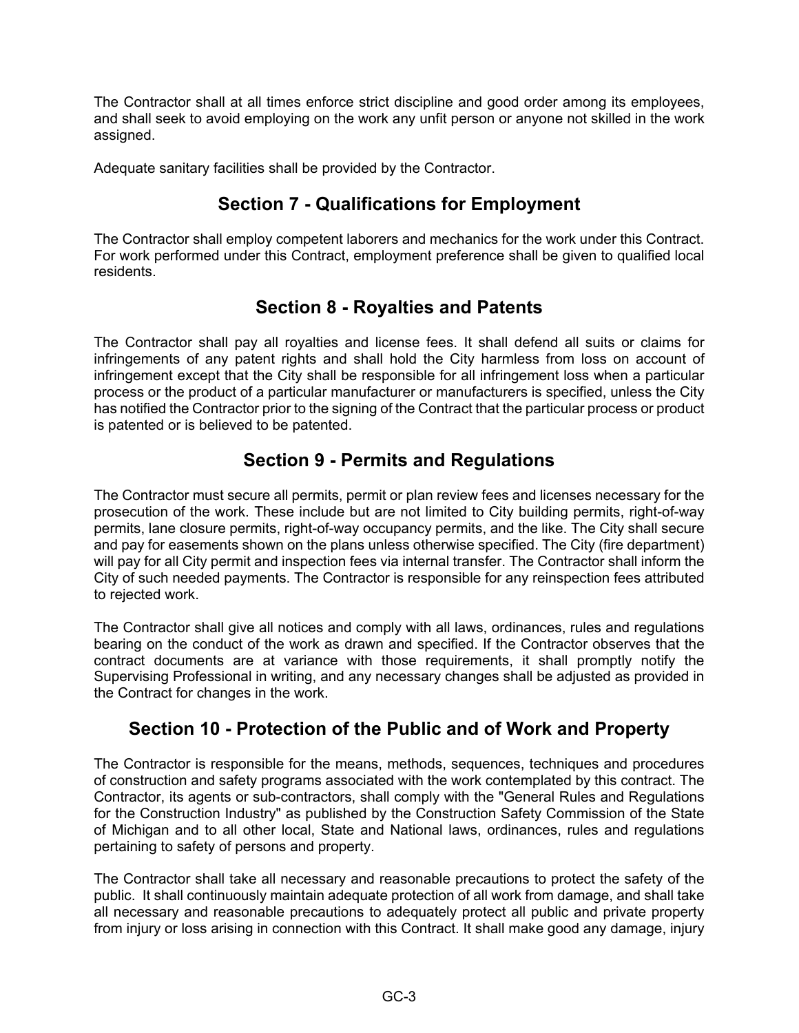The Contractor shall at all times enforce strict discipline and good order among its employees, and shall seek to avoid employing on the work any unfit person or anyone not skilled in the work assigned.

Adequate sanitary facilities shall be provided by the Contractor.

## Section 7 - Qualifications for Employment

The Contractor shall employ competent laborers and mechanics for the work under this Contract. For work performed under this Contract, employment preference shall be given to qualified local residents.

## Section 8 - Royalties and Patents

The Contractor shall pay all royalties and license fees. It shall defend all suits or claims for infringements of any patent rights and shall hold the City harmless from loss on account of infringement except that the City shall be responsible for all infringement loss when a particular process or the product of a particular manufacturer or manufacturers is specified, unless the City has notified the Contractor prior to the signing of the Contract that the particular process or product is patented or is believed to be patented.

## Section 9 - Permits and Regulations

The Contractor must secure all permits, permit or plan review fees and licenses necessary for the prosecution of the work. These include but are not limited to City building permits, right-of-way permits, lane closure permits, right-of-way occupancy permits, and the like. The City shall secure and pay for easements shown on the plans unless otherwise specified. The City (fire department) will pay for all City permit and inspection fees via internal transfer. The Contractor shall inform the City of such needed payments. The Contractor is responsible for any reinspection fees attributed to rejected work.

The Contractor shall give all notices and comply with all laws, ordinances, rules and regulations bearing on the conduct of the work as drawn and specified. If the Contractor observes that the contract documents are at variance with those requirements, it shall promptly notify the Supervising Professional in writing, and any necessary changes shall be adjusted as provided in the Contract for changes in the work.

## Section 10 - Protection of the Public and of Work and Property

The Contractor is responsible for the means, methods, sequences, techniques and procedures of construction and safety programs associated with the work contemplated by this contract. The Contractor, its agents or sub-contractors, shall comply with the "General Rules and Regulations for the Construction Industry" as published by the Construction Safety Commission of the State of Michigan and to all other local, State and National laws, ordinances, rules and regulations pertaining to safety of persons and property.

The Contractor shall take all necessary and reasonable precautions to protect the safety of the public. It shall continuously maintain adequate protection of all work from damage, and shall take all necessary and reasonable precautions to adequately protect all public and private property from injury or loss arising in connection with this Contract. It shall make good any damage, injury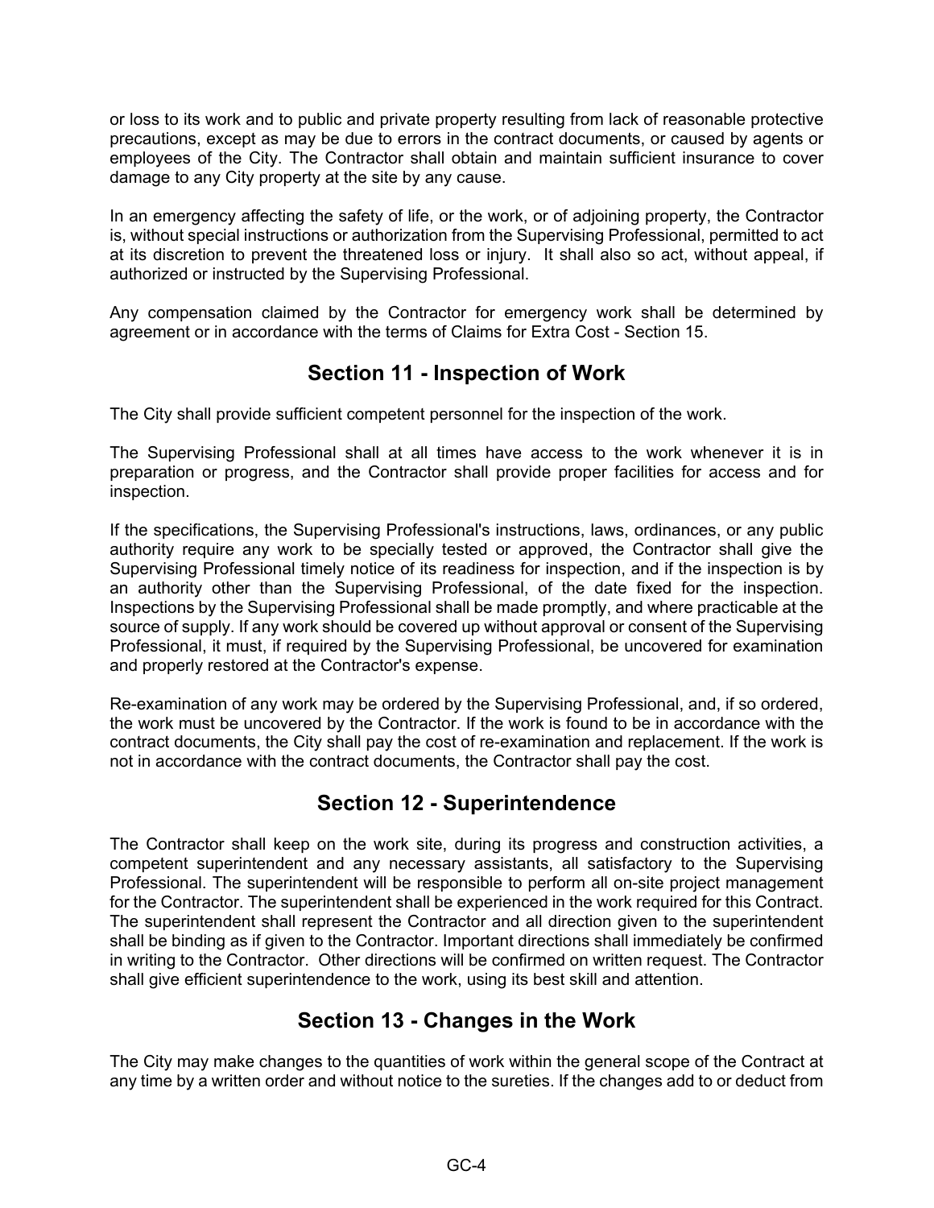or loss to its work and to public and private property resulting from lack of reasonable protective precautions, except as may be due to errors in the contract documents, or caused by agents or employees of the City. The Contractor shall obtain and maintain sufficient insurance to cover damage to any City property at the site by any cause.

In an emergency affecting the safety of life, or the work, or of adjoining property, the Contractor is, without special instructions or authorization from the Supervising Professional, permitted to act at its discretion to prevent the threatened loss or injury. It shall also so act, without appeal, if authorized or instructed by the Supervising Professional.

Any compensation claimed by the Contractor for emergency work shall be determined by agreement or in accordance with the terms of Claims for Extra Cost - Section 15.

## Section 11 - Inspection of Work

The City shall provide sufficient competent personnel for the inspection of the work.

The Supervising Professional shall at all times have access to the work whenever it is in preparation or progress, and the Contractor shall provide proper facilities for access and for inspection.

If the specifications, the Supervising Professional's instructions, laws, ordinances, or any public authority require any work to be specially tested or approved, the Contractor shall give the Supervising Professional timely notice of its readiness for inspection, and if the inspection is by an authority other than the Supervising Professional, of the date fixed for the inspection. Inspections by the Supervising Professional shall be made promptly, and where practicable at the source of supply. If any work should be covered up without approval or consent of the Supervising Professional, it must, if required by the Supervising Professional, be uncovered for examination and properly restored at the Contractor's expense.

Re-examination of any work may be ordered by the Supervising Professional, and, if so ordered, the work must be uncovered by the Contractor. If the work is found to be in accordance with the contract documents, the City shall pay the cost of re-examination and replacement. If the work is not in accordance with the contract documents, the Contractor shall pay the cost.

## Section 12 - Superintendence

The Contractor shall keep on the work site, during its progress and construction activities, a competent superintendent and any necessary assistants, all satisfactory to the Supervising Professional. The superintendent will be responsible to perform all on-site project management for the Contractor. The superintendent shall be experienced in the work required for this Contract. The superintendent shall represent the Contractor and all direction given to the superintendent shall be binding as if given to the Contractor. Important directions shall immediately be confirmed in writing to the Contractor. Other directions will be confirmed on written request. The Contractor shall give efficient superintendence to the work, using its best skill and attention.

## Section 13 - Changes in the Work

The City may make changes to the quantities of work within the general scope of the Contract at any time by a written order and without notice to the sureties. If the changes add to or deduct from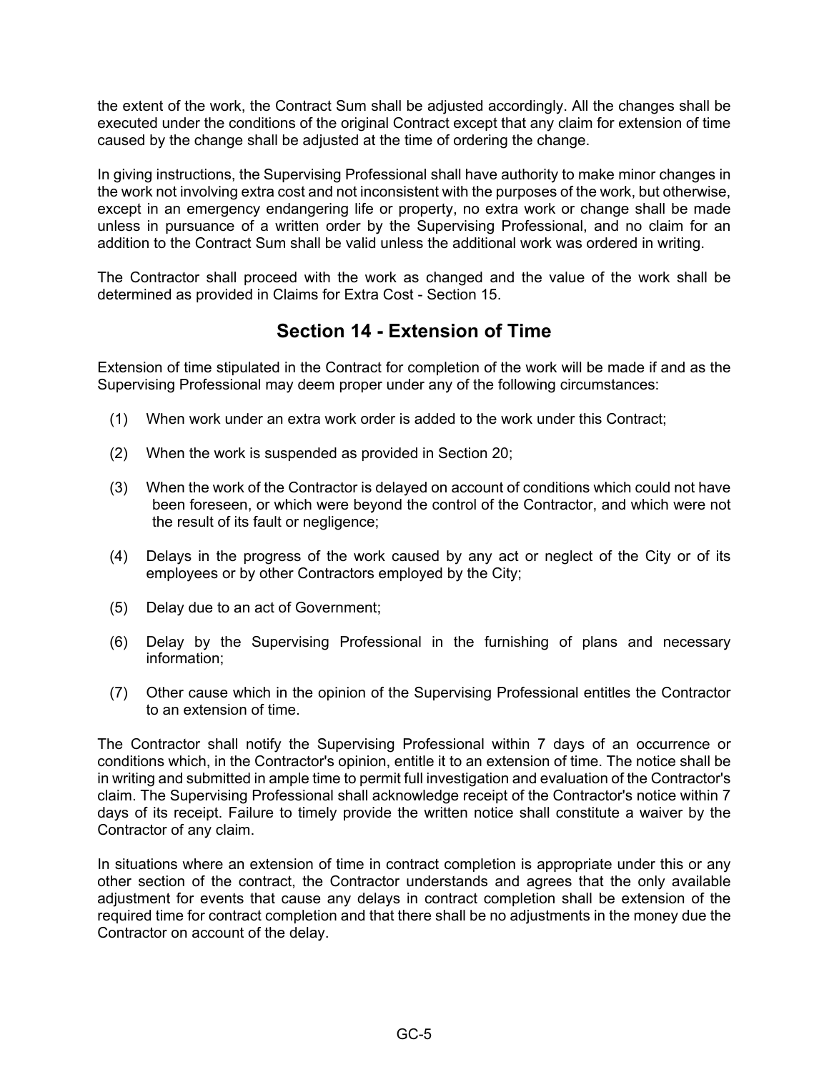the extent of the work, the Contract Sum shall be adjusted accordingly. All the changes shall be executed under the conditions of the original Contract except that any claim for extension of time caused by the change shall be adjusted at the time of ordering the change.

In giving instructions, the Supervising Professional shall have authority to make minor changes in the work not involving extra cost and not inconsistent with the purposes of the work, but otherwise, except in an emergency endangering life or property, no extra work or change shall be made unless in pursuance of a written order by the Supervising Professional, and no claim for an addition to the Contract Sum shall be valid unless the additional work was ordered in writing.

The Contractor shall proceed with the work as changed and the value of the work shall be determined as provided in Claims for Extra Cost - Section 15.

## Section 14 - Extension of Time

Extension of time stipulated in the Contract for completion of the work will be made if and as the Supervising Professional may deem proper under any of the following circumstances:

(1) When work under an extra work order is added to the work under this Contract;

(2) When the work is suspended as provided in Section 20;

(3) When the work of the Contractor is delayed on account of conditions which could not have been foreseen, or which were beyond the control of the Contractor, and which were not the result of its fault or negligence;

(4) Delays in the progress of the work caused by any act or neglect of the City or of its employees or by other Contractors employed by the City;

(5) Delay due to an act of Government;

(6) Delay by the Supervising Professional in the furnishing of plans and necessary information;

(7) Other cause which in the opinion of the Supervising Professional entitles the Contractor to an extension of time.

The Contractor shall notify the Supervising Professional within 7 days of an occurrence or conditions which, in the Contractor's opinion, entitle it to an extension of time. The notice shall be in writing and submitted in ample time to permit full investigation and evaluation of the Contractor's claim. The Supervising Professional shall acknowledge receipt of the Contractor's notice within 7 days of its receipt. Failure to timely provide the written notice shall constitute a waiver by the Contractor of any claim.

In situations where an extension of time in contract completion is appropriate under this or any other section of the contract, the Contractor understands and agrees that the only available adjustment for events that cause any delays in contract completion shall be extension of the required time for contract completion and that there shall be no adjustments in the money due the Contractor on account of the delay.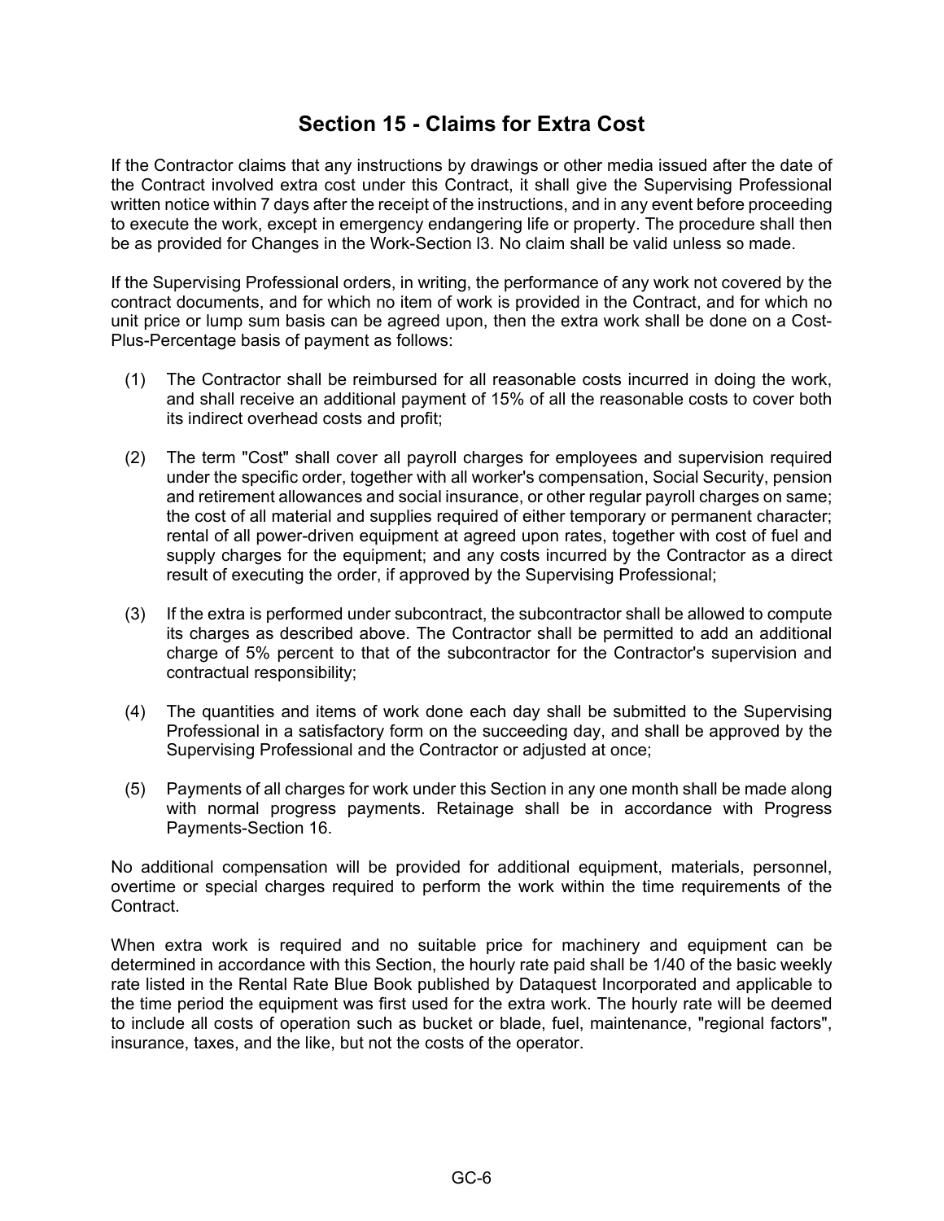# Section 15 - Claims for Extra Cost

If the Contractor claims that any instructions by drawings or other media issued after the date of the Contract involved extra cost under this Contract, it shall give the Supervising Professional written notice within 7 days after the receipt of the instructions, and in any event before proceeding to execute the work, except in emergency endangering life or property. The procedure shall then be as provided for Changes in the Work-Section l3. No claim shall be valid unless so made.

If the Supervising Professional orders, in writing, the performance of any work not covered by the contract documents, and for which no item of work is provided in the Contract, and for which no unit price or lump sum basis can be agreed upon, then the extra work shall be done on a Cost-Plus-Percentage basis of payment as follows:

(1) The Contractor shall be reimbursed for all reasonable costs incurred in doing the work, and shall receive an additional payment of 15% of all the reasonable costs to cover both its indirect overhead costs and profit;

(2) The term "Cost" shall cover all payroll charges for employees and supervision required under the specific order, together with all worker's compensation, Social Security, pension and retirement allowances and social insurance, or other regular payroll charges on same; the cost of all material and supplies required of either temporary or permanent character; rental of all power-driven equipment at agreed upon rates, together with cost of fuel and supply charges for the equipment; and any costs incurred by the Contractor as a direct result of executing the order, if approved by the Supervising Professional;

(3) If the extra is performed under subcontract, the subcontractor shall be allowed to compute its charges as described above. The Contractor shall be permitted to add an additional charge of 5% percent to that of the subcontractor for the Contractor's supervision and contractual responsibility;

(4) The quantities and items of work done each day shall be submitted to the Supervising Professional in a satisfactory form on the succeeding day, and shall be approved by the Supervising Professional and the Contractor or adjusted at once;

(5) Payments of all charges for work under this Section in any one month shall be made along with normal progress payments. Retainage shall be in accordance with Progress Payments-Section 16.

No additional compensation will be provided for additional equipment, materials, personnel, overtime or special charges required to perform the work within the time requirements of the Contract.

When extra work is required and no suitable price for machinery and equipment can be determined in accordance with this Section, the hourly rate paid shall be 1/40 of the basic weekly rate listed in the Rental Rate Blue Book published by Dataquest Incorporated and applicable to the time period the equipment was first used for the extra work. The hourly rate will be deemed to include all costs of operation such as bucket or blade, fuel, maintenance, "regional factors", insurance, taxes, and the like, but not the costs of the operator.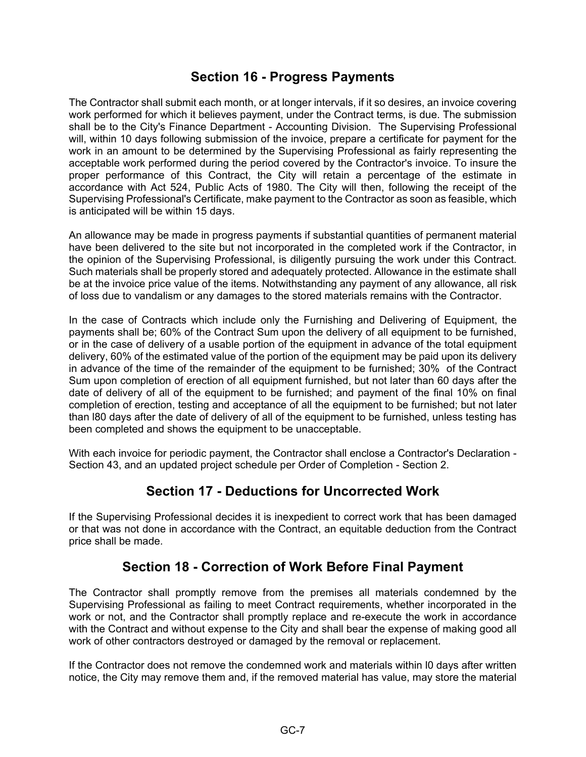## Section 16 - Progress Payments

The Contractor shall submit each month, or at longer intervals, if it so desires, an invoice covering work performed for which it believes payment, under the Contract terms, is due. The submission shall be to the City's Finance Department - Accounting Division. The Supervising Professional will, within 10 days following submission of the invoice, prepare a certificate for payment for the work in an amount to be determined by the Supervising Professional as fairly representing the acceptable work performed during the period covered by the Contractor's invoice. To insure the proper performance of this Contract, the City will retain a percentage of the estimate in accordance with Act 524, Public Acts of 1980. The City will then, following the receipt of the Supervising Professional's Certificate, make payment to the Contractor as soon as feasible, which is anticipated will be within 15 days.

An allowance may be made in progress payments if substantial quantities of permanent material have been delivered to the site but not incorporated in the completed work if the Contractor, in the opinion of the Supervising Professional, is diligently pursuing the work under this Contract. Such materials shall be properly stored and adequately protected. Allowance in the estimate shall be at the invoice price value of the items. Notwithstanding any payment of any allowance, all risk of loss due to vandalism or any damages to the stored materials remains with the Contractor.

In the case of Contracts which include only the Furnishing and Delivering of Equipment, the payments shall be; 60% of the Contract Sum upon the delivery of all equipment to be furnished, or in the case of delivery of a usable portion of the equipment in advance of the total equipment delivery, 60% of the estimated value of the portion of the equipment may be paid upon its delivery in advance of the time of the remainder of the equipment to be furnished; 30% of the Contract Sum upon completion of erection of all equipment furnished, but not later than 60 days after the date of delivery of all of the equipment to be furnished; and payment of the final 10% on final completion of erection, testing and acceptance of all the equipment to be furnished; but not later than l80 days after the date of delivery of all of the equipment to be furnished, unless testing has been completed and shows the equipment to be unacceptable.

With each invoice for periodic payment, the Contractor shall enclose a Contractor's Declaration - Section 43, and an updated project schedule per Order of Completion - Section 2.

## Section 17 - Deductions for Uncorrected Work

If the Supervising Professional decides it is inexpedient to correct work that has been damaged or that was not done in accordance with the Contract, an equitable deduction from the Contract price shall be made.

## Section 18 - Correction of Work Before Final Payment

The Contractor shall promptly remove from the premises all materials condemned by the Supervising Professional as failing to meet Contract requirements, whether incorporated in the work or not, and the Contractor shall promptly replace and re-execute the work in accordance with the Contract and without expense to the City and shall bear the expense of making good all work of other contractors destroyed or damaged by the removal or replacement.

If the Contractor does not remove the condemned work and materials within l0 days after written notice, the City may remove them and, if the removed material has value, may store the material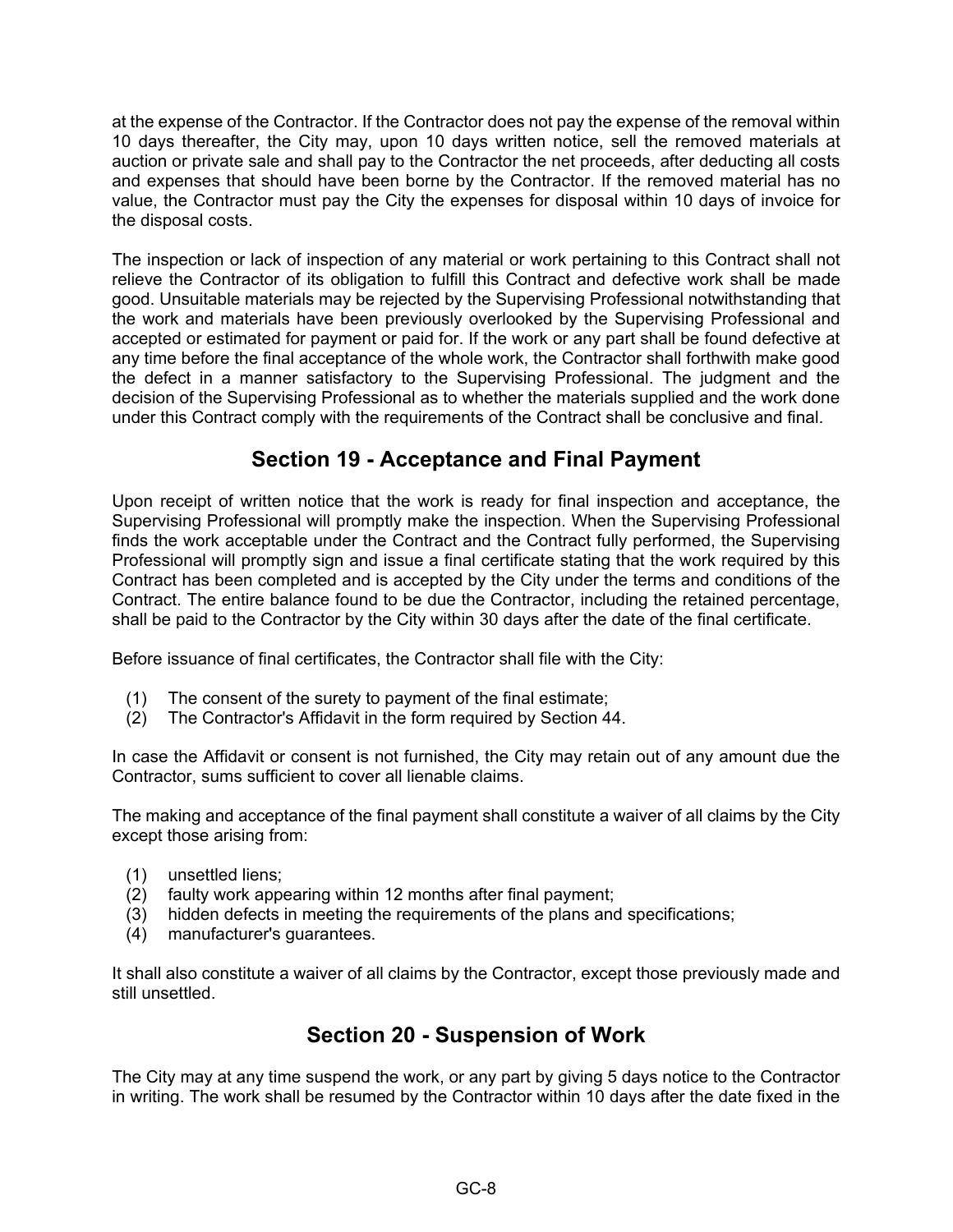at the expense of the Contractor. If the Contractor does not pay the expense of the removal within 10 days thereafter, the City may, upon 10 days written notice, sell the removed materials at auction or private sale and shall pay to the Contractor the net proceeds, after deducting all costs and expenses that should have been borne by the Contractor. If the removed material has no value, the Contractor must pay the City the expenses for disposal within 10 days of invoice for the disposal costs.

The inspection or lack of inspection of any material or work pertaining to this Contract shall not relieve the Contractor of its obligation to fulfill this Contract and defective work shall be made good. Unsuitable materials may be rejected by the Supervising Professional notwithstanding that the work and materials have been previously overlooked by the Supervising Professional and accepted or estimated for payment or paid for. If the work or any part shall be found defective at any time before the final acceptance of the whole work, the Contractor shall forthwith make good the defect in a manner satisfactory to the Supervising Professional. The judgment and the decision of the Supervising Professional as to whether the materials supplied and the work done under this Contract comply with the requirements of the Contract shall be conclusive and final.

## Section 19 - Acceptance and Final Payment

Upon receipt of written notice that the work is ready for final inspection and acceptance, the Supervising Professional will promptly make the inspection. When the Supervising Professional finds the work acceptable under the Contract and the Contract fully performed, the Supervising Professional will promptly sign and issue a final certificate stating that the work required by this Contract has been completed and is accepted by the City under the terms and conditions of the Contract. The entire balance found to be due the Contractor, including the retained percentage, shall be paid to the Contractor by the City within 30 days after the date of the final certificate.

Before issuance of final certificates, the Contractor shall file with the City:

(1) The consent of the surety to payment of the final estimate;
(2) The Contractor's Affidavit in the form required by Section 44.

In case the Affidavit or consent is not furnished, the City may retain out of any amount due the Contractor, sums sufficient to cover all lienable claims.

The making and acceptance of the final payment shall constitute a waiver of all claims by the City except those arising from:

(1) unsettled liens;
(2) faulty work appearing within 12 months after final payment;
(3) hidden defects in meeting the requirements of the plans and specifications;
(4) manufacturer's guarantees.

It shall also constitute a waiver of all claims by the Contractor, except those previously made and still unsettled.

## Section 20 - Suspension of Work

The City may at any time suspend the work, or any part by giving 5 days notice to the Contractor in writing. The work shall be resumed by the Contractor within 10 days after the date fixed in the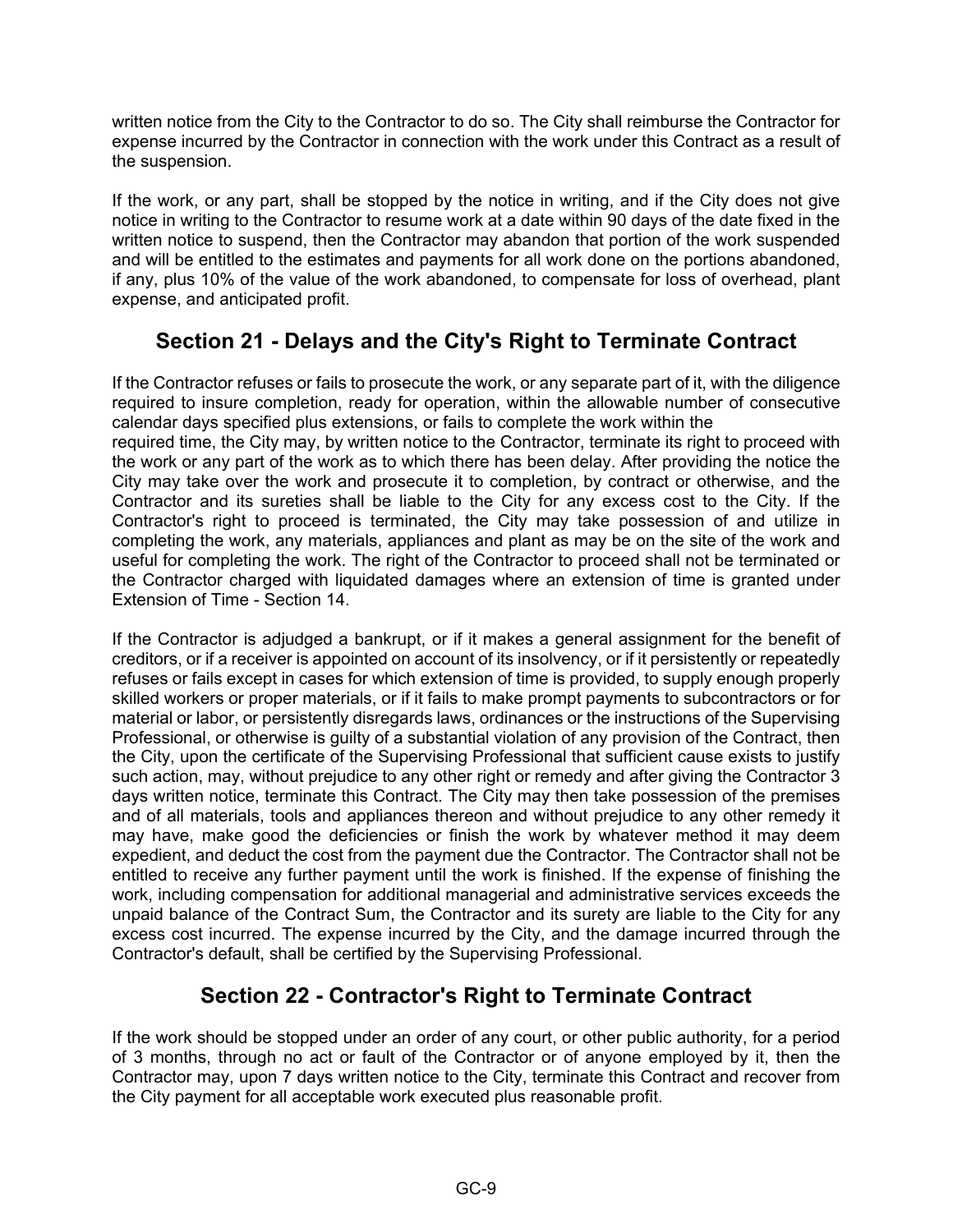written notice from the City to the Contractor to do so. The City shall reimburse the Contractor for expense incurred by the Contractor in connection with the work under this Contract as a result of the suspension.

If the work, or any part, shall be stopped by the notice in writing, and if the City does not give notice in writing to the Contractor to resume work at a date within 90 days of the date fixed in the written notice to suspend, then the Contractor may abandon that portion of the work suspended and will be entitled to the estimates and payments for all work done on the portions abandoned, if any, plus 10% of the value of the work abandoned, to compensate for loss of overhead, plant expense, and anticipated profit.

## Section 21 - Delays and the City's Right to Terminate Contract

If the Contractor refuses or fails to prosecute the work, or any separate part of it, with the diligence required to insure completion, ready for operation, within the allowable number of consecutive calendar days specified plus extensions, or fails to complete the work within the required time, the City may, by written notice to the Contractor, terminate its right to proceed with the work or any part of the work as to which there has been delay. After providing the notice the City may take over the work and prosecute it to completion, by contract or otherwise, and the Contractor and its sureties shall be liable to the City for any excess cost to the City. If the Contractor's right to proceed is terminated, the City may take possession of and utilize in completing the work, any materials, appliances and plant as may be on the site of the work and useful for completing the work. The right of the Contractor to proceed shall not be terminated or the Contractor charged with liquidated damages where an extension of time is granted under Extension of Time - Section 14.

If the Contractor is adjudged a bankrupt, or if it makes a general assignment for the benefit of creditors, or if a receiver is appointed on account of its insolvency, or if it persistently or repeatedly refuses or fails except in cases for which extension of time is provided, to supply enough properly skilled workers or proper materials, or if it fails to make prompt payments to subcontractors or for material or labor, or persistently disregards laws, ordinances or the instructions of the Supervising Professional, or otherwise is guilty of a substantial violation of any provision of the Contract, then the City, upon the certificate of the Supervising Professional that sufficient cause exists to justify such action, may, without prejudice to any other right or remedy and after giving the Contractor 3 days written notice, terminate this Contract. The City may then take possession of the premises and of all materials, tools and appliances thereon and without prejudice to any other remedy it may have, make good the deficiencies or finish the work by whatever method it may deem expedient, and deduct the cost from the payment due the Contractor. The Contractor shall not be entitled to receive any further payment until the work is finished. If the expense of finishing the work, including compensation for additional managerial and administrative services exceeds the unpaid balance of the Contract Sum, the Contractor and its surety are liable to the City for any excess cost incurred. The expense incurred by the City, and the damage incurred through the Contractor's default, shall be certified by the Supervising Professional.

## Section 22 - Contractor's Right to Terminate Contract

If the work should be stopped under an order of any court, or other public authority, for a period of 3 months, through no act or fault of the Contractor or of anyone employed by it, then the Contractor may, upon 7 days written notice to the City, terminate this Contract and recover from the City payment for all acceptable work executed plus reasonable profit.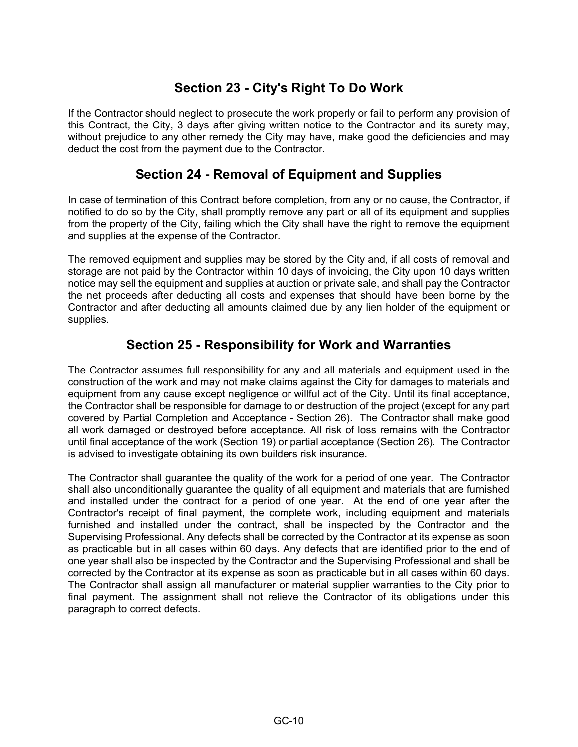## Section 23 - City's Right To Do Work

If the Contractor should neglect to prosecute the work properly or fail to perform any provision of this Contract, the City, 3 days after giving written notice to the Contractor and its surety may, without prejudice to any other remedy the City may have, make good the deficiencies and may deduct the cost from the payment due to the Contractor.

## Section 24 - Removal of Equipment and Supplies

In case of termination of this Contract before completion, from any or no cause, the Contractor, if notified to do so by the City, shall promptly remove any part or all of its equipment and supplies from the property of the City, failing which the City shall have the right to remove the equipment and supplies at the expense of the Contractor.

The removed equipment and supplies may be stored by the City and, if all costs of removal and storage are not paid by the Contractor within 10 days of invoicing, the City upon 10 days written notice may sell the equipment and supplies at auction or private sale, and shall pay the Contractor the net proceeds after deducting all costs and expenses that should have been borne by the Contractor and after deducting all amounts claimed due by any lien holder of the equipment or supplies.

## Section 25 - Responsibility for Work and Warranties

The Contractor assumes full responsibility for any and all materials and equipment used in the construction of the work and may not make claims against the City for damages to materials and equipment from any cause except negligence or willful act of the City. Until its final acceptance, the Contractor shall be responsible for damage to or destruction of the project (except for any part covered by Partial Completion and Acceptance - Section 26). The Contractor shall make good all work damaged or destroyed before acceptance. All risk of loss remains with the Contractor until final acceptance of the work (Section 19) or partial acceptance (Section 26). The Contractor is advised to investigate obtaining its own builders risk insurance.

The Contractor shall guarantee the quality of the work for a period of one year. The Contractor shall also unconditionally guarantee the quality of all equipment and materials that are furnished and installed under the contract for a period of one year. At the end of one year after the Contractor's receipt of final payment, the complete work, including equipment and materials furnished and installed under the contract, shall be inspected by the Contractor and the Supervising Professional. Any defects shall be corrected by the Contractor at its expense as soon as practicable but in all cases within 60 days. Any defects that are identified prior to the end of one year shall also be inspected by the Contractor and the Supervising Professional and shall be corrected by the Contractor at its expense as soon as practicable but in all cases within 60 days. The Contractor shall assign all manufacturer or material supplier warranties to the City prior to final payment. The assignment shall not relieve the Contractor of its obligations under this paragraph to correct defects.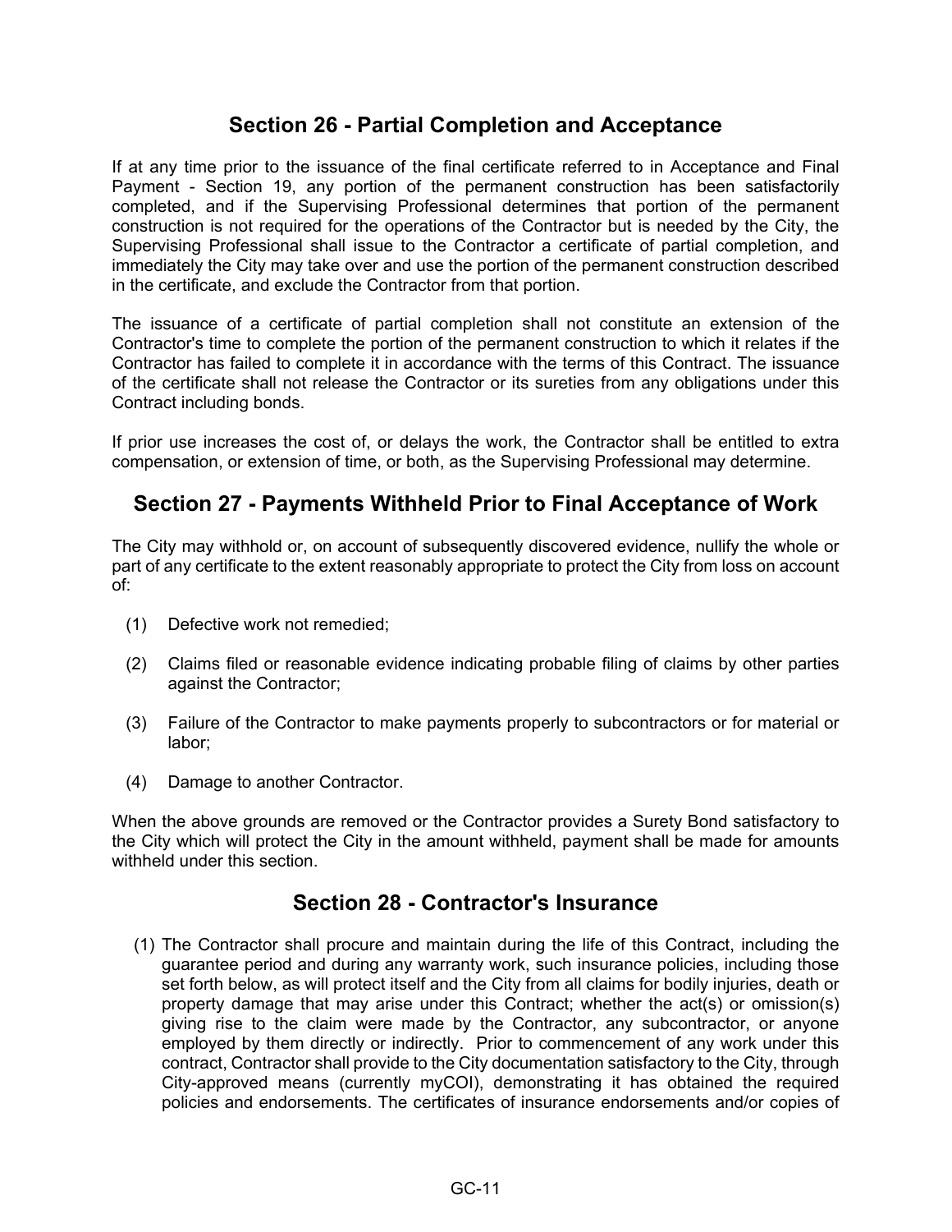## Section 26 - Partial Completion and Acceptance

If at any time prior to the issuance of the final certificate referred to in Acceptance and Final Payment - Section 19, any portion of the permanent construction has been satisfactorily completed, and if the Supervising Professional determines that portion of the permanent construction is not required for the operations of the Contractor but is needed by the City, the Supervising Professional shall issue to the Contractor a certificate of partial completion, and immediately the City may take over and use the portion of the permanent construction described in the certificate, and exclude the Contractor from that portion.

The issuance of a certificate of partial completion shall not constitute an extension of the Contractor's time to complete the portion of the permanent construction to which it relates if the Contractor has failed to complete it in accordance with the terms of this Contract. The issuance of the certificate shall not release the Contractor or its sureties from any obligations under this Contract including bonds.

If prior use increases the cost of, or delays the work, the Contractor shall be entitled to extra compensation, or extension of time, or both, as the Supervising Professional may determine.

## Section 27 - Payments Withheld Prior to Final Acceptance of Work

The City may withhold or, on account of subsequently discovered evidence, nullify the whole or part of any certificate to the extent reasonably appropriate to protect the City from loss on account of:

(1) Defective work not remedied;

(2) Claims filed or reasonable evidence indicating probable filing of claims by other parties against the Contractor;

(3) Failure of the Contractor to make payments properly to subcontractors or for material or labor;

(4) Damage to another Contractor.

When the above grounds are removed or the Contractor provides a Surety Bond satisfactory to the City which will protect the City in the amount withheld, payment shall be made for amounts withheld under this section.

## Section 28 - Contractor's Insurance

(1) The Contractor shall procure and maintain during the life of this Contract, including the guarantee period and during any warranty work, such insurance policies, including those set forth below, as will protect itself and the City from all claims for bodily injuries, death or property damage that may arise under this Contract; whether the act(s) or omission(s) giving rise to the claim were made by the Contractor, any subcontractor, or anyone employed by them directly or indirectly. Prior to commencement of any work under this contract, Contractor shall provide to the City documentation satisfactory to the City, through City-approved means (currently myCOI), demonstrating it has obtained the required policies and endorsements. The certificates of insurance endorsements and/or copies of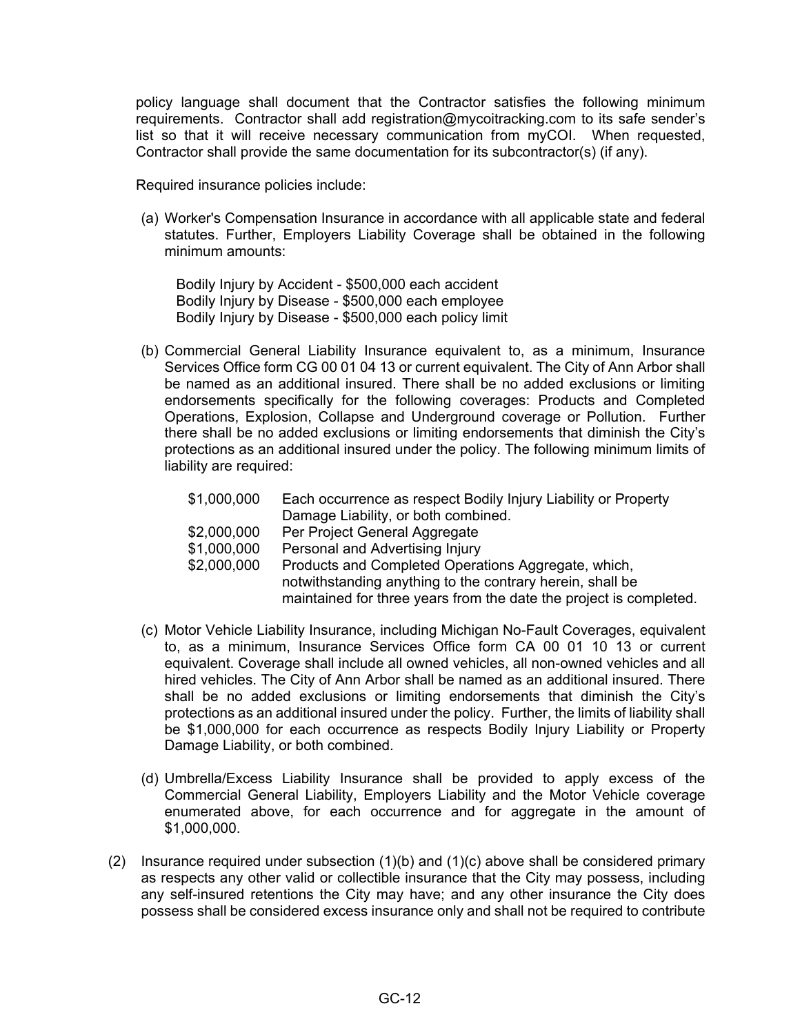policy language shall document that the Contractor satisfies the following minimum requirements. Contractor shall add registration@mycoitracking.com to its safe sender's list so that it will receive necessary communication from myCOI. When requested, Contractor shall provide the same documentation for its subcontractor(s) (if any).

Required insurance policies include:

(a) Worker's Compensation Insurance in accordance with all applicable state and federal statutes. Further, Employers Liability Coverage shall be obtained in the following minimum amounts:

Bodily Injury by Accident - $500,000 each accident  
Bodily Injury by Disease - $500,000 each employee  
Bodily Injury by Disease - $500,000 each policy limit

(b) Commercial General Liability Insurance equivalent to, as a minimum, Insurance Services Office form CG 00 01 04 13 or current equivalent. The City of Ann Arbor shall be named as an additional insured. There shall be no added exclusions or limiting endorsements specifically for the following coverages: Products and Completed Operations, Explosion, Collapse and Underground coverage or Pollution. Further there shall be no added exclusions or limiting endorsements that diminish the City's protections as an additional insured under the policy. The following minimum limits of liability are required:

| | |
|---|---|
| $1,000,000 | Each occurrence as respect Bodily Injury Liability or Property Damage Liability, or both combined. |
| $2,000,000 | Per Project General Aggregate |
| $1,000,000 | Personal and Advertising Injury |
| $2,000,000 | Products and Completed Operations Aggregate, which, notwithstanding anything to the contrary herein, shall be maintained for three years from the date the project is completed. |

(c) Motor Vehicle Liability Insurance, including Michigan No-Fault Coverages, equivalent to, as a minimum, Insurance Services Office form CA 00 01 10 13 or current equivalent. Coverage shall include all owned vehicles, all non-owned vehicles and all hired vehicles. The City of Ann Arbor shall be named as an additional insured. There shall be no added exclusions or limiting endorsements that diminish the City's protections as an additional insured under the policy. Further, the limits of liability shall be $1,000,000 for each occurrence as respects Bodily Injury Liability or Property Damage Liability, or both combined.

(d) Umbrella/Excess Liability Insurance shall be provided to apply excess of the Commercial General Liability, Employers Liability and the Motor Vehicle coverage enumerated above, for each occurrence and for aggregate in the amount of $1,000,000.

(2) Insurance required under subsection (1)(b) and (1)(c) above shall be considered primary as respects any other valid or collectible insurance that the City may possess, including any self-insured retentions the City may have; and any other insurance the City does possess shall be considered excess insurance only and shall not be required to contribute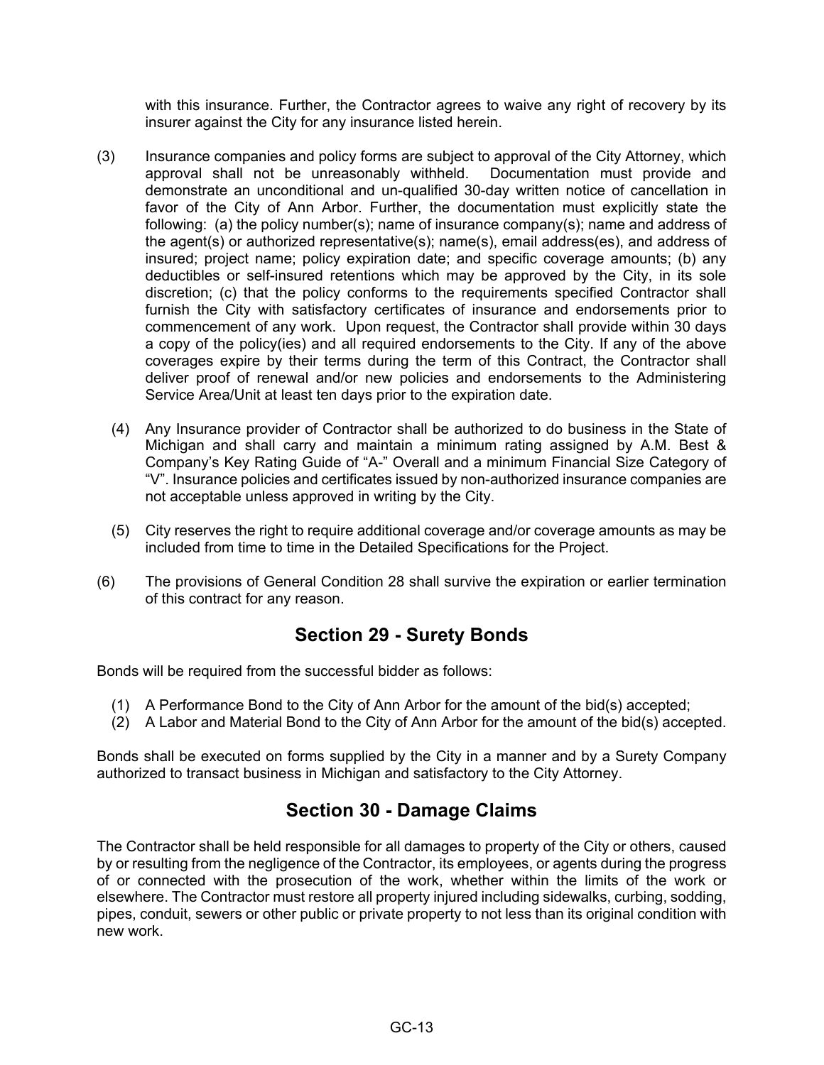with this insurance. Further, the Contractor agrees to waive any right of recovery by its insurer against the City for any insurance listed herein.

(3) Insurance companies and policy forms are subject to approval of the City Attorney, which approval shall not be unreasonably withheld. Documentation must provide and demonstrate an unconditional and un-qualified 30-day written notice of cancellation in favor of the City of Ann Arbor. Further, the documentation must explicitly state the following: (a) the policy number(s); name of insurance company(s); name and address of the agent(s) or authorized representative(s); name(s), email address(es), and address of insured; project name; policy expiration date; and specific coverage amounts; (b) any deductibles or self-insured retentions which may be approved by the City, in its sole discretion; (c) that the policy conforms to the requirements specified Contractor shall furnish the City with satisfactory certificates of insurance and endorsements prior to commencement of any work. Upon request, the Contractor shall provide within 30 days a copy of the policy(ies) and all required endorsements to the City. If any of the above coverages expire by their terms during the term of this Contract, the Contractor shall deliver proof of renewal and/or new policies and endorsements to the Administering Service Area/Unit at least ten days prior to the expiration date.

(4) Any Insurance provider of Contractor shall be authorized to do business in the State of Michigan and shall carry and maintain a minimum rating assigned by A.M. Best & Company's Key Rating Guide of "A-" Overall and a minimum Financial Size Category of "V". Insurance policies and certificates issued by non-authorized insurance companies are not acceptable unless approved in writing by the City.

(5) City reserves the right to require additional coverage and/or coverage amounts as may be included from time to time in the Detailed Specifications for the Project.

(6) The provisions of General Condition 28 shall survive the expiration or earlier termination of this contract for any reason.

## Section 29 - Surety Bonds

Bonds will be required from the successful bidder as follows:

(1) A Performance Bond to the City of Ann Arbor for the amount of the bid(s) accepted;
(2) A Labor and Material Bond to the City of Ann Arbor for the amount of the bid(s) accepted.

Bonds shall be executed on forms supplied by the City in a manner and by a Surety Company authorized to transact business in Michigan and satisfactory to the City Attorney.

## Section 30 - Damage Claims

The Contractor shall be held responsible for all damages to property of the City or others, caused by or resulting from the negligence of the Contractor, its employees, or agents during the progress of or connected with the prosecution of the work, whether within the limits of the work or elsewhere. The Contractor must restore all property injured including sidewalks, curbing, sodding, pipes, conduit, sewers or other public or private property to not less than its original condition with new work.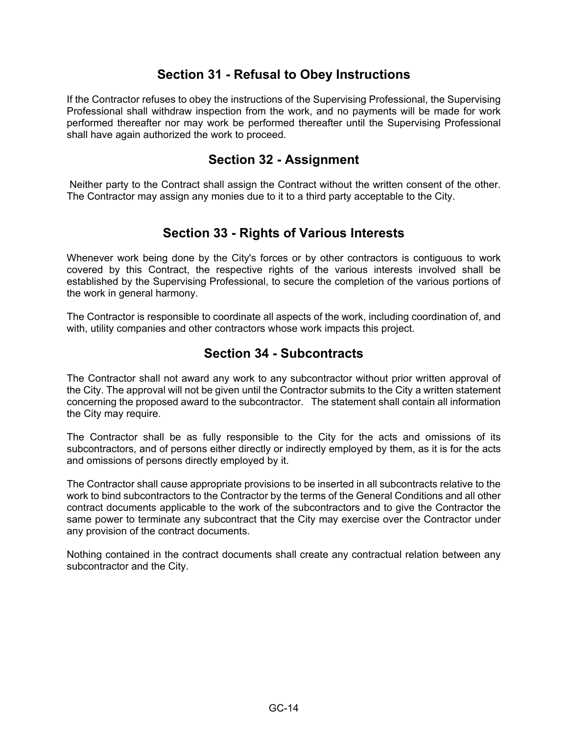## Section 31 - Refusal to Obey Instructions

If the Contractor refuses to obey the instructions of the Supervising Professional, the Supervising Professional shall withdraw inspection from the work, and no payments will be made for work performed thereafter nor may work be performed thereafter until the Supervising Professional shall have again authorized the work to proceed.

## Section 32 - Assignment

Neither party to the Contract shall assign the Contract without the written consent of the other. The Contractor may assign any monies due to it to a third party acceptable to the City.

## Section 33 - Rights of Various Interests

Whenever work being done by the City's forces or by other contractors is contiguous to work covered by this Contract, the respective rights of the various interests involved shall be established by the Supervising Professional, to secure the completion of the various portions of the work in general harmony.

The Contractor is responsible to coordinate all aspects of the work, including coordination of, and with, utility companies and other contractors whose work impacts this project.

## Section 34 - Subcontracts

The Contractor shall not award any work to any subcontractor without prior written approval of the City. The approval will not be given until the Contractor submits to the City a written statement concerning the proposed award to the subcontractor. The statement shall contain all information the City may require.

The Contractor shall be as fully responsible to the City for the acts and omissions of its subcontractors, and of persons either directly or indirectly employed by them, as it is for the acts and omissions of persons directly employed by it.

The Contractor shall cause appropriate provisions to be inserted in all subcontracts relative to the work to bind subcontractors to the Contractor by the terms of the General Conditions and all other contract documents applicable to the work of the subcontractors and to give the Contractor the same power to terminate any subcontract that the City may exercise over the Contractor under any provision of the contract documents.

Nothing contained in the contract documents shall create any contractual relation between any subcontractor and the City.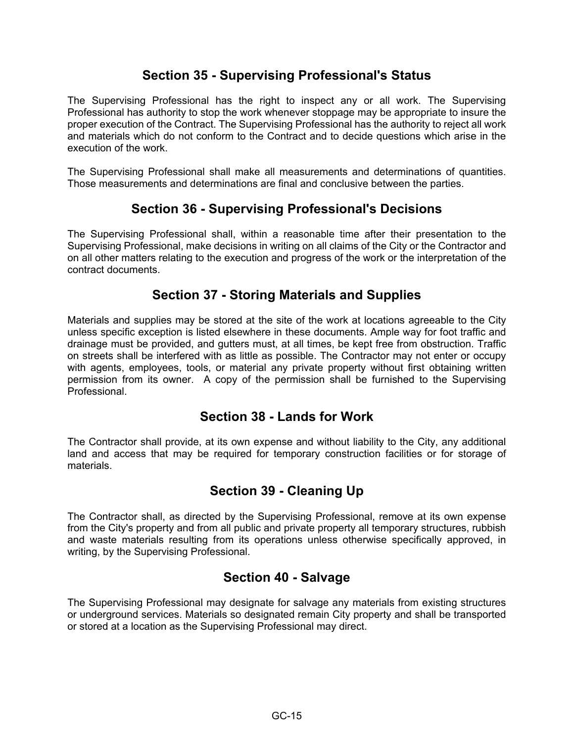## Section 35 - Supervising Professional's Status

The Supervising Professional has the right to inspect any or all work. The Supervising Professional has authority to stop the work whenever stoppage may be appropriate to insure the proper execution of the Contract. The Supervising Professional has the authority to reject all work and materials which do not conform to the Contract and to decide questions which arise in the execution of the work.

The Supervising Professional shall make all measurements and determinations of quantities. Those measurements and determinations are final and conclusive between the parties.

## Section 36 - Supervising Professional's Decisions

The Supervising Professional shall, within a reasonable time after their presentation to the Supervising Professional, make decisions in writing on all claims of the City or the Contractor and on all other matters relating to the execution and progress of the work or the interpretation of the contract documents.

## Section 37 - Storing Materials and Supplies

Materials and supplies may be stored at the site of the work at locations agreeable to the City unless specific exception is listed elsewhere in these documents. Ample way for foot traffic and drainage must be provided, and gutters must, at all times, be kept free from obstruction. Traffic on streets shall be interfered with as little as possible. The Contractor may not enter or occupy with agents, employees, tools, or material any private property without first obtaining written permission from its owner. A copy of the permission shall be furnished to the Supervising Professional.

## Section 38 - Lands for Work

The Contractor shall provide, at its own expense and without liability to the City, any additional land and access that may be required for temporary construction facilities or for storage of materials.

## Section 39 - Cleaning Up

The Contractor shall, as directed by the Supervising Professional, remove at its own expense from the City's property and from all public and private property all temporary structures, rubbish and waste materials resulting from its operations unless otherwise specifically approved, in writing, by the Supervising Professional.

## Section 40 - Salvage

The Supervising Professional may designate for salvage any materials from existing structures or underground services. Materials so designated remain City property and shall be transported or stored at a location as the Supervising Professional may direct.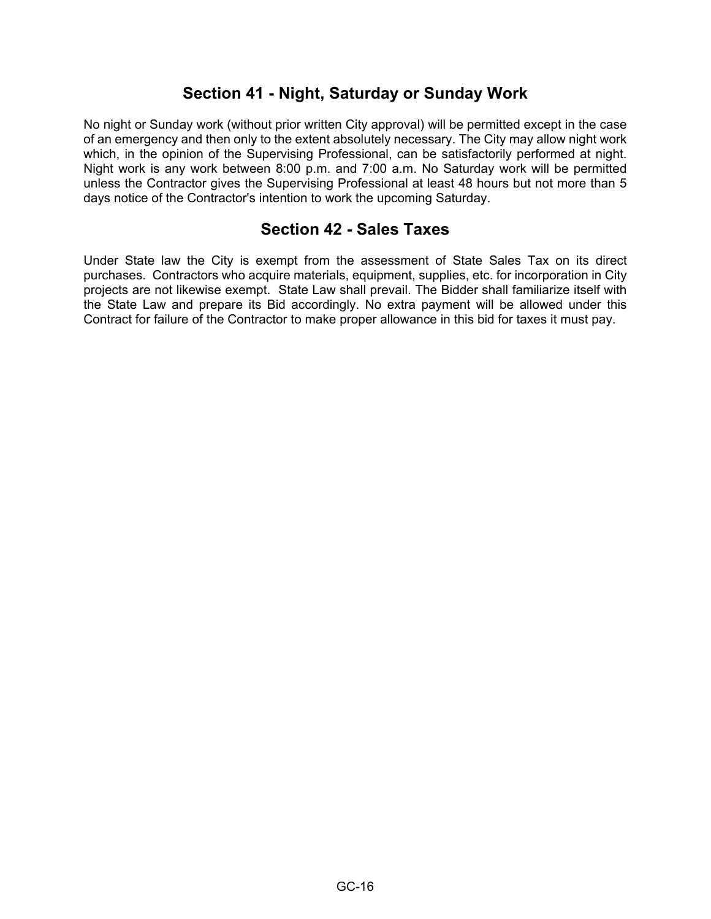## Section 41 - Night, Saturday or Sunday Work

No night or Sunday work (without prior written City approval) will be permitted except in the case of an emergency and then only to the extent absolutely necessary. The City may allow night work which, in the opinion of the Supervising Professional, can be satisfactorily performed at night. Night work is any work between 8:00 p.m. and 7:00 a.m. No Saturday work will be permitted unless the Contractor gives the Supervising Professional at least 48 hours but not more than 5 days notice of the Contractor's intention to work the upcoming Saturday.

## Section 42 - Sales Taxes

Under State law the City is exempt from the assessment of State Sales Tax on its direct purchases. Contractors who acquire materials, equipment, supplies, etc. for incorporation in City projects are not likewise exempt. State Law shall prevail. The Bidder shall familiarize itself with the State Law and prepare its Bid accordingly. No extra payment will be allowed under this Contract for failure of the Contractor to make proper allowance in this bid for taxes it must pay.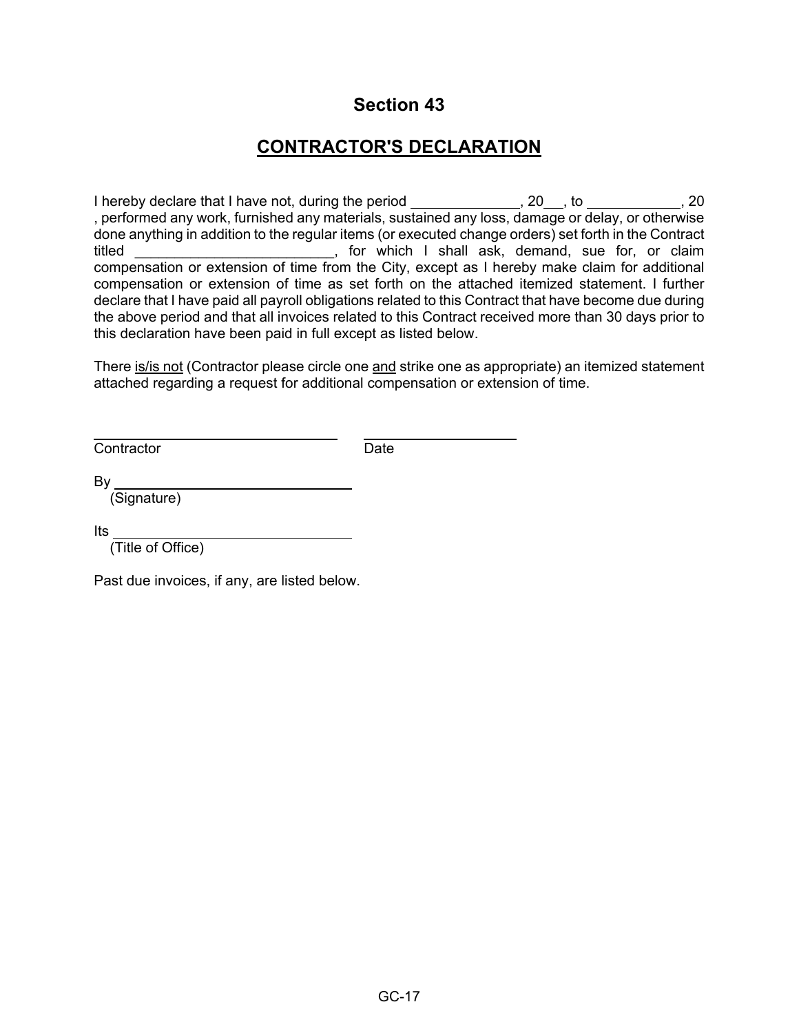## Section 43

## CONTRACTOR'S DECLARATION

I hereby declare that I have not, during the period ______________, 20___, to ____________, 20 , performed any work, furnished any materials, sustained any loss, damage or delay, or otherwise done anything in addition to the regular items (or executed change orders) set forth in the Contract titled _________________________, for which I shall ask, demand, sue for, or claim compensation or extension of time from the City, except as I hereby make claim for additional compensation or extension of time as set forth on the attached itemized statement. I further declare that I have paid all payroll obligations related to this Contract that have become due during the above period and that all invoices related to this Contract received more than 30 days prior to this declaration have been paid in full except as listed below.

There is/is not (Contractor please circle one and strike one as appropriate) an itemized statement attached regarding a request for additional compensation or extension of time.

______________________________ ____________________
Contractor Date

By ______________________________
(Signature)

Its ______________________________
(Title of Office)

Past due invoices, if any, are listed below.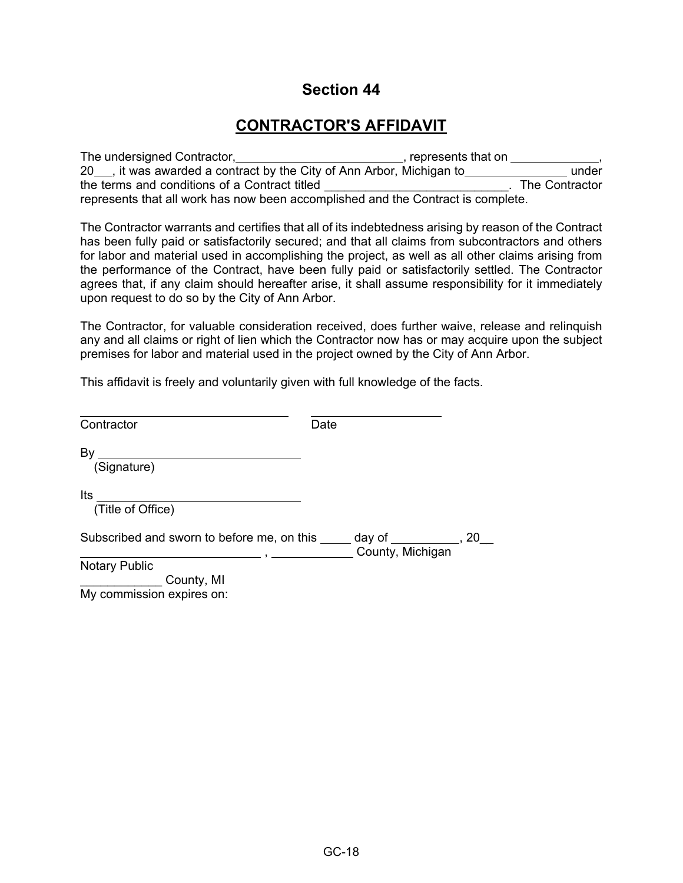# Section 44

## CONTRACTOR'S AFFIDAVIT

The undersigned Contractor, _________________________, represents that on _____________, 20___, it was awarded a contract by the City of Ann Arbor, Michigan to _______________ under the terms and conditions of a Contract titled ___________________________. The Contractor represents that all work has now been accomplished and the Contract is complete.

The Contractor warrants and certifies that all of its indebtedness arising by reason of the Contract has been fully paid or satisfactorily secured; and that all claims from subcontractors and others for labor and material used in accomplishing the project, as well as all other claims arising from the performance of the Contract, have been fully paid or satisfactorily settled. The Contractor agrees that, if any claim should hereafter arise, it shall assume responsibility for it immediately upon request to do so by the City of Ann Arbor.

The Contractor, for valuable consideration received, does further waive, release and relinquish any and all claims or right of lien which the Contractor now has or may acquire upon the subject premises for labor and material used in the project owned by the City of Ann Arbor.

This affidavit is freely and voluntarily given with full knowledge of the facts.

______________________________ ____________________
Contractor Date

By ______________________________
(Signature)

Its ______________________________
(Title of Office)

Subscribed and sworn to before me, on this _____ day of __________, 20__
____________________________ , ____________ County, Michigan
Notary Public
____________ County, MI
My commission expires on: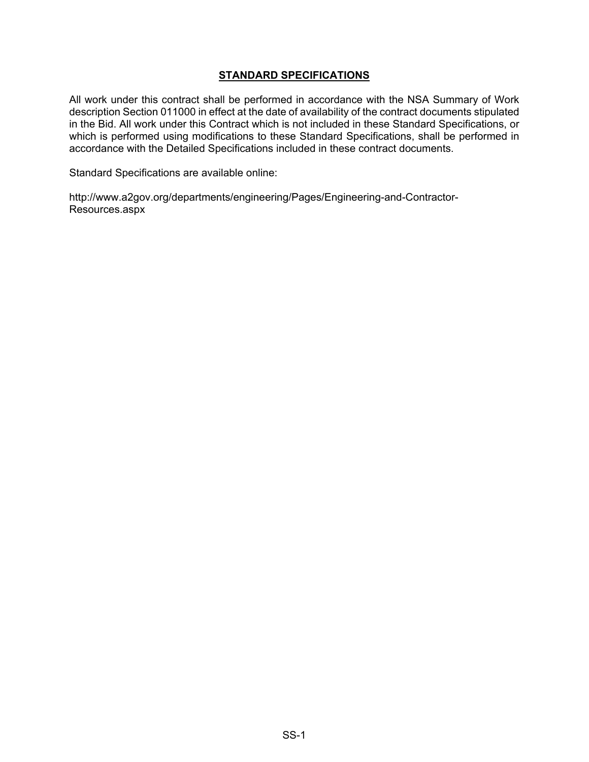## STANDARD SPECIFICATIONS

All work under this contract shall be performed in accordance with the NSA Summary of Work description Section 011000 in effect at the date of availability of the contract documents stipulated in the Bid. All work under this Contract which is not included in these Standard Specifications, or which is performed using modifications to these Standard Specifications, shall be performed in accordance with the Detailed Specifications included in these contract documents.

Standard Specifications are available online:

http://www.a2gov.org/departments/engineering/Pages/Engineering-and-Contractor-Resources.aspx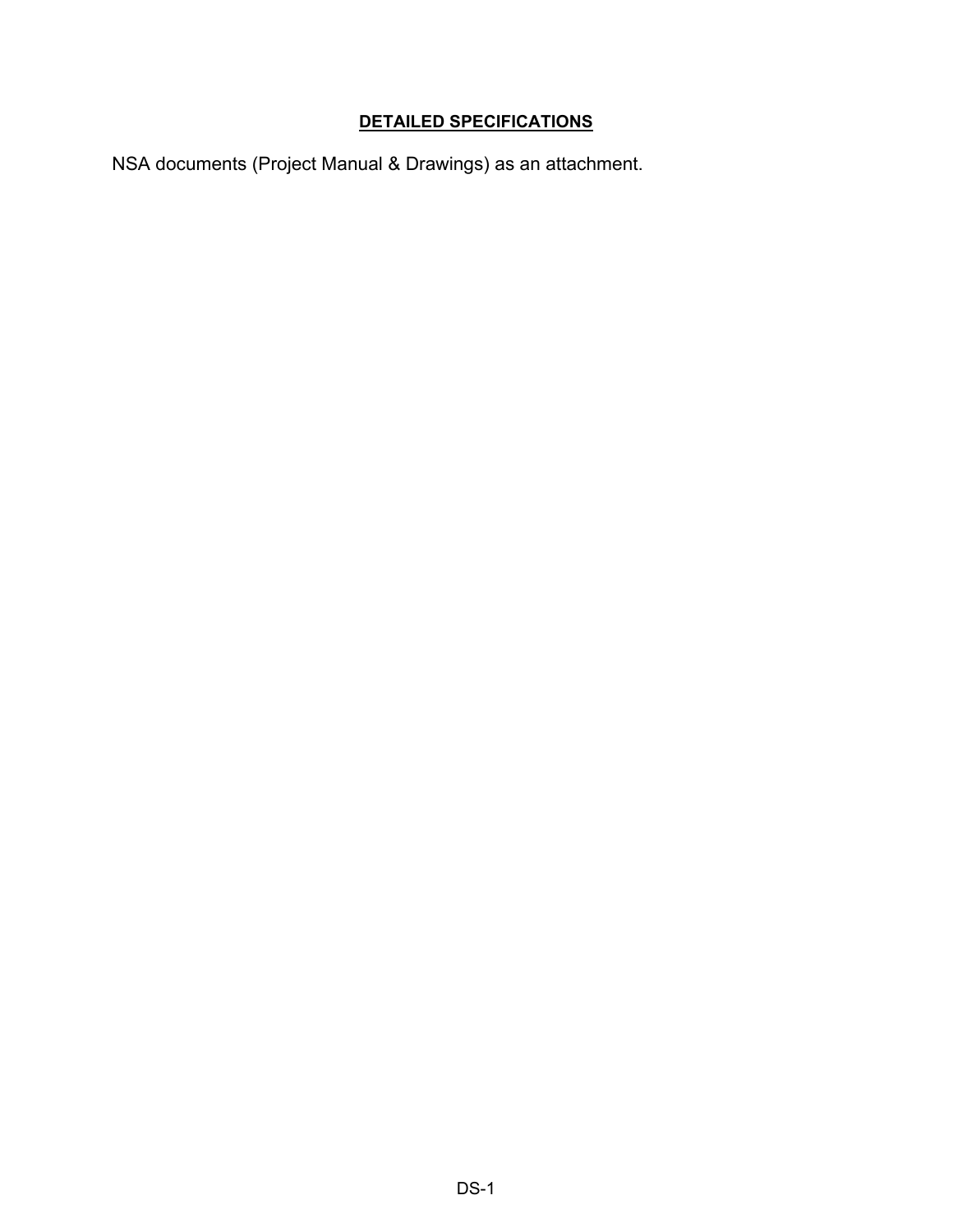# DETAILED SPECIFICATIONS

NSA documents (Project Manual & Drawings) as an attachment.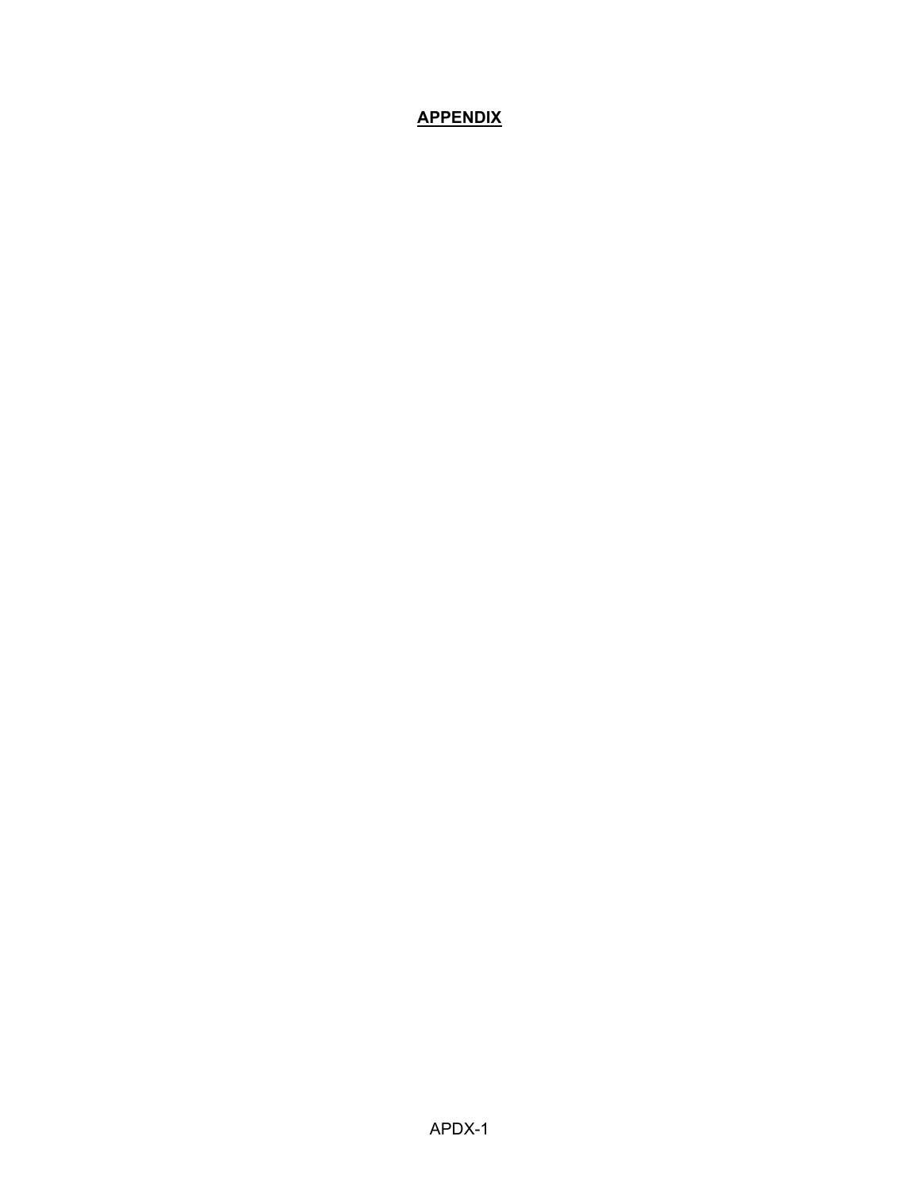# **APPENDIX**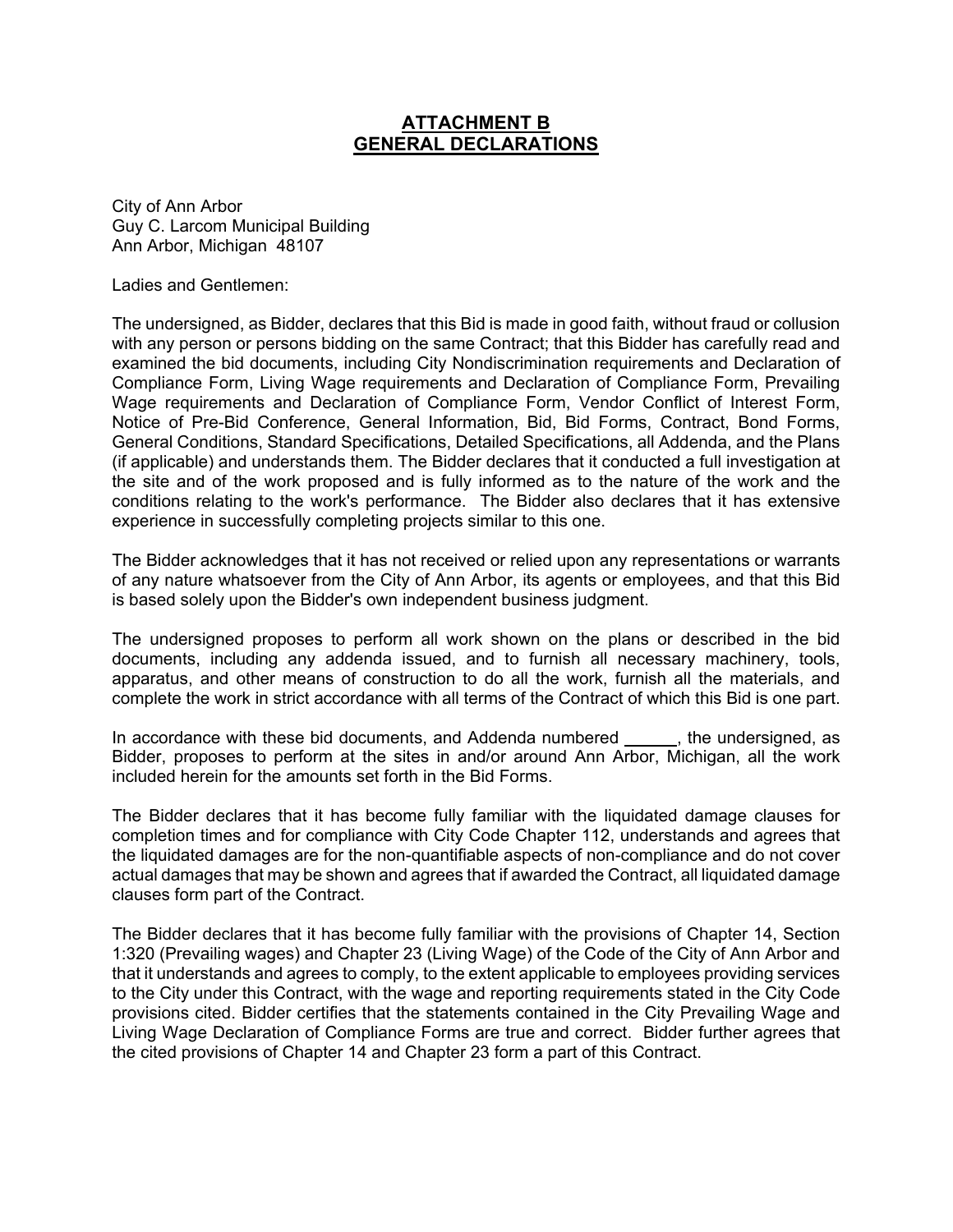# ATTACHMENT B
# GENERAL DECLARATIONS

City of Ann Arbor
Guy C. Larcom Municipal Building
Ann Arbor, Michigan 48107

Ladies and Gentlemen:

The undersigned, as Bidder, declares that this Bid is made in good faith, without fraud or collusion with any person or persons bidding on the same Contract; that this Bidder has carefully read and examined the bid documents, including City Nondiscrimination requirements and Declaration of Compliance Form, Living Wage requirements and Declaration of Compliance Form, Prevailing Wage requirements and Declaration of Compliance Form, Vendor Conflict of Interest Form, Notice of Pre-Bid Conference, General Information, Bid, Bid Forms, Contract, Bond Forms, General Conditions, Standard Specifications, Detailed Specifications, all Addenda, and the Plans (if applicable) and understands them. The Bidder declares that it conducted a full investigation at the site and of the work proposed and is fully informed as to the nature of the work and the conditions relating to the work's performance. The Bidder also declares that it has extensive experience in successfully completing projects similar to this one.

The Bidder acknowledges that it has not received or relied upon any representations or warrants of any nature whatsoever from the City of Ann Arbor, its agents or employees, and that this Bid is based solely upon the Bidder's own independent business judgment.

The undersigned proposes to perform all work shown on the plans or described in the bid documents, including any addenda issued, and to furnish all necessary machinery, tools, apparatus, and other means of construction to do all the work, furnish all the materials, and complete the work in strict accordance with all terms of the Contract of which this Bid is one part.

In accordance with these bid documents, and Addenda numbered ______, the undersigned, as Bidder, proposes to perform at the sites in and/or around Ann Arbor, Michigan, all the work included herein for the amounts set forth in the Bid Forms.

The Bidder declares that it has become fully familiar with the liquidated damage clauses for completion times and for compliance with City Code Chapter 112, understands and agrees that the liquidated damages are for the non-quantifiable aspects of non-compliance and do not cover actual damages that may be shown and agrees that if awarded the Contract, all liquidated damage clauses form part of the Contract.

The Bidder declares that it has become fully familiar with the provisions of Chapter 14, Section 1:320 (Prevailing wages) and Chapter 23 (Living Wage) of the Code of the City of Ann Arbor and that it understands and agrees to comply, to the extent applicable to employees providing services to the City under this Contract, with the wage and reporting requirements stated in the City Code provisions cited. Bidder certifies that the statements contained in the City Prevailing Wage and Living Wage Declaration of Compliance Forms are true and correct. Bidder further agrees that the cited provisions of Chapter 14 and Chapter 23 form a part of this Contract.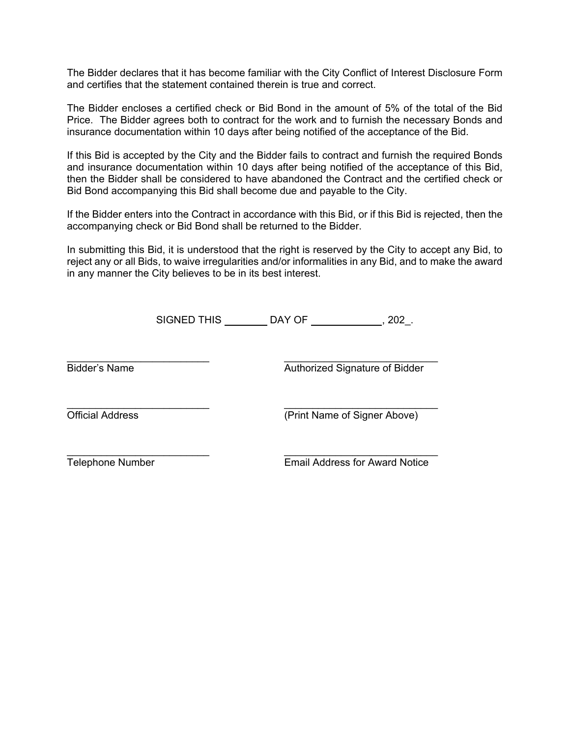The Bidder declares that it has become familiar with the City Conflict of Interest Disclosure Form and certifies that the statement contained therein is true and correct.

The Bidder encloses a certified check or Bid Bond in the amount of 5% of the total of the Bid Price. The Bidder agrees both to contract for the work and to furnish the necessary Bonds and insurance documentation within 10 days after being notified of the acceptance of the Bid.

If this Bid is accepted by the City and the Bidder fails to contract and furnish the required Bonds and insurance documentation within 10 days after being notified of the acceptance of this Bid, then the Bidder shall be considered to have abandoned the Contract and the certified check or Bid Bond accompanying this Bid shall become due and payable to the City.

If the Bidder enters into the Contract in accordance with this Bid, or if this Bid is rejected, then the accompanying check or Bid Bond shall be returned to the Bidder.

In submitting this Bid, it is understood that the right is reserved by the City to accept any Bid, to reject any or all Bids, to waive irregularities and/or informalities in any Bid, and to make the award in any manner the City believes to be in its best interest.

SIGNED THIS ________ DAY OF _____________, 202_.

| | |
|---|---|
| ___________________________ | ______________________________ |
| Bidder's Name | Authorized Signature of Bidder |
| ___________________________ | ______________________________ |
| Official Address | (Print Name of Signer Above) |
| ___________________________ | ______________________________ |
| Telephone Number | Email Address for Award Notice |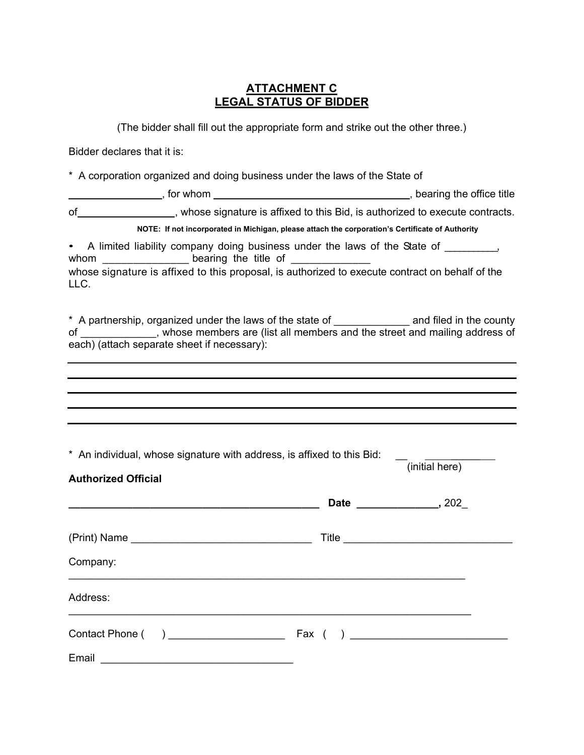# ATTACHMENT C
# LEGAL STATUS OF BIDDER

(The bidder shall fill out the appropriate form and strike out the other three.)

Bidder declares that it is:

\* A corporation organized and doing business under the laws of the State of ________________, for whom ___________________________________, bearing the office title of_________________, whose signature is affixed to this Bid, is authorized to execute contracts.

**NOTE: If not incorporated in Michigan, please attach the corporation's Certificate of Authority**

• A limited liability company doing business under the laws of the State of _________, whom _______________ bearing the title of ______________ whose signature is affixed to this proposal, is authorized to execute contract on behalf of the LLC.

\* A partnership, organized under the laws of the state of _____________ and filed in the county of _____________, whose members are (list all members and the street and mailing address of each) (attach separate sheet if necessary):

_______________________________________________________________________

_______________________________________________________________________

_______________________________________________________________________

_______________________________________________________________________

_______________________________________________________________________

\* An individual, whose signature with address, is affixed to this Bid: __ ____________ (initial here)

**Authorized Official**

_____________________________________________ **Date** ______________**,** 202_

(Print) Name _______________________________ Title ____________________________

Company: _______________________________________________________________________

Address: _______________________________________________________________________

Contact Phone ( ) ____________________ Fax ( ) ___________________________

Email _________________________________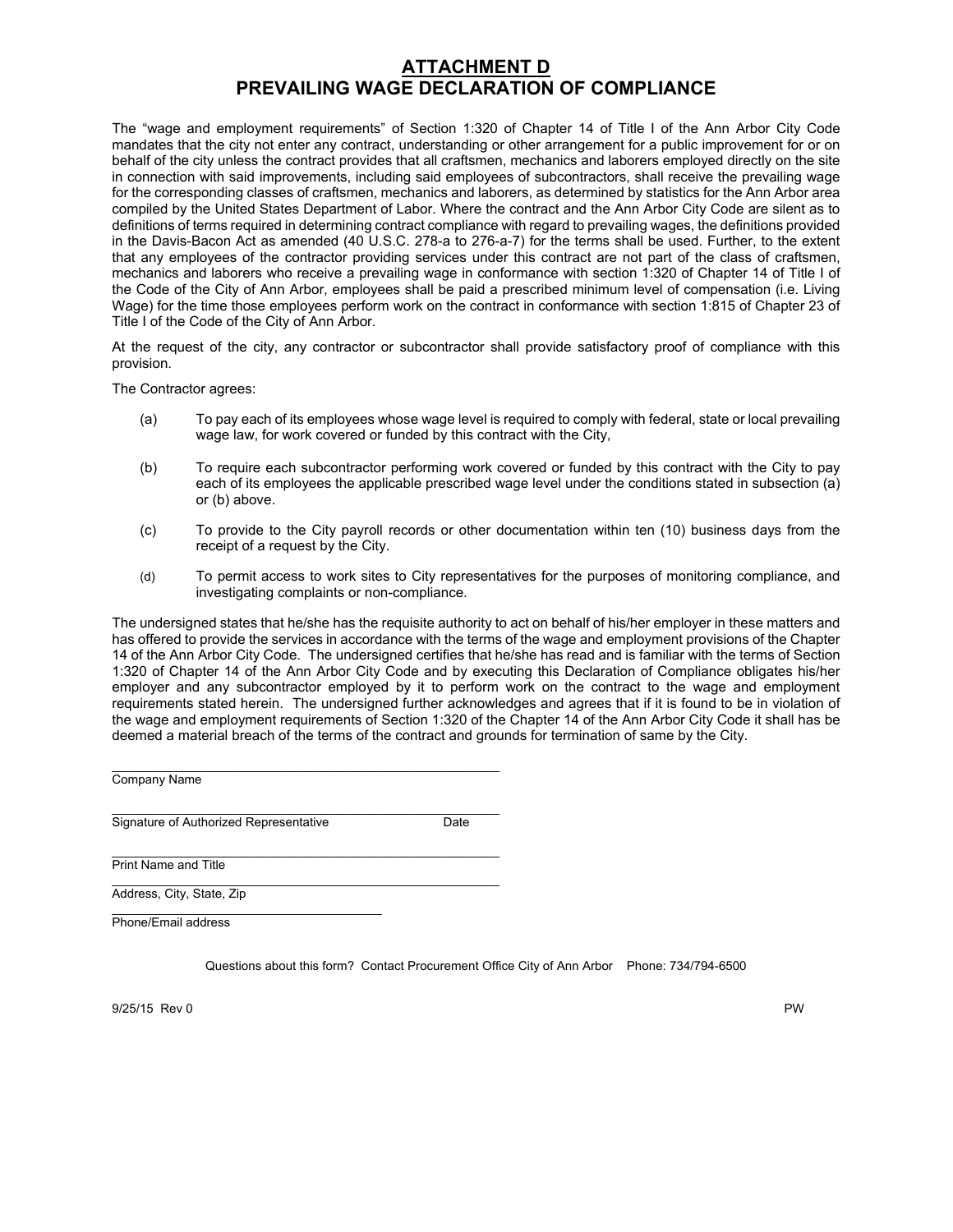# ATTACHMENT D
# PREVAILING WAGE DECLARATION OF COMPLIANCE

The "wage and employment requirements" of Section 1:320 of Chapter 14 of Title I of the Ann Arbor City Code mandates that the city not enter any contract, understanding or other arrangement for a public improvement for or on behalf of the city unless the contract provides that all craftsmen, mechanics and laborers employed directly on the site in connection with said improvements, including said employees of subcontractors, shall receive the prevailing wage for the corresponding classes of craftsmen, mechanics and laborers, as determined by statistics for the Ann Arbor area compiled by the United States Department of Labor. Where the contract and the Ann Arbor City Code are silent as to definitions of terms required in determining contract compliance with regard to prevailing wages, the definitions provided in the Davis-Bacon Act as amended (40 U.S.C. 278-a to 276-a-7) for the terms shall be used. Further, to the extent that any employees of the contractor providing services under this contract are not part of the class of craftsmen, mechanics and laborers who receive a prevailing wage in conformance with section 1:320 of Chapter 14 of Title I of the Code of the City of Ann Arbor, employees shall be paid a prescribed minimum level of compensation (i.e. Living Wage) for the time those employees perform work on the contract in conformance with section 1:815 of Chapter 23 of Title I of the Code of the City of Ann Arbor.

At the request of the city, any contractor or subcontractor shall provide satisfactory proof of compliance with this provision.

The Contractor agrees:

(a) To pay each of its employees whose wage level is required to comply with federal, state or local prevailing wage law, for work covered or funded by this contract with the City,

(b) To require each subcontractor performing work covered or funded by this contract with the City to pay each of its employees the applicable prescribed wage level under the conditions stated in subsection (a) or (b) above.

(c) To provide to the City payroll records or other documentation within ten (10) business days from the receipt of a request by the City.

(d) To permit access to work sites to City representatives for the purposes of monitoring compliance, and investigating complaints or non-compliance.

The undersigned states that he/she has the requisite authority to act on behalf of his/her employer in these matters and has offered to provide the services in accordance with the terms of the wage and employment provisions of the Chapter 14 of the Ann Arbor City Code. The undersigned certifies that he/she has read and is familiar with the terms of Section 1:320 of Chapter 14 of the Ann Arbor City Code and by executing this Declaration of Compliance obligates his/her employer and any subcontractor employed by it to perform work on the contract to the wage and employment requirements stated herein. The undersigned further acknowledges and agrees that if it is found to be in violation of the wage and employment requirements of Section 1:320 of the Chapter 14 of the Ann Arbor City Code it shall has be deemed a material breach of the terms of the contract and grounds for termination of same by the City.

_______________________________________________
Company Name

_______________________________________________
Signature of Authorized Representative Date

_______________________________________________
Print Name and Title

_______________________________________________
Address, City, State, Zip

_______________________________________
Phone/Email address

Questions about this form? Contact Procurement Office City of Ann Arbor Phone: 734/794-6500

9/25/15 Rev 0 PW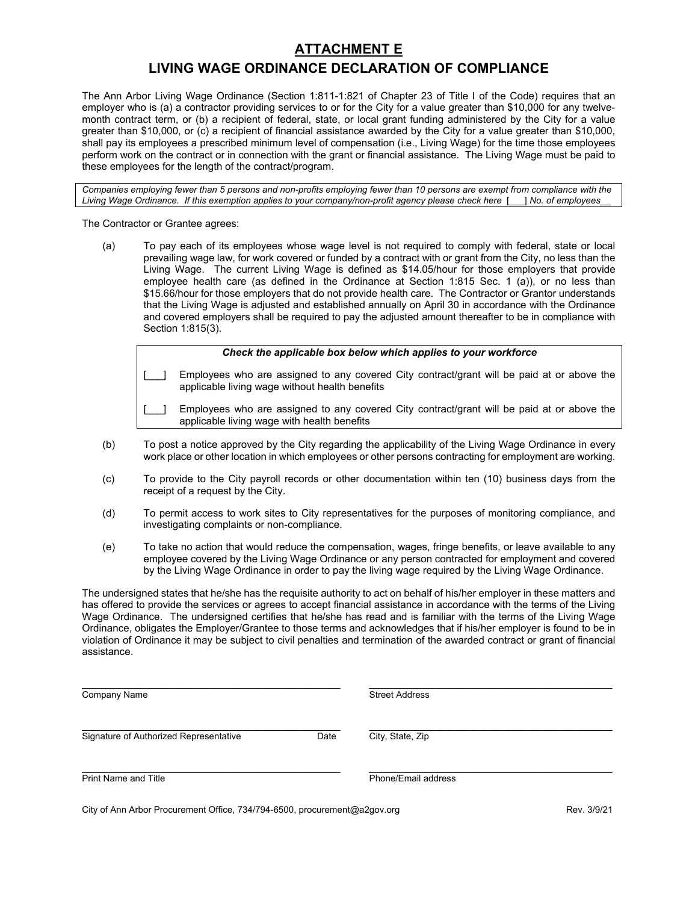# ATTACHMENT E

# LIVING WAGE ORDINANCE DECLARATION OF COMPLIANCE

The Ann Arbor Living Wage Ordinance (Section 1:811-1:821 of Chapter 23 of Title I of the Code) requires that an employer who is (a) a contractor providing services to or for the City for a value greater than $10,000 for any twelve-month contract term, or (b) a recipient of federal, state, or local grant funding administered by the City for a value greater than $10,000, or (c) a recipient of financial assistance awarded by the City for a value greater than $10,000, shall pay its employees a prescribed minimum level of compensation (i.e., Living Wage) for the time those employees perform work on the contract or in connection with the grant or financial assistance. The Living Wage must be paid to these employees for the length of the contract/program.

*Companies employing fewer than 5 persons and non-profits employing fewer than 10 persons are exempt from compliance with the Living Wage Ordinance. If this exemption applies to your company/non-profit agency please check here* [___] *No. of employees*__

The Contractor or Grantee agrees:

(a) To pay each of its employees whose wage level is not required to comply with federal, state or local prevailing wage law, for work covered or funded by a contract with or grant from the City, no less than the Living Wage. The current Living Wage is defined as $14.05/hour for those employers that provide employee health care (as defined in the Ordinance at Section 1:815 Sec. 1 (a)), or no less than $15.66/hour for those employers that do not provide health care. The Contractor or Grantor understands that the Living Wage is adjusted and established annually on April 30 in accordance with the Ordinance and covered employers shall be required to pay the adjusted amount thereafter to be in compliance with Section 1:815(3).

***Check the applicable box below which applies to your workforce***

[___] Employees who are assigned to any covered City contract/grant will be paid at or above the applicable living wage without health benefits

[___] Employees who are assigned to any covered City contract/grant will be paid at or above the applicable living wage with health benefits

(b) To post a notice approved by the City regarding the applicability of the Living Wage Ordinance in every work place or other location in which employees or other persons contracting for employment are working.

(c) To provide to the City payroll records or other documentation within ten (10) business days from the receipt of a request by the City.

(d) To permit access to work sites to City representatives for the purposes of monitoring compliance, and investigating complaints or non-compliance.

(e) To take no action that would reduce the compensation, wages, fringe benefits, or leave available to any employee covered by the Living Wage Ordinance or any person contracted for employment and covered by the Living Wage Ordinance in order to pay the living wage required by the Living Wage Ordinance.

The undersigned states that he/she has the requisite authority to act on behalf of his/her employer in these matters and has offered to provide the services or agrees to accept financial assistance in accordance with the terms of the Living Wage Ordinance. The undersigned certifies that he/she has read and is familiar with the terms of the Living Wage Ordinance, obligates the Employer/Grantee to those terms and acknowledges that if his/her employer is found to be in violation of Ordinance it may be subject to civil penalties and termination of the awarded contract or grant of financial assistance.

_______________________________________
Company Name

_______________________________________
Street Address

_______________________________________
Signature of Authorized Representative        Date

_______________________________________
City, State, Zip

_______________________________________
Print Name and Title

_______________________________________
Phone/Email address

City of Ann Arbor Procurement Office, 734/794-6500, procurement@a2gov.org        Rev. 3/9/21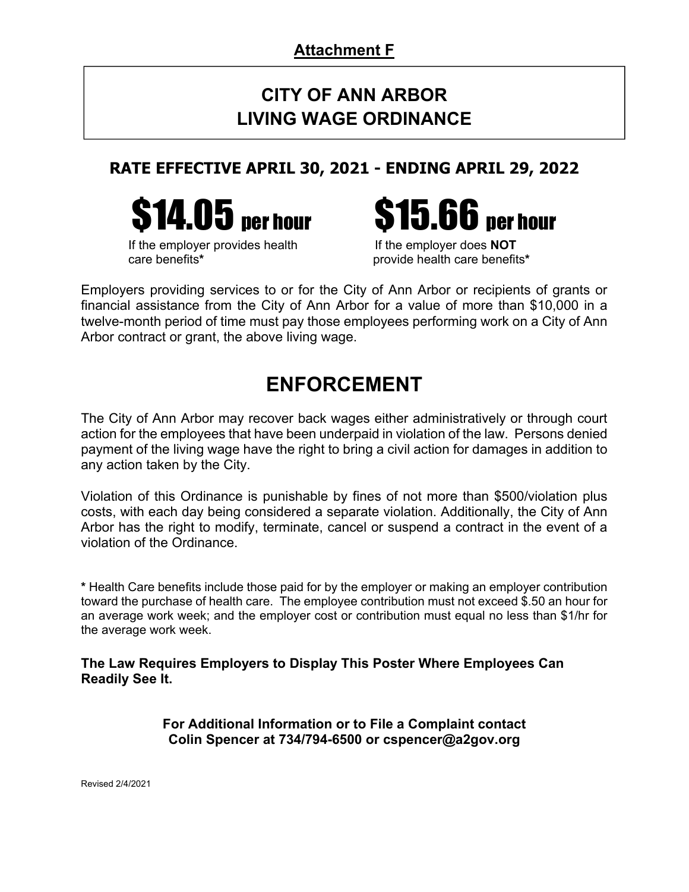**Attachment F**

# CITY OF ANN ARBOR LIVING WAGE ORDINANCE

## RATE EFFECTIVE APRIL 30, 2021 - ENDING APRIL 29, 2022

**$14.05 per hour**

If the employer provides health care benefits*

**$15.66 per hour**

If the employer does **NOT** provide health care benefits*

Employers providing services to or for the City of Ann Arbor or recipients of grants or financial assistance from the City of Ann Arbor for a value of more than $10,000 in a twelve-month period of time must pay those employees performing work on a City of Ann Arbor contract or grant, the above living wage.

# ENFORCEMENT

The City of Ann Arbor may recover back wages either administratively or through court action for the employees that have been underpaid in violation of the law. Persons denied payment of the living wage have the right to bring a civil action for damages in addition to any action taken by the City.

Violation of this Ordinance is punishable by fines of not more than $500/violation plus costs, with each day being considered a separate violation. Additionally, the City of Ann Arbor has the right to modify, terminate, cancel or suspend a contract in the event of a violation of the Ordinance.

**\*** Health Care benefits include those paid for by the employer or making an employer contribution toward the purchase of health care. The employee contribution must not exceed $.50 an hour for an average work week; and the employer cost or contribution must equal no less than $1/hr for the average work week.

**The Law Requires Employers to Display This Poster Where Employees Can Readily See It.**

**For Additional Information or to File a Complaint contact Colin Spencer at 734/794-6500 or cspencer@a2gov.org**

Revised 2/4/2021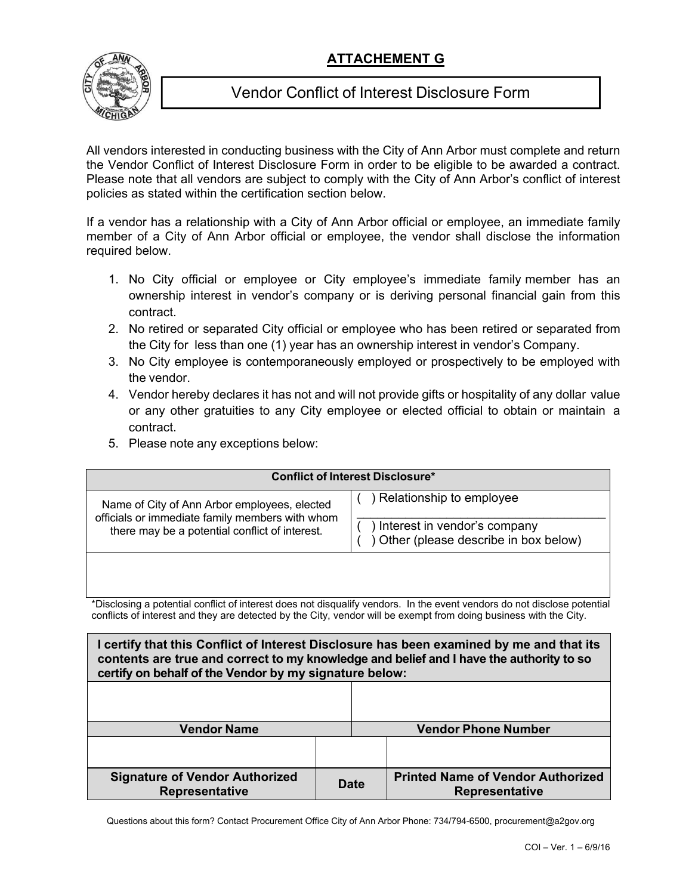## ATTACHEMENT G

# Vendor Conflict of Interest Disclosure Form

All vendors interested in conducting business with the City of Ann Arbor must complete and return the Vendor Conflict of Interest Disclosure Form in order to be eligible to be awarded a contract. Please note that all vendors are subject to comply with the City of Ann Arbor's conflict of interest policies as stated within the certification section below.

If a vendor has a relationship with a City of Ann Arbor official or employee, an immediate family member of a City of Ann Arbor official or employee, the vendor shall disclose the information required below.

1. No City official or employee or City employee's immediate family member has an ownership interest in vendor's company or is deriving personal financial gain from this contract.
2. No retired or separated City official or employee who has been retired or separated from the City for less than one (1) year has an ownership interest in vendor's Company.
3. No City employee is contemporaneously employed or prospectively to be employed with the vendor.
4. Vendor hereby declares it has not and will not provide gifts or hospitality of any dollar value or any other gratuities to any City employee or elected official to obtain or maintain a contract.
5. Please note any exceptions below:

| Conflict of Interest Disclosure* | |
|---|---|
| Name of City of Ann Arbor employees, elected officials or immediate family members with whom there may be a potential conflict of interest. | ( ) Relationship to employee<br>______________________<br>( ) Interest in vendor's company<br>( ) Other (please describe in box below) |
| | |

*Disclosing a potential conflict of interest does not disqualify vendors. In the event vendors do not disclose potential conflicts of interest and they are detected by the City, vendor will be exempt from doing business with the City.

| I certify that this Conflict of Interest Disclosure has been examined by me and that its contents are true and correct to my knowledge and belief and I have the authority to so certify on behalf of the Vendor by my signature below: | | |
|---|---|---|
| | | |
| **Vendor Name** | | **Vendor Phone Number** |
| | | |
| **Signature of Vendor Authorized Representative** | **Date** | **Printed Name of Vendor Authorized Representative** |

Questions about this form? Contact Procurement Office City of Ann Arbor Phone: 734/794-6500, procurement@a2gov.org

COI – Ver. 1 – 6/9/16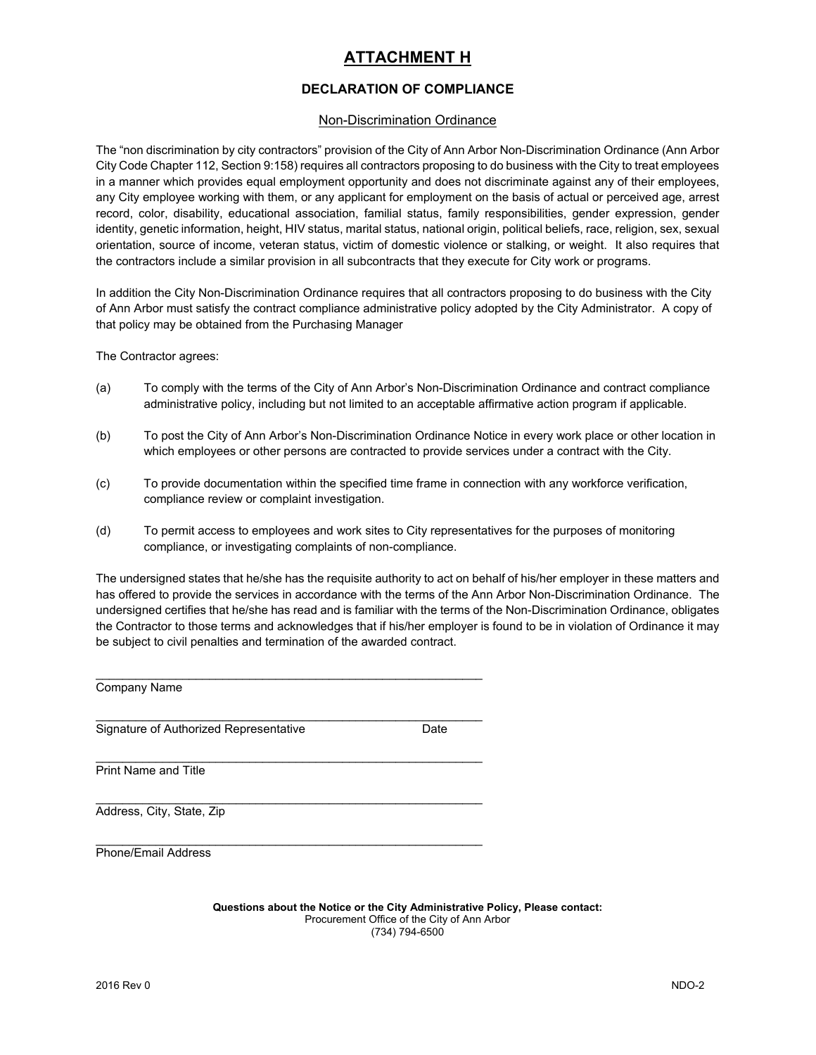# ATTACHMENT H

## DECLARATION OF COMPLIANCE

### Non-Discrimination Ordinance

The "non discrimination by city contractors" provision of the City of Ann Arbor Non-Discrimination Ordinance (Ann Arbor City Code Chapter 112, Section 9:158) requires all contractors proposing to do business with the City to treat employees in a manner which provides equal employment opportunity and does not discriminate against any of their employees, any City employee working with them, or any applicant for employment on the basis of actual or perceived age, arrest record, color, disability, educational association, familial status, family responsibilities, gender expression, gender identity, genetic information, height, HIV status, marital status, national origin, political beliefs, race, religion, sex, sexual orientation, source of income, veteran status, victim of domestic violence or stalking, or weight. It also requires that the contractors include a similar provision in all subcontracts that they execute for City work or programs.

In addition the City Non-Discrimination Ordinance requires that all contractors proposing to do business with the City of Ann Arbor must satisfy the contract compliance administrative policy adopted by the City Administrator. A copy of that policy may be obtained from the Purchasing Manager

The Contractor agrees:

(a) To comply with the terms of the City of Ann Arbor's Non-Discrimination Ordinance and contract compliance administrative policy, including but not limited to an acceptable affirmative action program if applicable.

(b) To post the City of Ann Arbor's Non-Discrimination Ordinance Notice in every work place or other location in which employees or other persons are contracted to provide services under a contract with the City.

(c) To provide documentation within the specified time frame in connection with any workforce verification, compliance review or complaint investigation.

(d) To permit access to employees and work sites to City representatives for the purposes of monitoring compliance, or investigating complaints of non-compliance.

The undersigned states that he/she has the requisite authority to act on behalf of his/her employer in these matters and has offered to provide the services in accordance with the terms of the Ann Arbor Non-Discrimination Ordinance. The undersigned certifies that he/she has read and is familiar with the terms of the Non-Discrimination Ordinance, obligates the Contractor to those terms and acknowledges that if his/her employer is found to be in violation of Ordinance it may be subject to civil penalties and termination of the awarded contract.

\_\_\_\_\_\_\_\_\_\_\_\_\_\_\_\_\_\_\_\_\_\_\_\_\_\_\_\_\_\_\_\_\_\_\_\_\_\_\_\_\_\_\_\_\_\_\_\_\_\_\_\_\_\_\_\_
Company Name

\_\_\_\_\_\_\_\_\_\_\_\_\_\_\_\_\_\_\_\_\_\_\_\_\_\_\_\_\_\_\_\_\_\_\_\_\_\_\_\_\_\_\_\_\_\_\_\_\_\_\_\_\_\_\_\_
Signature of Authorized Representative Date

\_\_\_\_\_\_\_\_\_\_\_\_\_\_\_\_\_\_\_\_\_\_\_\_\_\_\_\_\_\_\_\_\_\_\_\_\_\_\_\_\_\_\_\_\_\_\_\_\_\_\_\_\_\_\_\_
Print Name and Title

\_\_\_\_\_\_\_\_\_\_\_\_\_\_\_\_\_\_\_\_\_\_\_\_\_\_\_\_\_\_\_\_\_\_\_\_\_\_\_\_\_\_\_\_\_\_\_\_\_\_\_\_\_\_\_\_
Address, City, State, Zip

\_\_\_\_\_\_\_\_\_\_\_\_\_\_\_\_\_\_\_\_\_\_\_\_\_\_\_\_\_\_\_\_\_\_\_\_\_\_\_\_\_\_\_\_\_\_\_\_\_\_\_\_\_\_\_\_
Phone/Email Address

**Questions about the Notice or the City Administrative Policy, Please contact:**
Procurement Office of the City of Ann Arbor
(734) 794-6500

2016 Rev 0 NDO-2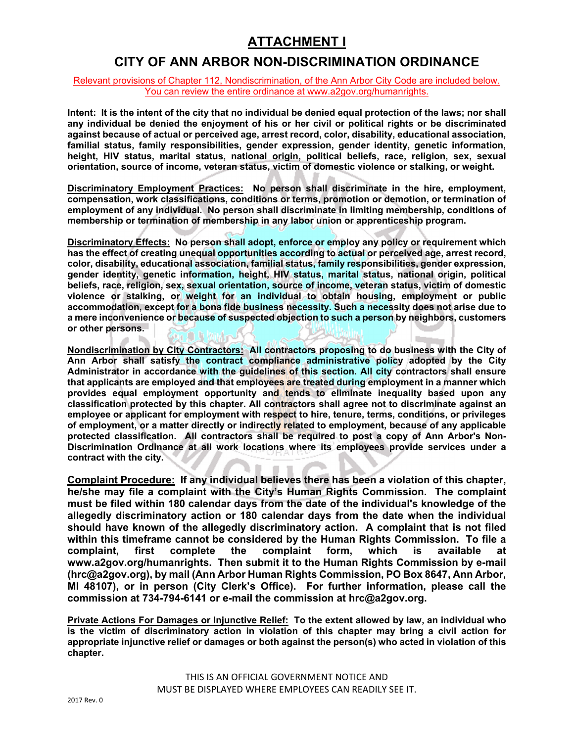# ATTACHMENT I

## CITY OF ANN ARBOR NON-DISCRIMINATION ORDINANCE

Relevant provisions of Chapter 112, Nondiscrimination, of the Ann Arbor City Code are included below. You can review the entire ordinance at www.a2gov.org/humanrights.

**Intent: It is the intent of the city that no individual be denied equal protection of the laws; nor shall any individual be denied the enjoyment of his or her civil or political rights or be discriminated against because of actual or perceived age, arrest record, color, disability, educational association, familial status, family responsibilities, gender expression, gender identity, genetic information, height, HIV status, marital status, national origin, political beliefs, race, religion, sex, sexual orientation, source of income, veteran status, victim of domestic violence or stalking, or weight.**

**<u>Discriminatory Employment Practices:</u> No person shall discriminate in the hire, employment, compensation, work classifications, conditions or terms, promotion or demotion, or termination of employment of any individual. No person shall discriminate in limiting membership, conditions of membership or termination of membership in any labor union or apprenticeship program.**

**<u>Discriminatory Effects:</u> No person shall adopt, enforce or employ any policy or requirement which has the effect of creating unequal opportunities according to actual or perceived age, arrest record, color, disability, educational association, familial status, family responsibilities, gender expression, gender identity, genetic information, height, HIV status, marital status, national origin, political beliefs, race, religion, sex, sexual orientation, source of income, veteran status, victim of domestic violence or stalking, or weight for an individual to obtain housing, employment or public accommodation, except for a bona fide business necessity. Such a necessity does not arise due to a mere inconvenience or because of suspected objection to such a person by neighbors, customers or other persons.**

**<u>Nondiscrimination by City Contractors:</u> All contractors proposing to do business with the City of Ann Arbor shall satisfy the contract compliance administrative policy adopted by the City Administrator in accordance with the guidelines of this section. All city contractors shall ensure that applicants are employed and that employees are treated during employment in a manner which provides equal employment opportunity and tends to eliminate inequality based upon any classification protected by this chapter. All contractors shall agree not to discriminate against an employee or applicant for employment with respect to hire, tenure, terms, conditions, or privileges of employment, or a matter directly or indirectly related to employment, because of any applicable protected classification. All contractors shall be required to post a copy of Ann Arbor's Non-Discrimination Ordinance at all work locations where its employees provide services under a contract with the city.**

**<u>Complaint Procedure:</u> If any individual believes there has been a violation of this chapter, he/she may file a complaint with the City's Human Rights Commission. The complaint must be filed within 180 calendar days from the date of the individual's knowledge of the allegedly discriminatory action or 180 calendar days from the date when the individual should have known of the allegedly discriminatory action. A complaint that is not filed within this timeframe cannot be considered by the Human Rights Commission. To file a complaint, first complete the complaint form, which is available at www.a2gov.org/humanrights. Then submit it to the Human Rights Commission by e-mail (hrc@a2gov.org), by mail (Ann Arbor Human Rights Commission, PO Box 8647, Ann Arbor, MI 48107), or in person (City Clerk's Office). For further information, please call the commission at 734-794-6141 or e-mail the commission at hrc@a2gov.org.**

**<u>Private Actions For Damages or Injunctive Relief:</u> To the extent allowed by law, an individual who is the victim of discriminatory action in violation of this chapter may bring a civil action for appropriate injunctive relief or damages or both against the person(s) who acted in violation of this chapter.**

THIS IS AN OFFICIAL GOVERNMENT NOTICE AND MUST BE DISPLAYED WHERE EMPLOYEES CAN READILY SEE IT.

2017 Rev. 0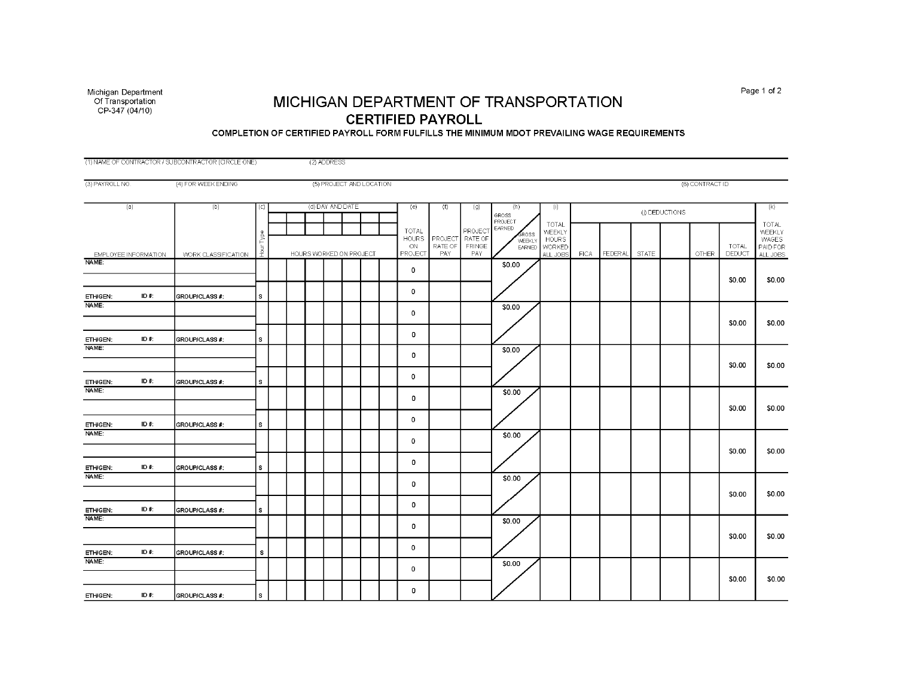Michigan Department Of Transportation
CP-347 (04/10)

# MICHIGAN DEPARTMENT OF TRANSPORTATION

## CERTIFIED PAYROLL

**COMPLETION OF CERTIFIED PAYROLL FORM FULFILLS THE MINIMUM MDOT PREVAILING WAGE REQUIREMENTS**

| (1) NAME OF CONTRACTOR / SUBCONTRACTOR (CIRCLE ONE) | (2) ADDRESS | | |
|---|---|---|---|
| (3) PAYROLL NO | (4) FOR WEEK ENDING | (5) PROJECT AND LOCATION | (6) CONTRACT ID |

| (a) EMPLOYEE INFORMATION | (b) WORK CLASSIFICATION | (c) Hour Type | (d) DAY AND DATE — HOURS WORKED ON PROJECT | | | | | | | (e) TOTAL HOURS ON PROJECT | (f) PROJECT RATE OF PAY | (g) PROJECT RATE OF FRINGE PAY | (h) GROSS PROJECT EARNED / GROSS WEEKLY EARNED | (i) TOTAL WEEKLY HOURS WORKED ALL JOBS | (j) DEDUCTIONS FICA | FEDERAL | STATE | | OTHER | TOTAL DEDUCT | (k) TOTAL WEEKLY WAGES PAID FOR ALL JOBS |
|---|---|---|---|---|---|---|---|---|---|---|---|---|---|---|---|---|---|---|---|---|---|
| NAME: | | | | | | | | | | 0 | | | $0.00 | | | | | | | $0.00 | $0.00 |
| ETH/GEN: ID #: | GROUP/CLASS #: | S | | | | | | | | 0 | | | | | | | | | | | |
| NAME: | | | | | | | | | | 0 | | | $0.00 | | | | | | | $0.00 | $0.00 |
| ETH/GEN: ID #: | GROUP/CLASS #: | S | | | | | | | | 0 | | | | | | | | | | | |
| NAME: | | | | | | | | | | 0 | | | $0.00 | | | | | | | $0.00 | $0.00 |
| ETH/GEN: ID #: | GROUP/CLASS #: | S | | | | | | | | 0 | | | | | | | | | | | |
| NAME: | | | | | | | | | | 0 | | | $0.00 | | | | | | | $0.00 | $0.00 |
| ETH/GEN: ID #: | GROUP/CLASS #: | S | | | | | | | | 0 | | | | | | | | | | | |
| NAME: | | | | | | | | | | 0 | | | $0.00 | | | | | | | $0.00 | $0.00 |
| ETH/GEN: ID #: | GROUP/CLASS #: | S | | | | | | | | 0 | | | | | | | | | | | |
| NAME: | | | | | | | | | | 0 | | | $0.00 | | | | | | | $0.00 | $0.00 |
| ETH/GEN: ID #: | GROUP/CLASS #: | S | | | | | | | | 0 | | | | | | | | | | | |
| NAME: | | | | | | | | | | 0 | | | $0.00 | | | | | | | $0.00 | $0.00 |
| ETH/GEN: ID #: | GROUP/CLASS #: | S | | | | | | | | 0 | | | | | | | | | | | |
| NAME: | | | | | | | | | | 0 | | | $0.00 | | | | | | | $0.00 | $0.00 |
| ETH/GEN: ID #: | GROUP/CLASS #: | S | | | | | | | | 0 | | | | | | | | | | | |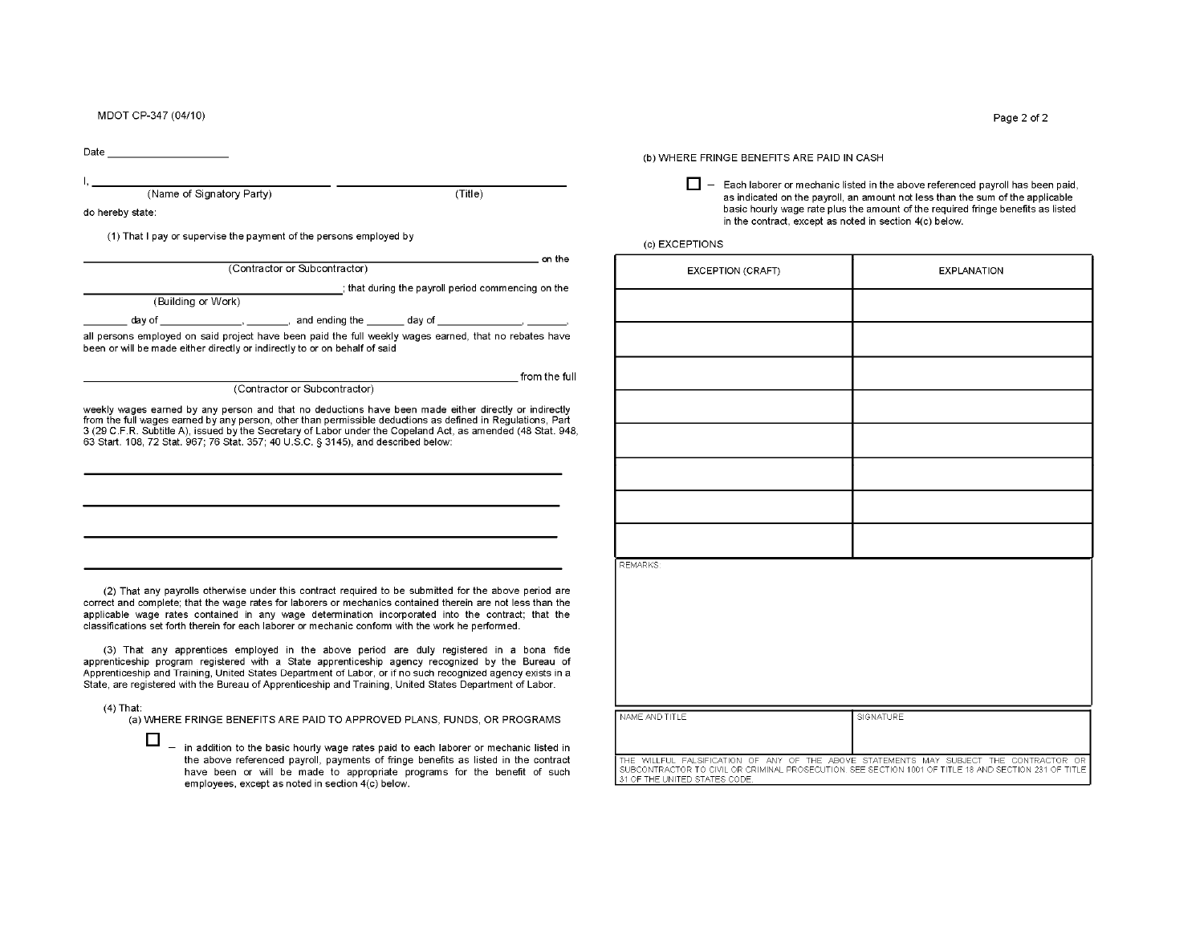MDOT CP-347 (04/10)

Date ____________________

I, ________________________________ ________________________________
(Name of Signatory Party) (Title)

do hereby state:

(1) That I pay or supervise the payment of the persons employed by

________________________________________________________________ on the
(Contractor or Subcontractor)

________________________________________; that during the payroll period commencing on the
(Building or Work)

_______ day of ______________, _______, and ending the ______ day of ______________, _______,
all persons employed on said project have been paid the full weekly wages earned, that no rebates have been or will be made either directly or indirectly to or on behalf of said

________________________________________________________________ from the full
(Contractor or Subcontractor)

weekly wages earned by any person and that no deductions have been made either directly or indirectly from the full wages earned by any person, other than permissible deductions as defined in Regulations, Part 3 (29 C.F.R. Subtitle A), issued by the Secretary of Labor under the Copeland Act, as amended (48 Stat. 948, 63 Start. 108, 72 Stat. 967; 76 Stat. 357; 40 U.S.C. § 3145), and described below:

________________________________________________________________

________________________________________________________________

________________________________________________________________

________________________________________________________________

(2) That any payrolls otherwise under this contract required to be submitted for the above period are correct and complete; that the wage rates for laborers or mechanics contained therein are not less than the applicable wage rates contained in any wage determination incorporated into the contract; that the classifications set forth therein for each laborer or mechanic conform with the work he performed.

(3) That any apprentices employed in the above period are duly registered in a bona fide apprenticeship program registered with a State apprenticeship agency recognized by the Bureau of Apprenticeship and Training, United States Department of Labor, or if no such recognized agency exists in a State, are registered with the Bureau of Apprenticeship and Training, United States Department of Labor.

(4) That:

(a) WHERE FRINGE BENEFITS ARE PAID TO APPROVED PLANS, FUNDS, OR PROGRAMS

☐ – in addition to the basic hourly wage rates paid to each laborer or mechanic listed in the above referenced payroll, payments of fringe benefits as listed in the contract have been or will be made to appropriate programs for the benefit of such employees, except as noted in section 4(c) below.

(b) WHERE FRINGE BENEFITS ARE PAID IN CASH

☐ – Each laborer or mechanic listed in the above referenced payroll has been paid, as indicated on the payroll, an amount not less than the sum of the applicable basic hourly wage rate plus the amount of the required fringe benefits as listed in the contract, except as noted in section 4(c) below.

(c) EXCEPTIONS

| EXCEPTION (CRAFT) | EXPLANATION |
|---|---|
| | |
| | |
| | |
| | |
| | |
| | |
| | |
| | |

REMARKS:

| NAME AND TITLE | SIGNATURE |
|---|---|
| | |

THE WILLFUL FALSIFICATION OF ANY OF THE ABOVE STATEMENTS MAY SUBJECT THE CONTRACTOR OR SUBCONTRACTOR TO CIVIL OR CRIMINAL PROSECUTION. SEE SECTION 1001 OF TITLE 18 AND SECTION 231 OF TITLE 31 OF THE UNITED STATES CODE.